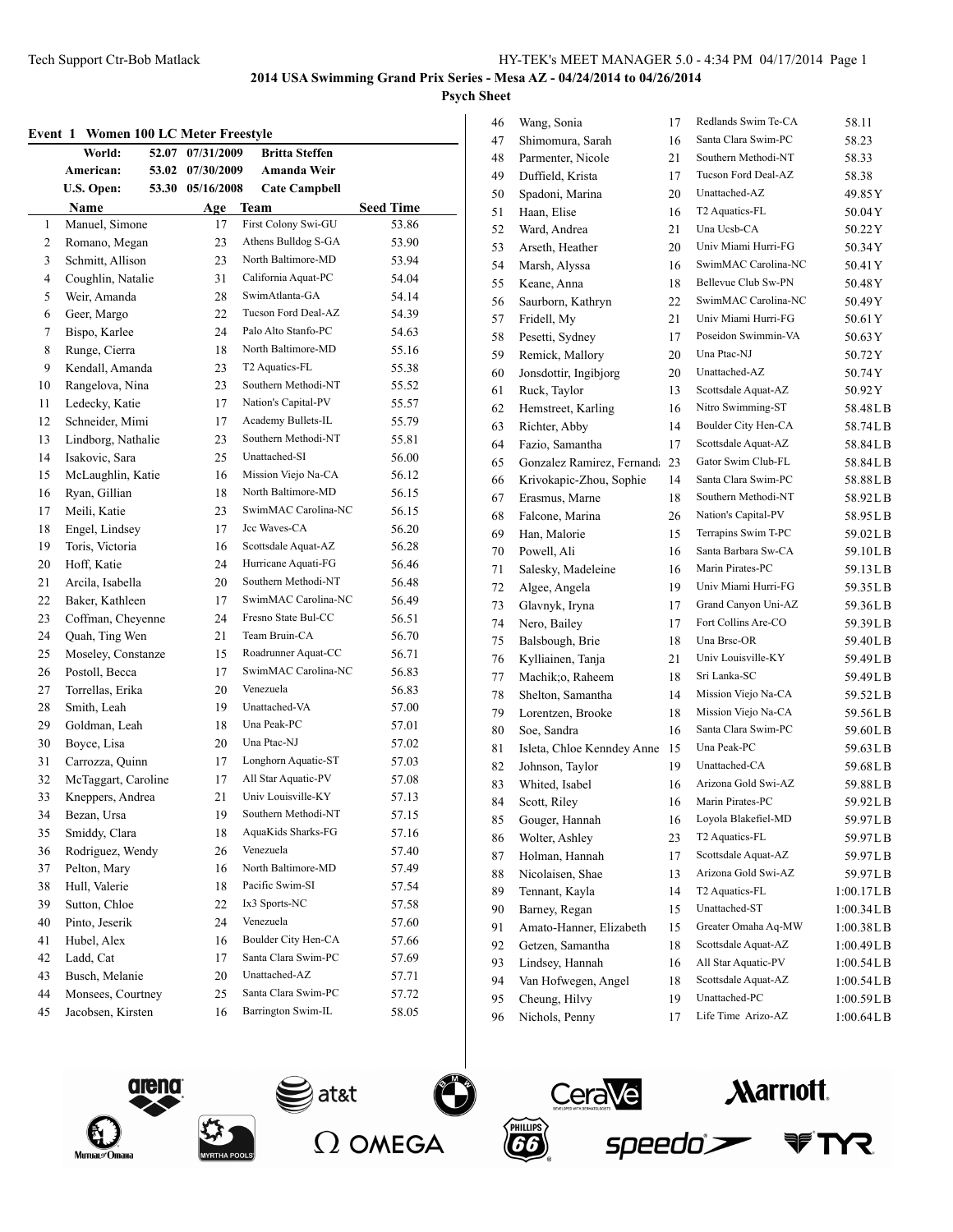## 2014 USA Swimming Grand Prix Series - Mesa AZ - 04/24/2014 to 04/26/2014

### Psych Sheet

### Event 1 Women 100 LC Meter Freestyle

| | | | |
|---|---|---|---|
| World: | 52.07 | 07/31/2009 | Britta Steffen |
| American: | 53.02 | 07/30/2009 | Amanda Weir |
| U.S. Open: | 53.30 | 05/16/2008 | Cate Campbell |

| | Name | Age | Team | Seed Time |
|---|---|---|---|---|
| 1 | Manuel, Simone | 17 | First Colony Swi-GU | 53.86 |
| 2 | Romano, Megan | 23 | Athens Bulldog S-GA | 53.90 |
| 3 | Schmitt, Allison | 23 | North Baltimore-MD | 53.94 |
| 4 | Coughlin, Natalie | 31 | California Aquat-PC | 54.04 |
| 5 | Weir, Amanda | 28 | SwimAtlanta-GA | 54.14 |
| 6 | Geer, Margo | 22 | Tucson Ford Deal-AZ | 54.39 |
| 7 | Bispo, Karlee | 24 | Palo Alto Stanfo-PC | 54.63 |
| 8 | Runge, Cierra | 18 | North Baltimore-MD | 55.16 |
| 9 | Kendall, Amanda | 23 | T2 Aquatics-FL | 55.38 |
| 10 | Rangelova, Nina | 23 | Southern Methodi-NT | 55.52 |
| 11 | Ledecky, Katie | 17 | Nation's Capital-PV | 55.57 |
| 12 | Schneider, Mimi | 17 | Academy Bullets-IL | 55.79 |
| 13 | Lindborg, Nathalie | 23 | Southern Methodi-NT | 55.81 |
| 14 | Isakovic, Sara | 25 | Unattached-SI | 56.00 |
| 15 | McLaughlin, Katie | 16 | Mission Viejo Na-CA | 56.12 |
| 16 | Ryan, Gillian | 18 | North Baltimore-MD | 56.15 |
| 17 | Meili, Katie | 23 | SwimMAC Carolina-NC | 56.15 |
| 18 | Engel, Lindsey | 17 | Jcc Waves-CA | 56.20 |
| 19 | Toris, Victoria | 16 | Scottsdale Aquat-AZ | 56.28 |
| 20 | Hoff, Katie | 24 | Hurricane Aquati-FG | 56.46 |
| 21 | Arcila, Isabella | 20 | Southern Methodi-NT | 56.48 |
| 22 | Baker, Kathleen | 17 | SwimMAC Carolina-NC | 56.49 |
| 23 | Coffman, Cheyenne | 24 | Fresno State Bul-CC | 56.51 |
| 24 | Quah, Ting Wen | 21 | Team Bruin-CA | 56.70 |
| 25 | Moseley, Constanze | 15 | Roadrunner Aquat-CC | 56.71 |
| 26 | Postoll, Becca | 17 | SwimMAC Carolina-NC | 56.83 |
| 27 | Torrellas, Erika | 20 | Venezuela | 56.83 |
| 28 | Smith, Leah | 19 | Unattached-VA | 57.00 |
| 29 | Goldman, Leah | 18 | Una Peak-PC | 57.01 |
| 30 | Boyce, Lisa | 20 | Una Ptac-NJ | 57.02 |
| 31 | Carrozza, Quinn | 17 | Longhorn Aquatic-ST | 57.03 |
| 32 | McTaggart, Caroline | 17 | All Star Aquatic-PV | 57.08 |
| 33 | Kneppers, Andrea | 21 | Univ Louisville-KY | 57.13 |
| 34 | Bezan, Ursa | 19 | Southern Methodi-NT | 57.15 |
| 35 | Smiddy, Clara | 18 | AquaKids Sharks-FG | 57.16 |
| 36 | Rodriguez, Wendy | 26 | Venezuela | 57.40 |
| 37 | Pelton, Mary | 16 | North Baltimore-MD | 57.49 |
| 38 | Hull, Valerie | 18 | Pacific Swim-SI | 57.54 |
| 39 | Sutton, Chloe | 22 | Ix3 Sports-NC | 57.58 |
| 40 | Pinto, Jeserik | 24 | Venezuela | 57.60 |
| 41 | Hubel, Alex | 16 | Boulder City Hen-CA | 57.66 |
| 42 | Ladd, Cat | 17 | Santa Clara Swim-PC | 57.69 |
| 43 | Busch, Melanie | 20 | Unattached-AZ | 57.71 |
| 44 | Monsees, Courtney | 25 | Santa Clara Swim-PC | 57.72 |
| 45 | Jacobsen, Kirsten | 16 | Barrington Swim-IL | 58.05 |
| 46 | Wang, Sonia | 17 | Redlands Swim Te-CA | 58.11 |
| 47 | Shimomura, Sarah | 16 | Santa Clara Swim-PC | 58.23 |
| 48 | Parmenter, Nicole | 21 | Southern Methodi-NT | 58.33 |
| 49 | Duffield, Krista | 17 | Tucson Ford Deal-AZ | 58.38 |
| 50 | Spadoni, Marina | 20 | Unattached-AZ | 49.85Y |
| 51 | Haan, Elise | 16 | T2 Aquatics-FL | 50.04Y |
| 52 | Ward, Andrea | 21 | Una Ucsb-CA | 50.22Y |
| 53 | Arseth, Heather | 20 | Univ Miami Hurri-FG | 50.34Y |
| 54 | Marsh, Alyssa | 16 | SwimMAC Carolina-NC | 50.41Y |
| 55 | Keane, Anna | 18 | Bellevue Club Sw-PN | 50.48Y |
| 56 | Saurborn, Kathryn | 22 | SwimMAC Carolina-NC | 50.49Y |
| 57 | Fridell, My | 21 | Univ Miami Hurri-FG | 50.61Y |
| 58 | Pesetti, Sydney | 17 | Poseidon Swimmin-VA | 50.63Y |
| 59 | Remick, Mallory | 20 | Una Ptac-NJ | 50.72Y |
| 60 | Jonsdottir, Ingibjorg | 20 | Unattached-AZ | 50.74Y |
| 61 | Ruck, Taylor | 13 | Scottsdale Aquat-AZ | 50.92Y |
| 62 | Hemstreet, Karling | 16 | Nitro Swimming-ST | 58.48LB |
| 63 | Richter, Abby | 14 | Boulder City Hen-CA | 58.74LB |
| 64 | Fazio, Samantha | 17 | Scottsdale Aquat-AZ | 58.84LB |
| 65 | Gonzalez Ramirez, Fernanda | 23 | Gator Swim Club-FL | 58.84LB |
| 66 | Krivokapic-Zhou, Sophie | 14 | Santa Clara Swim-PC | 58.88LB |
| 67 | Erasmus, Marne | 18 | Southern Methodi-NT | 58.92LB |
| 68 | Falcone, Marina | 26 | Nation's Capital-PV | 58.95LB |
| 69 | Han, Malorie | 15 | Terrapins Swim T-PC | 59.02LB |
| 70 | Powell, Ali | 16 | Santa Barbara Sw-CA | 59.10LB |
| 71 | Salesky, Madeleine | 16 | Marin Pirates-PC | 59.13LB |
| 72 | Algee, Angela | 19 | Univ Miami Hurri-FG | 59.35LB |
| 73 | Glavnyk, Iryna | 17 | Grand Canyon Uni-AZ | 59.36LB |
| 74 | Nero, Bailey | 17 | Fort Collins Are-CO | 59.39LB |
| 75 | Balsbough, Brie | 18 | Una Brsc-OR | 59.40LB |
| 76 | Kylliainen, Tanja | 21 | Univ Louisville-KY | 59.49LB |
| 77 | Machik;o, Raheem | 18 | Sri Lanka-SC | 59.49LB |
| 78 | Shelton, Samantha | 14 | Mission Viejo Na-CA | 59.52LB |
| 79 | Lorentzen, Brooke | 18 | Mission Viejo Na-CA | 59.56LB |
| 80 | Soe, Sandra | 16 | Santa Clara Swim-PC | 59.60LB |
| 81 | Isleta, Chloe Kenndey Anne | 15 | Una Peak-PC | 59.63LB |
| 82 | Johnson, Taylor | 19 | Unattached-CA | 59.68LB |
| 83 | Whited, Isabel | 16 | Arizona Gold Swi-AZ | 59.88LB |
| 84 | Scott, Riley | 16 | Marin Pirates-PC | 59.92LB |
| 85 | Gouger, Hannah | 16 | Loyola Blakefiel-MD | 59.97LB |
| 86 | Wolter, Ashley | 23 | T2 Aquatics-FL | 59.97LB |
| 87 | Holman, Hannah | 17 | Scottsdale Aquat-AZ | 59.97LB |
| 88 | Nicolaisen, Shae | 13 | Arizona Gold Swi-AZ | 59.97LB |
| 89 | Tennant, Kayla | 14 | T2 Aquatics-FL | 1:00.17LB |
| 90 | Barney, Regan | 15 | Unattached-ST | 1:00.34LB |
| 91 | Amato-Hanner, Elizabeth | 15 | Greater Omaha Aq-MW | 1:00.38LB |
| 92 | Getzen, Samantha | 18 | Scottsdale Aquat-AZ | 1:00.49LB |
| 93 | Lindsey, Hannah | 16 | All Star Aquatic-PV | 1:00.54LB |
| 94 | Van Hofwegen, Angel | 18 | Scottsdale Aquat-AZ | 1:00.54LB |
| 95 | Cheung, Hilvy | 19 | Unattached-PC | 1:00.59LB |
| 96 | Nichols, Penny | 17 | Life Time Arizo-AZ | 1:00.64LB |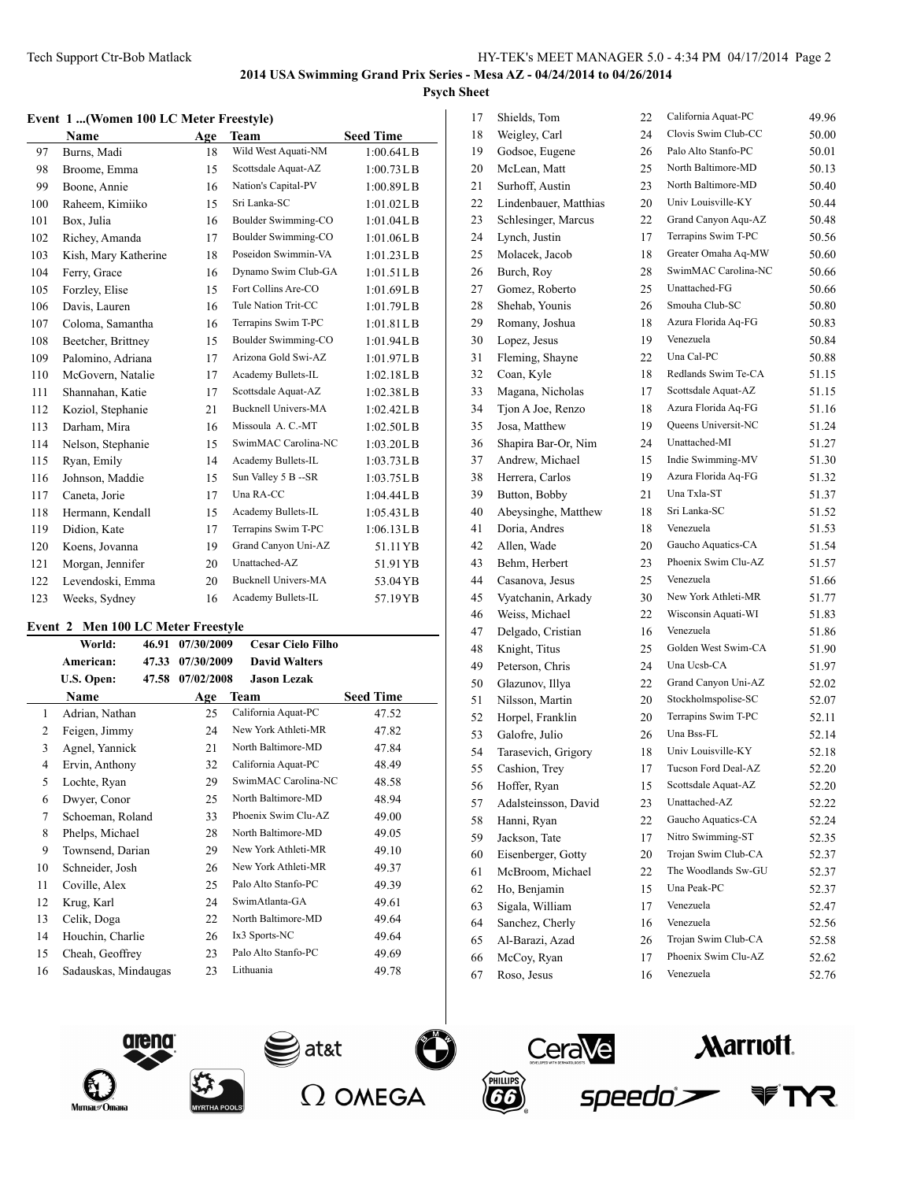**2014 USA Swimming Grand Prix Series - Mesa AZ - 04/24/2014 to 04/26/2014**

**Psych Sheet**

### Event 1 ...(Women 100 LC Meter Freestyle)

| | Name | Age | Team | Seed Time |
|---|---|---|---|---|
| 97 | Burns, Madi | 18 | Wild West Aquati-NM | 1:00.64LB |
| 98 | Broome, Emma | 15 | Scottsdale Aquat-AZ | 1:00.73LB |
| 99 | Boone, Annie | 16 | Nation's Capital-PV | 1:00.89LB |
| 100 | Raheem, Kimiiko | 15 | Sri Lanka-SC | 1:01.02LB |
| 101 | Box, Julia | 16 | Boulder Swimming-CO | 1:01.04LB |
| 102 | Richey, Amanda | 17 | Boulder Swimming-CO | 1:01.06LB |
| 103 | Kish, Mary Katherine | 18 | Poseidon Swimmin-VA | 1:01.23LB |
| 104 | Ferry, Grace | 16 | Dynamo Swim Club-GA | 1:01.51LB |
| 105 | Forzley, Elise | 15 | Fort Collins Are-CO | 1:01.69LB |
| 106 | Davis, Lauren | 16 | Tule Nation Trit-CC | 1:01.79LB |
| 107 | Coloma, Samantha | 16 | Terrapins Swim T-PC | 1:01.81LB |
| 108 | Beetcher, Brittney | 15 | Boulder Swimming-CO | 1:01.94LB |
| 109 | Palomino, Adriana | 17 | Arizona Gold Swi-AZ | 1:01.97LB |
| 110 | McGovern, Natalie | 17 | Academy Bullets-IL | 1:02.18LB |
| 111 | Shannahan, Katie | 17 | Scottsdale Aquat-AZ | 1:02.38LB |
| 112 | Koziol, Stephanie | 21 | Bucknell Univers-MA | 1:02.42LB |
| 113 | Darham, Mira | 16 | Missoula A. C.-MT | 1:02.50LB |
| 114 | Nelson, Stephanie | 15 | SwimMAC Carolina-NC | 1:03.20LB |
| 115 | Ryan, Emily | 14 | Academy Bullets-IL | 1:03.73LB |
| 116 | Johnson, Maddie | 15 | Sun Valley 5 B --SR | 1:03.75LB |
| 117 | Caneta, Jorie | 17 | Una RA-CC | 1:04.44LB |
| 118 | Hermann, Kendall | 15 | Academy Bullets-IL | 1:05.43LB |
| 119 | Didion, Kate | 17 | Terrapins Swim T-PC | 1:06.13LB |
| 120 | Koens, Jovanna | 19 | Grand Canyon Uni-AZ | 51.11YB |
| 121 | Morgan, Jennifer | 20 | Unattached-AZ | 51.91YB |
| 122 | Levendoski, Emma | 20 | Bucknell Univers-MA | 53.04YB |
| 123 | Weeks, Sydney | 16 | Academy Bullets-IL | 57.19YB |

### Event 2 Men 100 LC Meter Freestyle

| | | | |
|---|---|---|---|
| World: | 46.91 | 07/30/2009 | Cesar Cielo Filho |
| American: | 47.33 | 07/30/2009 | David Walters |
| U.S. Open: | 47.58 | 07/02/2008 | Jason Lezak |

| | Name | Age | Team | Seed Time |
|---|---|---|---|---|
| 1 | Adrian, Nathan | 25 | California Aquat-PC | 47.52 |
| 2 | Feigen, Jimmy | 24 | New York Athleti-MR | 47.82 |
| 3 | Agnel, Yannick | 21 | North Baltimore-MD | 47.84 |
| 4 | Ervin, Anthony | 32 | California Aquat-PC | 48.49 |
| 5 | Lochte, Ryan | 29 | SwimMAC Carolina-NC | 48.58 |
| 6 | Dwyer, Conor | 25 | North Baltimore-MD | 48.94 |
| 7 | Schoeman, Roland | 33 | Phoenix Swim Clu-AZ | 49.00 |
| 8 | Phelps, Michael | 28 | North Baltimore-MD | 49.05 |
| 9 | Townsend, Darian | 29 | New York Athleti-MR | 49.10 |
| 10 | Schneider, Josh | 26 | New York Athleti-MR | 49.37 |
| 11 | Coville, Alex | 25 | Palo Alto Stanfo-PC | 49.39 |
| 12 | Krug, Karl | 24 | SwimAtlanta-GA | 49.61 |
| 13 | Celik, Doga | 22 | North Baltimore-MD | 49.64 |
| 14 | Houchin, Charlie | 26 | Ix3 Sports-NC | 49.64 |
| 15 | Cheah, Geoffrey | 23 | Palo Alto Stanfo-PC | 49.69 |
| 16 | Sadauskas, Mindaugas | 23 | Lithuania | 49.78 |
| 17 | Shields, Tom | 22 | California Aquat-PC | 49.96 |
| 18 | Weigley, Carl | 24 | Clovis Swim Club-CC | 50.00 |
| 19 | Godsoe, Eugene | 26 | Palo Alto Stanfo-PC | 50.01 |
| 20 | McLean, Matt | 25 | North Baltimore-MD | 50.13 |
| 21 | Surhoff, Austin | 23 | North Baltimore-MD | 50.40 |
| 22 | Lindenbauer, Matthias | 20 | Univ Louisville-KY | 50.44 |
| 23 | Schlesinger, Marcus | 22 | Grand Canyon Aqu-AZ | 50.48 |
| 24 | Lynch, Justin | 17 | Terrapins Swim T-PC | 50.56 |
| 25 | Molacek, Jacob | 18 | Greater Omaha Aq-MW | 50.60 |
| 26 | Burch, Roy | 28 | SwimMAC Carolina-NC | 50.66 |
| 27 | Gomez, Roberto | 25 | Unattached-FG | 50.66 |
| 28 | Shehab, Younis | 26 | Smouha Club-SC | 50.80 |
| 29 | Romany, Joshua | 18 | Azura Florida Aq-FG | 50.83 |
| 30 | Lopez, Jesus | 19 | Venezuela | 50.84 |
| 31 | Fleming, Shayne | 22 | Una Cal-PC | 50.88 |
| 32 | Coan, Kyle | 18 | Redlands Swim Te-CA | 51.15 |
| 33 | Magana, Nicholas | 17 | Scottsdale Aquat-AZ | 51.15 |
| 34 | Tjon A Joe, Renzo | 18 | Azura Florida Aq-FG | 51.16 |
| 35 | Josa, Matthew | 19 | Queens Universit-NC | 51.24 |
| 36 | Shapira Bar-Or, Nim | 24 | Unattached-MI | 51.27 |
| 37 | Andrew, Michael | 15 | Indie Swimming-MV | 51.30 |
| 38 | Herrera, Carlos | 19 | Azura Florida Aq-FG | 51.32 |
| 39 | Button, Bobby | 21 | Una Txla-ST | 51.37 |
| 40 | Abeysinghe, Matthew | 18 | Sri Lanka-SC | 51.52 |
| 41 | Doria, Andres | 18 | Venezuela | 51.53 |
| 42 | Allen, Wade | 20 | Gaucho Aquatics-CA | 51.54 |
| 43 | Behm, Herbert | 23 | Phoenix Swim Clu-AZ | 51.57 |
| 44 | Casanova, Jesus | 25 | Venezuela | 51.66 |
| 45 | Vyatchanin, Arkady | 30 | New York Athleti-MR | 51.77 |
| 46 | Weiss, Michael | 22 | Wisconsin Aquati-WI | 51.83 |
| 47 | Delgado, Cristian | 16 | Venezuela | 51.86 |
| 48 | Knight, Titus | 25 | Golden West Swim-CA | 51.90 |
| 49 | Peterson, Chris | 24 | Una Ucsb-CA | 51.97 |
| 50 | Glazunov, Illya | 22 | Grand Canyon Uni-AZ | 52.02 |
| 51 | Nilsson, Martin | 20 | Stockholmspolise-SC | 52.07 |
| 52 | Horpel, Franklin | 20 | Terrapins Swim T-PC | 52.11 |
| 53 | Galofre, Julio | 26 | Una Bss-FL | 52.14 |
| 54 | Tarasevich, Grigory | 18 | Univ Louisville-KY | 52.18 |
| 55 | Cashion, Trey | 17 | Tucson Ford Deal-AZ | 52.20 |
| 56 | Hoffer, Ryan | 15 | Scottsdale Aquat-AZ | 52.20 |
| 57 | Adalsteinsson, David | 23 | Unattached-AZ | 52.22 |
| 58 | Hanni, Ryan | 22 | Gaucho Aquatics-CA | 52.24 |
| 59 | Jackson, Tate | 17 | Nitro Swimming-ST | 52.35 |
| 60 | Eisenberger, Gotty | 20 | Trojan Swim Club-CA | 52.37 |
| 61 | McBroom, Michael | 22 | The Woodlands Sw-GU | 52.37 |
| 62 | Ho, Benjamin | 15 | Una Peak-PC | 52.37 |
| 63 | Sigala, William | 17 | Venezuela | 52.47 |
| 64 | Sanchez, Cherly | 16 | Venezuela | 52.56 |
| 65 | Al-Barazi, Azad | 26 | Trojan Swim Club-CA | 52.58 |
| 66 | McCoy, Ryan | 17 | Phoenix Swim Clu-AZ | 52.62 |
| 67 | Roso, Jesus | 16 | Venezuela | 52.76 |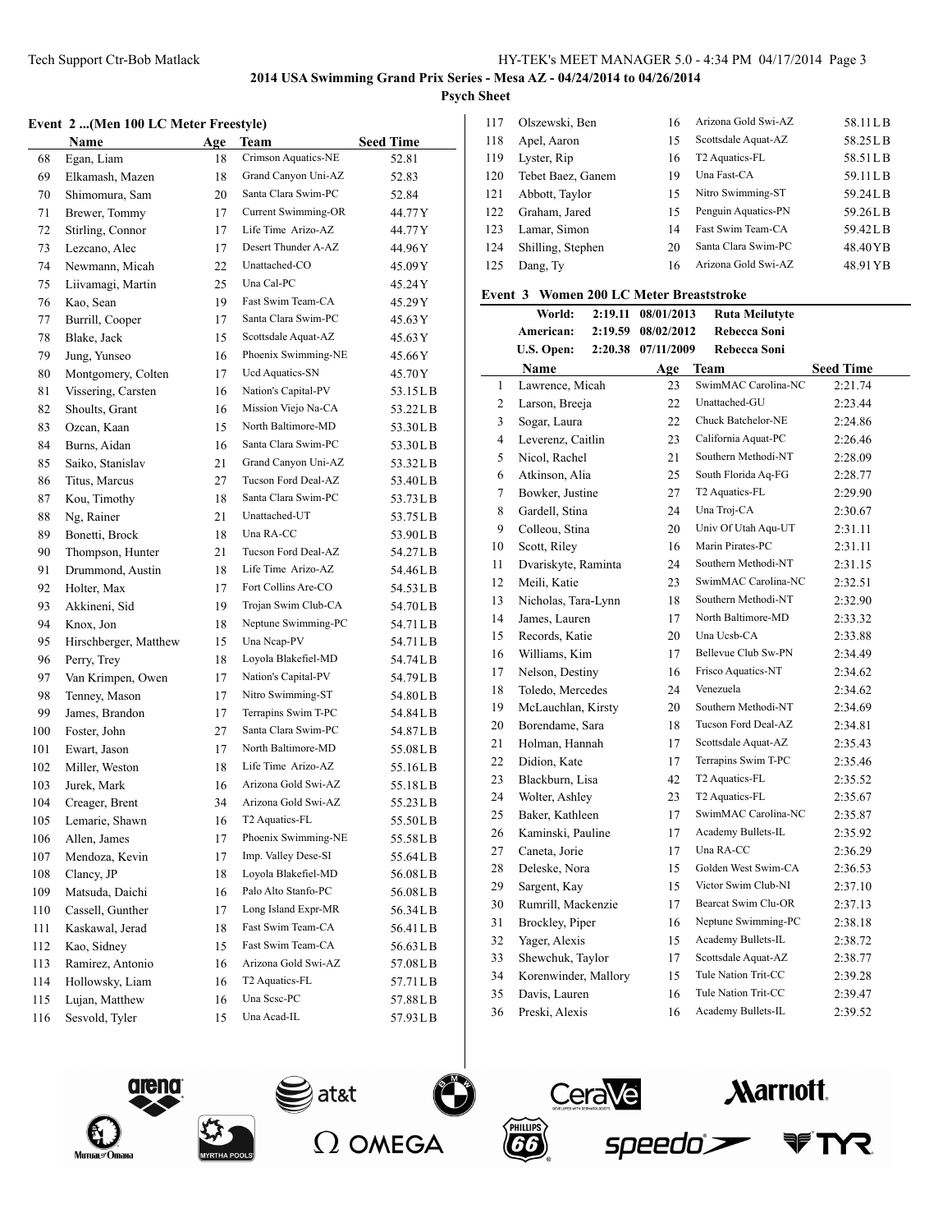**2014 USA Swimming Grand Prix Series - Mesa AZ - 04/24/2014 to 04/26/2014**

**Psych Sheet**

### Event 2 ...(Men 100 LC Meter Freestyle)

| | Name | Age | Team | Seed Time |
|---|---|---|---|---|
| 68 | Egan, Liam | 18 | Crimson Aquatics-NE | 52.81 |
| 69 | Elkamash, Mazen | 18 | Grand Canyon Uni-AZ | 52.83 |
| 70 | Shimomura, Sam | 20 | Santa Clara Swim-PC | 52.84 |
| 71 | Brewer, Tommy | 17 | Current Swimming-OR | 44.77Y |
| 72 | Stirling, Connor | 17 | Life Time Arizo-AZ | 44.77Y |
| 73 | Lezcano, Alec | 17 | Desert Thunder A-AZ | 44.96Y |
| 74 | Newmann, Micah | 22 | Unattached-CO | 45.09Y |
| 75 | Liivamagi, Martin | 25 | Una Cal-PC | 45.24Y |
| 76 | Kao, Sean | 19 | Fast Swim Team-CA | 45.29Y |
| 77 | Burrill, Cooper | 17 | Santa Clara Swim-PC | 45.63Y |
| 78 | Blake, Jack | 15 | Scottsdale Aquat-AZ | 45.63Y |
| 79 | Jung, Yunseo | 16 | Phoenix Swimming-NE | 45.66Y |
| 80 | Montgomery, Colten | 17 | Ucd Aquatics-SN | 45.70Y |
| 81 | Vissering, Carsten | 16 | Nation's Capital-PV | 53.15LB |
| 82 | Shoults, Grant | 16 | Mission Viejo Na-CA | 53.22LB |
| 83 | Ozcan, Kaan | 15 | North Baltimore-MD | 53.30LB |
| 84 | Burns, Aidan | 16 | Santa Clara Swim-PC | 53.30LB |
| 85 | Saiko, Stanislav | 21 | Grand Canyon Uni-AZ | 53.32LB |
| 86 | Titus, Marcus | 27 | Tucson Ford Deal-AZ | 53.40LB |
| 87 | Kou, Timothy | 18 | Santa Clara Swim-PC | 53.73LB |
| 88 | Ng, Rainer | 21 | Unattached-UT | 53.75LB |
| 89 | Bonetti, Brock | 18 | Una RA-CC | 53.90LB |
| 90 | Thompson, Hunter | 21 | Tucson Ford Deal-AZ | 54.27LB |
| 91 | Drummond, Austin | 18 | Life Time Arizo-AZ | 54.46LB |
| 92 | Holter, Max | 17 | Fort Collins Are-CO | 54.53LB |
| 93 | Akkineni, Sid | 19 | Trojan Swim Club-CA | 54.70LB |
| 94 | Knox, Jon | 18 | Neptune Swimming-PC | 54.71LB |
| 95 | Hirschberger, Matthew | 15 | Una Ncap-PV | 54.71LB |
| 96 | Perry, Trey | 18 | Loyola Blakefiel-MD | 54.74LB |
| 97 | Van Krimpen, Owen | 17 | Nation's Capital-PV | 54.79LB |
| 98 | Tenney, Mason | 17 | Nitro Swimming-ST | 54.80LB |
| 99 | James, Brandon | 17 | Terrapins Swim T-PC | 54.84LB |
| 100 | Foster, John | 27 | Santa Clara Swim-PC | 54.87LB |
| 101 | Ewart, Jason | 17 | North Baltimore-MD | 55.08LB |
| 102 | Miller, Weston | 18 | Life Time Arizo-AZ | 55.16LB |
| 103 | Jurek, Mark | 16 | Arizona Gold Swi-AZ | 55.18LB |
| 104 | Creager, Brent | 34 | Arizona Gold Swi-AZ | 55.23LB |
| 105 | Lemarie, Shawn | 16 | T2 Aquatics-FL | 55.50LB |
| 106 | Allen, James | 17 | Phoenix Swimming-NE | 55.58LB |
| 107 | Mendoza, Kevin | 17 | Imp. Valley Dese-SI | 55.64LB |
| 108 | Clancy, JP | 18 | Loyola Blakefiel-MD | 56.08LB |
| 109 | Matsuda, Daichi | 16 | Palo Alto Stanfo-PC | 56.08LB |
| 110 | Cassell, Gunther | 17 | Long Island Expr-MR | 56.34LB |
| 111 | Kaskawal, Jerad | 18 | Fast Swim Team-CA | 56.41LB |
| 112 | Kao, Sidney | 15 | Fast Swim Team-CA | 56.63LB |
| 113 | Ramirez, Antonio | 16 | Arizona Gold Swi-AZ | 57.08LB |
| 114 | Hollowsky, Liam | 16 | T2 Aquatics-FL | 57.71LB |
| 115 | Lujan, Matthew | 16 | Una Scsc-PC | 57.88LB |
| 116 | Sesvold, Tyler | 15 | Una Acad-IL | 57.93LB |
| 117 | Olszewski, Ben | 16 | Arizona Gold Swi-AZ | 58.11LB |
| 118 | Apel, Aaron | 15 | Scottsdale Aquat-AZ | 58.25LB |
| 119 | Lyster, Rip | 16 | T2 Aquatics-FL | 58.51LB |
| 120 | Tebet Baez, Ganem | 19 | Una Fast-CA | 59.11LB |
| 121 | Abbott, Taylor | 15 | Nitro Swimming-ST | 59.24LB |
| 122 | Graham, Jared | 15 | Penguin Aquatics-PN | 59.26LB |
| 123 | Lamar, Simon | 14 | Fast Swim Team-CA | 59.42LB |
| 124 | Shilling, Stephen | 20 | Santa Clara Swim-PC | 48.40YB |
| 125 | Dang, Ty | 16 | Arizona Gold Swi-AZ | 48.91YB |

### Event 3 Women 200 LC Meter Breaststroke

| | | | |
|---|---|---|---|
| World: | 2:19.11 | 08/01/2013 | Ruta Meilutyte |
| American: | 2:19.59 | 08/02/2012 | Rebecca Soni |
| U.S. Open: | 2:20.38 | 07/11/2009 | Rebecca Soni |

| | Name | Age | Team | Seed Time |
|---|---|---|---|---|
| 1 | Lawrence, Micah | 23 | SwimMAC Carolina-NC | 2:21.74 |
| 2 | Larson, Breeja | 22 | Unattached-GU | 2:23.44 |
| 3 | Sogar, Laura | 22 | Chuck Batchelor-NE | 2:24.86 |
| 4 | Leverenz, Caitlin | 23 | California Aquat-PC | 2:26.46 |
| 5 | Nicol, Rachel | 21 | Southern Methodi-NT | 2:28.09 |
| 6 | Atkinson, Alia | 25 | South Florida Aq-FG | 2:28.77 |
| 7 | Bowker, Justine | 27 | T2 Aquatics-FL | 2:29.90 |
| 8 | Gardell, Stina | 24 | Una Troj-CA | 2:30.67 |
| 9 | Colleou, Stina | 20 | Univ Of Utah Aqu-UT | 2:31.11 |
| 10 | Scott, Riley | 16 | Marin Pirates-PC | 2:31.11 |
| 11 | Dvariskyte, Raminta | 24 | Southern Methodi-NT | 2:31.15 |
| 12 | Meili, Katie | 23 | SwimMAC Carolina-NC | 2:32.51 |
| 13 | Nicholas, Tara-Lynn | 18 | Southern Methodi-NT | 2:32.90 |
| 14 | James, Lauren | 17 | North Baltimore-MD | 2:33.32 |
| 15 | Records, Katie | 20 | Una Ucsb-CA | 2:33.88 |
| 16 | Williams, Kim | 17 | Bellevue Club Sw-PN | 2:34.49 |
| 17 | Nelson, Destiny | 16 | Frisco Aquatics-NT | 2:34.62 |
| 18 | Toledo, Mercedes | 24 | Venezuela | 2:34.62 |
| 19 | McLauchlan, Kirsty | 20 | Southern Methodi-NT | 2:34.69 |
| 20 | Borendame, Sara | 18 | Tucson Ford Deal-AZ | 2:34.81 |
| 21 | Holman, Hannah | 17 | Scottsdale Aquat-AZ | 2:35.43 |
| 22 | Didion, Kate | 17 | Terrapins Swim T-PC | 2:35.46 |
| 23 | Blackburn, Lisa | 42 | T2 Aquatics-FL | 2:35.52 |
| 24 | Wolter, Ashley | 23 | T2 Aquatics-FL | 2:35.67 |
| 25 | Baker, Kathleen | 17 | SwimMAC Carolina-NC | 2:35.87 |
| 26 | Kaminski, Pauline | 17 | Academy Bullets-IL | 2:35.92 |
| 27 | Caneta, Jorie | 17 | Una RA-CC | 2:36.29 |
| 28 | Deleske, Nora | 15 | Golden West Swim-CA | 2:36.53 |
| 29 | Sargent, Kay | 15 | Victor Swim Club-NI | 2:37.10 |
| 30 | Rumrill, Mackenzie | 17 | Bearcat Swim Clu-OR | 2:37.13 |
| 31 | Brockley, Piper | 16 | Neptune Swimming-PC | 2:38.18 |
| 32 | Yager, Alexis | 15 | Academy Bullets-IL | 2:38.72 |
| 33 | Shewchuk, Taylor | 17 | Scottsdale Aquat-AZ | 2:38.77 |
| 34 | Korenwinder, Mallory | 15 | Tule Nation Trit-CC | 2:39.28 |
| 35 | Davis, Lauren | 16 | Tule Nation Trit-CC | 2:39.47 |
| 36 | Preski, Alexis | 16 | Academy Bullets-IL | 2:39.52 |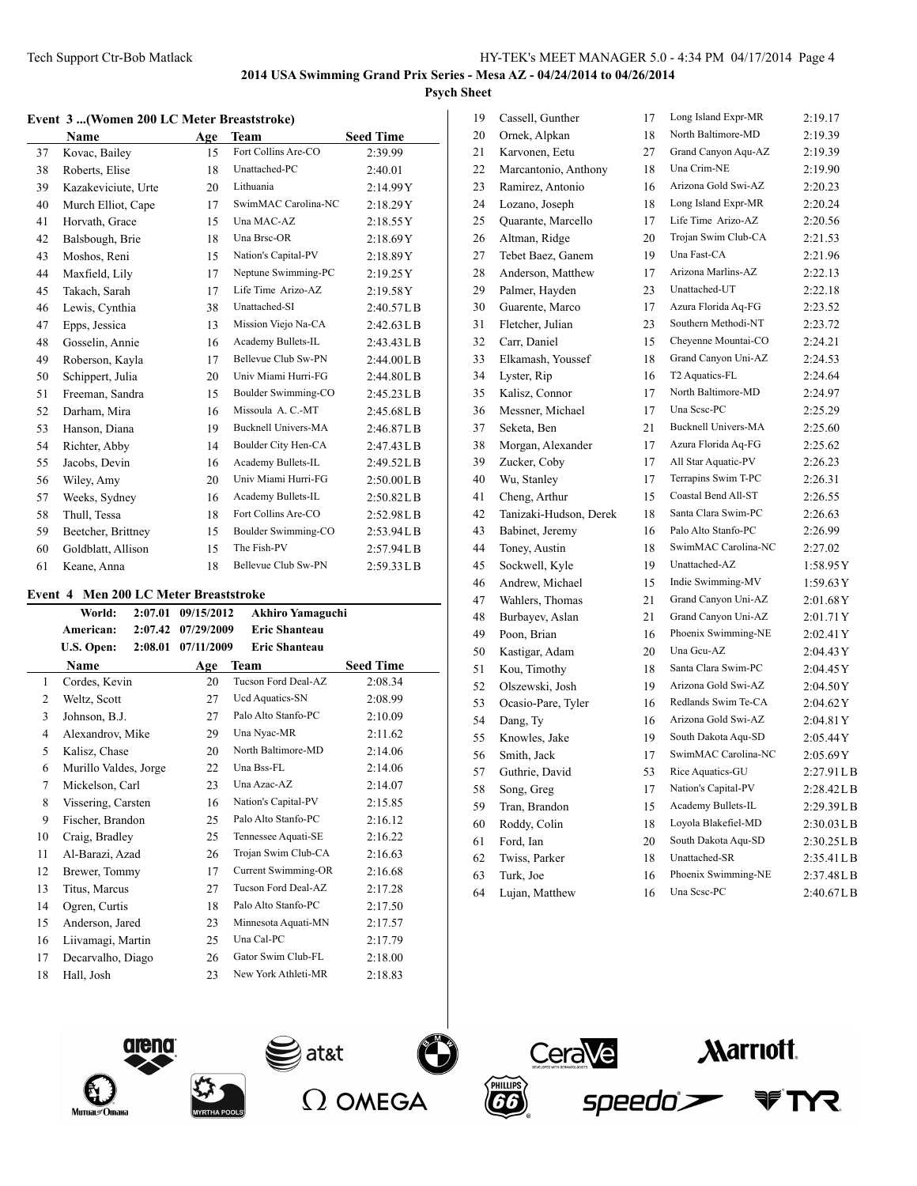**2014 USA Swimming Grand Prix Series - Mesa AZ - 04/24/2014 to 04/26/2014**

**Psych Sheet**

### Event 3 ...(Women 200 LC Meter Breaststroke)

| | Name | Age | Team | Seed Time |
|---|---|---|---|---|
| 37 | Kovac, Bailey | 15 | Fort Collins Are-CO | 2:39.99 |
| 38 | Roberts, Elise | 18 | Unattached-PC | 2:40.01 |
| 39 | Kazakeviciute, Urte | 20 | Lithuania | 2:14.99Y |
| 40 | Murch Elliot, Cape | 17 | SwimMAC Carolina-NC | 2:18.29Y |
| 41 | Horvath, Grace | 15 | Una MAC-AZ | 2:18.55Y |
| 42 | Balsbough, Brie | 18 | Una Brsc-OR | 2:18.69Y |
| 43 | Moshos, Reni | 15 | Nation's Capital-PV | 2:18.89Y |
| 44 | Maxfield, Lily | 17 | Neptune Swimming-PC | 2:19.25Y |
| 45 | Takach, Sarah | 17 | Life Time Arizo-AZ | 2:19.58Y |
| 46 | Lewis, Cynthia | 38 | Unattached-SI | 2:40.57LB |
| 47 | Epps, Jessica | 13 | Mission Viejo Na-CA | 2:42.63LB |
| 48 | Gosselin, Annie | 16 | Academy Bullets-IL | 2:43.43LB |
| 49 | Roberson, Kayla | 17 | Bellevue Club Sw-PN | 2:44.00LB |
| 50 | Schippert, Julia | 20 | Univ Miami Hurri-FG | 2:44.80LB |
| 51 | Freeman, Sandra | 15 | Boulder Swimming-CO | 2:45.23LB |
| 52 | Darham, Mira | 16 | Missoula A. C.-MT | 2:45.68LB |
| 53 | Hanson, Diana | 19 | Bucknell Univers-MA | 2:46.87LB |
| 54 | Richter, Abby | 14 | Boulder City Hen-CA | 2:47.43LB |
| 55 | Jacobs, Devin | 16 | Academy Bullets-IL | 2:49.52LB |
| 56 | Wiley, Amy | 20 | Univ Miami Hurri-FG | 2:50.00LB |
| 57 | Weeks, Sydney | 16 | Academy Bullets-IL | 2:50.82LB |
| 58 | Thull, Tessa | 18 | Fort Collins Are-CO | 2:52.98LB |
| 59 | Beetcher, Brittney | 15 | Boulder Swimming-CO | 2:53.94LB |
| 60 | Goldblatt, Allison | 15 | The Fish-PV | 2:57.94LB |
| 61 | Keane, Anna | 18 | Bellevue Club Sw-PN | 2:59.33LB |

### Event 4 Men 200 LC Meter Breaststroke

| | | | |
|---|---|---|---|
| World: | 2:07.01 | 09/15/2012 | Akhiro Yamaguchi |
| American: | 2:07.42 | 07/29/2009 | Eric Shanteau |
| U.S. Open: | 2:08.01 | 07/11/2009 | Eric Shanteau |

| | Name | Age | Team | Seed Time |
|---|---|---|---|---|
| 1 | Cordes, Kevin | 20 | Tucson Ford Deal-AZ | 2:08.34 |
| 2 | Weltz, Scott | 27 | Ucd Aquatics-SN | 2:08.99 |
| 3 | Johnson, B.J. | 27 | Palo Alto Stanfo-PC | 2:10.09 |
| 4 | Alexandrov, Mike | 29 | Una Nyac-MR | 2:11.62 |
| 5 | Kalisz, Chase | 20 | North Baltimore-MD | 2:14.06 |
| 6 | Murillo Valdes, Jorge | 22 | Una Bss-FL | 2:14.06 |
| 7 | Mickelson, Carl | 23 | Una Azac-AZ | 2:14.07 |
| 8 | Vissering, Carsten | 16 | Nation's Capital-PV | 2:15.85 |
| 9 | Fischer, Brandon | 25 | Palo Alto Stanfo-PC | 2:16.12 |
| 10 | Craig, Bradley | 25 | Tennessee Aquati-SE | 2:16.22 |
| 11 | Al-Barazi, Azad | 26 | Trojan Swim Club-CA | 2:16.63 |
| 12 | Brewer, Tommy | 17 | Current Swimming-OR | 2:16.68 |
| 13 | Titus, Marcus | 27 | Tucson Ford Deal-AZ | 2:17.28 |
| 14 | Ogren, Curtis | 18 | Palo Alto Stanfo-PC | 2:17.50 |
| 15 | Anderson, Jared | 23 | Minnesota Aquati-MN | 2:17.57 |
| 16 | Liivamagi, Martin | 25 | Una Cal-PC | 2:17.79 |
| 17 | Decarvalho, Diago | 26 | Gator Swim Club-FL | 2:18.00 |
| 18 | Hall, Josh | 23 | New York Athleti-MR | 2:18.83 |
| 19 | Cassell, Gunther | 17 | Long Island Expr-MR | 2:19.17 |
| 20 | Ornek, Alpkan | 18 | North Baltimore-MD | 2:19.39 |
| 21 | Karvonen, Eetu | 27 | Grand Canyon Aqu-AZ | 2:19.39 |
| 22 | Marcantonio, Anthony | 18 | Una Crim-NE | 2:19.90 |
| 23 | Ramirez, Antonio | 16 | Arizona Gold Swi-AZ | 2:20.23 |
| 24 | Lozano, Joseph | 18 | Long Island Expr-MR | 2:20.24 |
| 25 | Quarante, Marcello | 17 | Life Time Arizo-AZ | 2:20.56 |
| 26 | Altman, Ridge | 20 | Trojan Swim Club-CA | 2:21.53 |
| 27 | Tebet Baez, Ganem | 19 | Una Fast-CA | 2:21.96 |
| 28 | Anderson, Matthew | 17 | Arizona Marlins-AZ | 2:22.13 |
| 29 | Palmer, Hayden | 23 | Unattached-UT | 2:22.18 |
| 30 | Guarente, Marco | 17 | Azura Florida Aq-FG | 2:23.52 |
| 31 | Fletcher, Julian | 23 | Southern Methodi-NT | 2:23.72 |
| 32 | Carr, Daniel | 15 | Cheyenne Mountai-CO | 2:24.21 |
| 33 | Elkamash, Youssef | 18 | Grand Canyon Uni-AZ | 2:24.53 |
| 34 | Lyster, Rip | 16 | T2 Aquatics-FL | 2:24.64 |
| 35 | Kalisz, Connor | 17 | North Baltimore-MD | 2:24.97 |
| 36 | Messner, Michael | 17 | Una Scsc-PC | 2:25.29 |
| 37 | Seketa, Ben | 21 | Bucknell Univers-MA | 2:25.60 |
| 38 | Morgan, Alexander | 17 | Azura Florida Aq-FG | 2:25.62 |
| 39 | Zucker, Coby | 17 | All Star Aquatic-PV | 2:26.23 |
| 40 | Wu, Stanley | 17 | Terrapins Swim T-PC | 2:26.31 |
| 41 | Cheng, Arthur | 15 | Coastal Bend All-ST | 2:26.55 |
| 42 | Tanizaki-Hudson, Derek | 18 | Santa Clara Swim-PC | 2:26.63 |
| 43 | Babinet, Jeremy | 16 | Palo Alto Stanfo-PC | 2:26.99 |
| 44 | Toney, Austin | 18 | SwimMAC Carolina-NC | 2:27.02 |
| 45 | Sockwell, Kyle | 19 | Unattached-AZ | 1:58.95Y |
| 46 | Andrew, Michael | 15 | Indie Swimming-MV | 1:59.63Y |
| 47 | Wahlers, Thomas | 21 | Grand Canyon Uni-AZ | 2:01.68Y |
| 48 | Burbayev, Aslan | 21 | Grand Canyon Uni-AZ | 2:01.71Y |
| 49 | Poon, Brian | 16 | Phoenix Swimming-NE | 2:02.41Y |
| 50 | Kastigar, Adam | 20 | Una Gcu-AZ | 2:04.43Y |
| 51 | Kou, Timothy | 18 | Santa Clara Swim-PC | 2:04.45Y |
| 52 | Olszewski, Josh | 19 | Arizona Gold Swi-AZ | 2:04.50Y |
| 53 | Ocasio-Pare, Tyler | 16 | Redlands Swim Te-CA | 2:04.62Y |
| 54 | Dang, Ty | 16 | Arizona Gold Swi-AZ | 2:04.81Y |
| 55 | Knowles, Jake | 19 | South Dakota Aqu-SD | 2:05.44Y |
| 56 | Smith, Jack | 17 | SwimMAC Carolina-NC | 2:05.69Y |
| 57 | Guthrie, David | 53 | Rice Aquatics-GU | 2:27.91LB |
| 58 | Song, Greg | 17 | Nation's Capital-PV | 2:28.42LB |
| 59 | Tran, Brandon | 15 | Academy Bullets-IL | 2:29.39LB |
| 60 | Roddy, Colin | 18 | Loyola Blakefiel-MD | 2:30.03LB |
| 61 | Ford, Ian | 20 | South Dakota Aqu-SD | 2:30.25LB |
| 62 | Twiss, Parker | 18 | Unattached-SR | 2:35.41LB |
| 63 | Turk, Joe | 16 | Phoenix Swimming-NE | 2:37.48LB |
| 64 | Lujan, Matthew | 16 | Una Scsc-PC | 2:40.67LB |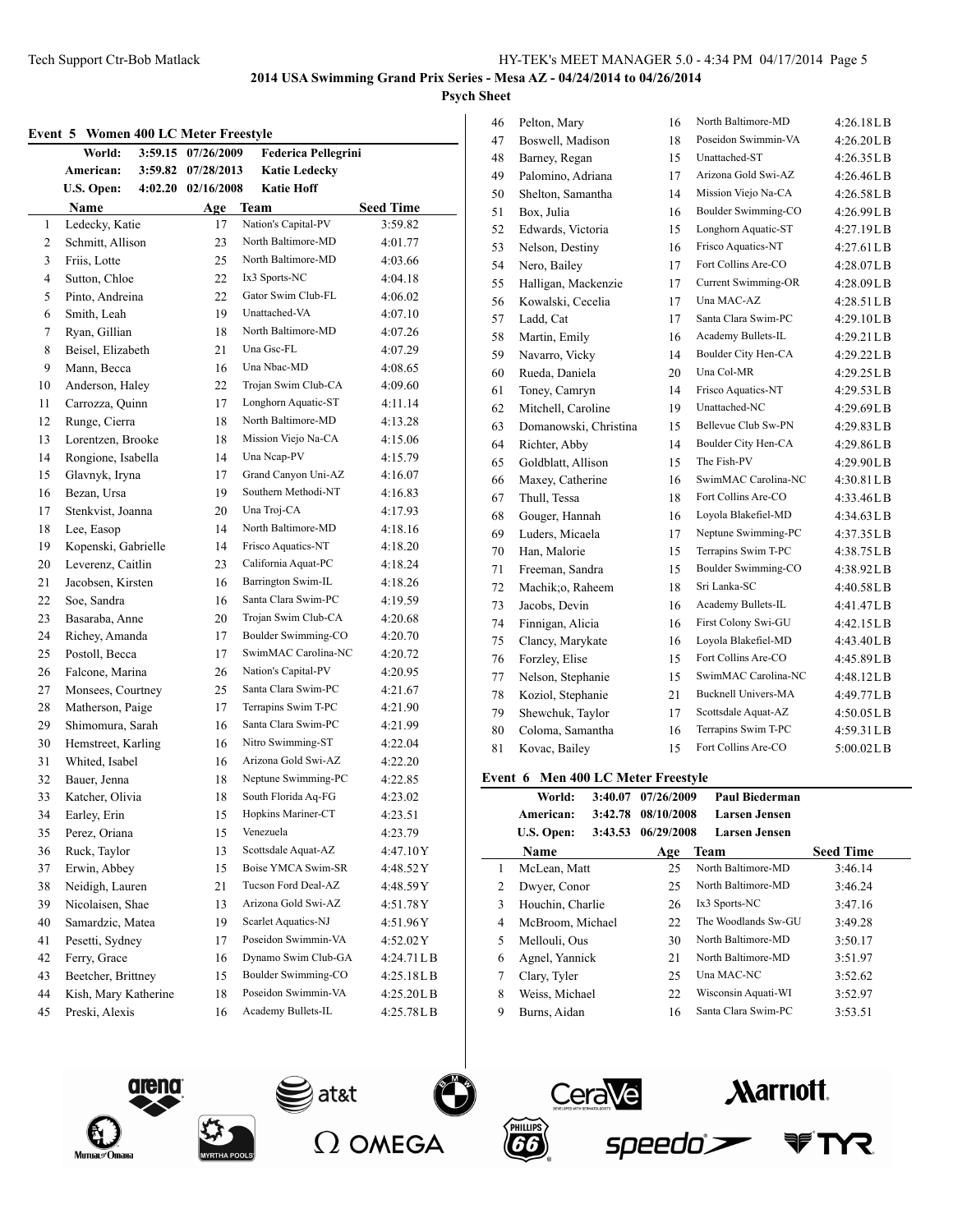**2014 USA Swimming Grand Prix Series - Mesa AZ - 04/24/2014 to 04/26/2014**

**Psych Sheet**

### Event 5 Women 400 LC Meter Freestyle

| | | | |
|---|---|---|---|
| World: | 3:59.15 | 07/26/2009 | Federica Pellegrini |
| American: | 3:59.82 | 07/28/2013 | Katie Ledecky |
| U.S. Open: | 4:02.20 | 02/16/2008 | Katie Hoff |

| | Name | Age | Team | Seed Time |
|---|---|---|---|---|
| 1 | Ledecky, Katie | 17 | Nation's Capital-PV | 3:59.82 |
| 2 | Schmitt, Allison | 23 | North Baltimore-MD | 4:01.77 |
| 3 | Friis, Lotte | 25 | North Baltimore-MD | 4:03.66 |
| 4 | Sutton, Chloe | 22 | Ix3 Sports-NC | 4:04.18 |
| 5 | Pinto, Andreina | 22 | Gator Swim Club-FL | 4:06.02 |
| 6 | Smith, Leah | 19 | Unattached-VA | 4:07.10 |
| 7 | Ryan, Gillian | 18 | North Baltimore-MD | 4:07.26 |
| 8 | Beisel, Elizabeth | 21 | Una Gsc-FL | 4:07.29 |
| 9 | Mann, Becca | 16 | Una Nbac-MD | 4:08.65 |
| 10 | Anderson, Haley | 22 | Trojan Swim Club-CA | 4:09.60 |
| 11 | Carrozza, Quinn | 17 | Longhorn Aquatic-ST | 4:11.14 |
| 12 | Runge, Cierra | 18 | North Baltimore-MD | 4:13.28 |
| 13 | Lorentzen, Brooke | 18 | Mission Viejo Na-CA | 4:15.06 |
| 14 | Rongione, Isabella | 14 | Una Ncap-PV | 4:15.79 |
| 15 | Glavnyk, Iryna | 17 | Grand Canyon Uni-AZ | 4:16.07 |
| 16 | Bezan, Ursa | 19 | Southern Methodi-NT | 4:16.83 |
| 17 | Stenkvist, Joanna | 20 | Una Troj-CA | 4:17.93 |
| 18 | Lee, Easop | 14 | North Baltimore-MD | 4:18.16 |
| 19 | Kopenski, Gabrielle | 14 | Frisco Aquatics-NT | 4:18.20 |
| 20 | Leverenz, Caitlin | 23 | California Aquat-PC | 4:18.24 |
| 21 | Jacobsen, Kirsten | 16 | Barrington Swim-IL | 4:18.26 |
| 22 | Soe, Sandra | 16 | Santa Clara Swim-PC | 4:19.59 |
| 23 | Basaraba, Anne | 20 | Trojan Swim Club-CA | 4:20.68 |
| 24 | Richey, Amanda | 17 | Boulder Swimming-CO | 4:20.70 |
| 25 | Postoll, Becca | 17 | SwimMAC Carolina-NC | 4:20.72 |
| 26 | Falcone, Marina | 26 | Nation's Capital-PV | 4:20.95 |
| 27 | Monsees, Courtney | 25 | Santa Clara Swim-PC | 4:21.67 |
| 28 | Matherson, Paige | 17 | Terrapins Swim T-PC | 4:21.90 |
| 29 | Shimomura, Sarah | 16 | Santa Clara Swim-PC | 4:21.99 |
| 30 | Hemstreet, Karling | 16 | Nitro Swimming-ST | 4:22.04 |
| 31 | Whited, Isabel | 16 | Arizona Gold Swi-AZ | 4:22.20 |
| 32 | Bauer, Jenna | 18 | Neptune Swimming-PC | 4:22.85 |
| 33 | Katcher, Olivia | 18 | South Florida Aq-FG | 4:23.02 |
| 34 | Earley, Erin | 15 | Hopkins Mariner-CT | 4:23.51 |
| 35 | Perez, Oriana | 15 | Venezuela | 4:23.79 |
| 36 | Ruck, Taylor | 13 | Scottsdale Aquat-AZ | 4:47.10Y |
| 37 | Erwin, Abbey | 15 | Boise YMCA Swim-SR | 4:48.52Y |
| 38 | Neidigh, Lauren | 21 | Tucson Ford Deal-AZ | 4:48.59Y |
| 39 | Nicolaisen, Shae | 13 | Arizona Gold Swi-AZ | 4:51.78Y |
| 40 | Samardzic, Matea | 19 | Scarlet Aquatics-NJ | 4:51.96Y |
| 41 | Pesetti, Sydney | 17 | Poseidon Swimmin-VA | 4:52.02Y |
| 42 | Ferry, Grace | 16 | Dynamo Swim Club-GA | 4:24.71LB |
| 43 | Beetcher, Brittney | 15 | Boulder Swimming-CO | 4:25.18LB |
| 44 | Kish, Mary Katherine | 18 | Poseidon Swimmin-VA | 4:25.20LB |
| 45 | Preski, Alexis | 16 | Academy Bullets-IL | 4:25.78LB |
| 46 | Pelton, Mary | 16 | North Baltimore-MD | 4:26.18LB |
| 47 | Boswell, Madison | 18 | Poseidon Swimmin-VA | 4:26.20LB |
| 48 | Barney, Regan | 15 | Unattached-ST | 4:26.35LB |
| 49 | Palomino, Adriana | 17 | Arizona Gold Swi-AZ | 4:26.46LB |
| 50 | Shelton, Samantha | 14 | Mission Viejo Na-CA | 4:26.58LB |
| 51 | Box, Julia | 16 | Boulder Swimming-CO | 4:26.99LB |
| 52 | Edwards, Victoria | 15 | Longhorn Aquatic-ST | 4:27.19LB |
| 53 | Nelson, Destiny | 16 | Frisco Aquatics-NT | 4:27.61LB |
| 54 | Nero, Bailey | 17 | Fort Collins Are-CO | 4:28.07LB |
| 55 | Halligan, Mackenzie | 17 | Current Swimming-OR | 4:28.09LB |
| 56 | Kowalski, Cecelia | 17 | Una MAC-AZ | 4:28.51LB |
| 57 | Ladd, Cat | 17 | Santa Clara Swim-PC | 4:29.10LB |
| 58 | Martin, Emily | 16 | Academy Bullets-IL | 4:29.21LB |
| 59 | Navarro, Vicky | 14 | Boulder City Hen-CA | 4:29.22LB |
| 60 | Rueda, Daniela | 20 | Una Col-MR | 4:29.25LB |
| 61 | Toney, Camryn | 14 | Frisco Aquatics-NT | 4:29.53LB |
| 62 | Mitchell, Caroline | 19 | Unattached-NC | 4:29.69LB |
| 63 | Domanowski, Christina | 15 | Bellevue Club Sw-PN | 4:29.83LB |
| 64 | Richter, Abby | 14 | Boulder City Hen-CA | 4:29.86LB |
| 65 | Goldblatt, Allison | 15 | The Fish-PV | 4:29.90LB |
| 66 | Maxey, Catherine | 16 | SwimMAC Carolina-NC | 4:30.81LB |
| 67 | Thull, Tessa | 18 | Fort Collins Are-CO | 4:33.46LB |
| 68 | Gouger, Hannah | 16 | Loyola Blakefiel-MD | 4:34.63LB |
| 69 | Luders, Micaela | 17 | Neptune Swimming-PC | 4:37.35LB |
| 70 | Han, Malorie | 15 | Terrapins Swim T-PC | 4:38.75LB |
| 71 | Freeman, Sandra | 15 | Boulder Swimming-CO | 4:38.92LB |
| 72 | Machik;o, Raheem | 18 | Sri Lanka-SC | 4:40.58LB |
| 73 | Jacobs, Devin | 16 | Academy Bullets-IL | 4:41.47LB |
| 74 | Finnigan, Alicia | 16 | First Colony Swi-GU | 4:42.15LB |
| 75 | Clancy, Marykate | 16 | Loyola Blakefiel-MD | 4:43.40LB |
| 76 | Forzley, Elise | 15 | Fort Collins Are-CO | 4:45.89LB |
| 77 | Nelson, Stephanie | 15 | SwimMAC Carolina-NC | 4:48.12LB |
| 78 | Koziol, Stephanie | 21 | Bucknell Univers-MA | 4:49.77LB |
| 79 | Shewchuk, Taylor | 17 | Scottsdale Aquat-AZ | 4:50.05LB |
| 80 | Coloma, Samantha | 16 | Terrapins Swim T-PC | 4:59.31LB |
| 81 | Kovac, Bailey | 15 | Fort Collins Are-CO | 5:00.02LB |

### Event 6 Men 400 LC Meter Freestyle

| | | | |
|---|---|---|---|
| World: | 3:40.07 | 07/26/2009 | Paul Biederman |
| American: | 3:42.78 | 08/10/2008 | Larsen Jensen |
| U.S. Open: | 3:43.53 | 06/29/2008 | Larsen Jensen |

| | Name | Age | Team | Seed Time |
|---|---|---|---|---|
| 1 | McLean, Matt | 25 | North Baltimore-MD | 3:46.14 |
| 2 | Dwyer, Conor | 25 | North Baltimore-MD | 3:46.24 |
| 3 | Houchin, Charlie | 26 | Ix3 Sports-NC | 3:47.16 |
| 4 | McBroom, Michael | 22 | The Woodlands Sw-GU | 3:49.28 |
| 5 | Mellouli, Ous | 30 | North Baltimore-MD | 3:50.17 |
| 6 | Agnel, Yannick | 21 | North Baltimore-MD | 3:51.97 |
| 7 | Clary, Tyler | 25 | Una MAC-NC | 3:52.62 |
| 8 | Weiss, Michael | 22 | Wisconsin Aquati-WI | 3:52.97 |
| 9 | Burns, Aidan | 16 | Santa Clara Swim-PC | 3:53.51 |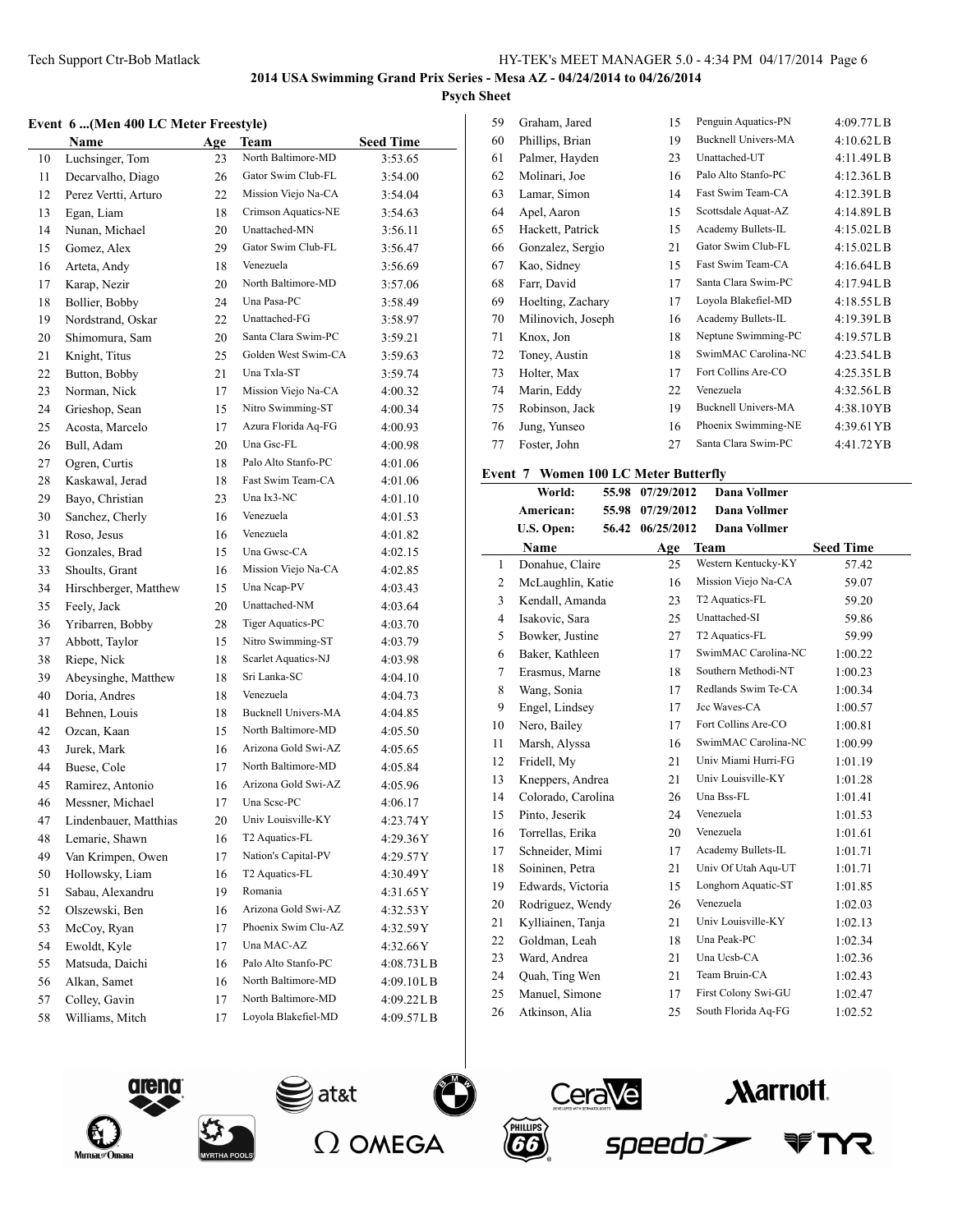**2014 USA Swimming Grand Prix Series - Mesa AZ - 04/24/2014 to 04/26/2014**

**Psych Sheet**

### Event 6 ...(Men 400 LC Meter Freestyle)

| | Name | Age | Team | Seed Time |
|---|---|---|---|---|
| 10 | Luchsinger, Tom | 23 | North Baltimore-MD | 3:53.65 |
| 11 | Decarvalho, Diago | 26 | Gator Swim Club-FL | 3:54.00 |
| 12 | Perez Vertti, Arturo | 22 | Mission Viejo Na-CA | 3:54.04 |
| 13 | Egan, Liam | 18 | Crimson Aquatics-NE | 3:54.63 |
| 14 | Nunan, Michael | 20 | Unattached-MN | 3:56.11 |
| 15 | Gomez, Alex | 29 | Gator Swim Club-FL | 3:56.47 |
| 16 | Arteta, Andy | 18 | Venezuela | 3:56.69 |
| 17 | Karap, Nezir | 20 | North Baltimore-MD | 3:57.06 |
| 18 | Bollier, Bobby | 24 | Una Pasa-PC | 3:58.49 |
| 19 | Nordstrand, Oskar | 22 | Unattached-FG | 3:58.97 |
| 20 | Shimomura, Sam | 20 | Santa Clara Swim-PC | 3:59.21 |
| 21 | Knight, Titus | 25 | Golden West Swim-CA | 3:59.63 |
| 22 | Button, Bobby | 21 | Una Txla-ST | 3:59.74 |
| 23 | Norman, Nick | 17 | Mission Viejo Na-CA | 4:00.32 |
| 24 | Grieshop, Sean | 15 | Nitro Swimming-ST | 4:00.34 |
| 25 | Acosta, Marcelo | 17 | Azura Florida Aq-FG | 4:00.93 |
| 26 | Bull, Adam | 20 | Una Gsc-FL | 4:00.98 |
| 27 | Ogren, Curtis | 18 | Palo Alto Stanfo-PC | 4:01.06 |
| 28 | Kaskawal, Jerad | 18 | Fast Swim Team-CA | 4:01.06 |
| 29 | Bayo, Christian | 23 | Una Ix3-NC | 4:01.10 |
| 30 | Sanchez, Cherly | 16 | Venezuela | 4:01.53 |
| 31 | Roso, Jesus | 16 | Venezuela | 4:01.82 |
| 32 | Gonzales, Brad | 15 | Una Gwsc-CA | 4:02.15 |
| 33 | Shoults, Grant | 16 | Mission Viejo Na-CA | 4:02.85 |
| 34 | Hirschberger, Matthew | 15 | Una Ncap-PV | 4:03.43 |
| 35 | Feely, Jack | 20 | Unattached-NM | 4:03.64 |
| 36 | Yribarren, Bobby | 28 | Tiger Aquatics-PC | 4:03.70 |
| 37 | Abbott, Taylor | 15 | Nitro Swimming-ST | 4:03.79 |
| 38 | Riepe, Nick | 18 | Scarlet Aquatics-NJ | 4:03.98 |
| 39 | Abeysinghe, Matthew | 18 | Sri Lanka-SC | 4:04.10 |
| 40 | Doria, Andres | 18 | Venezuela | 4:04.73 |
| 41 | Behnen, Louis | 18 | Bucknell Univers-MA | 4:04.85 |
| 42 | Ozcan, Kaan | 15 | North Baltimore-MD | 4:05.50 |
| 43 | Jurek, Mark | 16 | Arizona Gold Swi-AZ | 4:05.65 |
| 44 | Buese, Cole | 17 | North Baltimore-MD | 4:05.84 |
| 45 | Ramirez, Antonio | 16 | Arizona Gold Swi-AZ | 4:05.96 |
| 46 | Messner, Michael | 17 | Una Scsc-PC | 4:06.17 |
| 47 | Lindenbauer, Matthias | 20 | Univ Louisville-KY | 4:23.74Y |
| 48 | Lemarie, Shawn | 16 | T2 Aquatics-FL | 4:29.36Y |
| 49 | Van Krimpen, Owen | 17 | Nation's Capital-PV | 4:29.57Y |
| 50 | Hollowsky, Liam | 16 | T2 Aquatics-FL | 4:30.49Y |
| 51 | Sabau, Alexandru | 19 | Romania | 4:31.65Y |
| 52 | Olszewski, Ben | 16 | Arizona Gold Swi-AZ | 4:32.53Y |
| 53 | McCoy, Ryan | 17 | Phoenix Swim Clu-AZ | 4:32.59Y |
| 54 | Ewoldt, Kyle | 17 | Una MAC-AZ | 4:32.66Y |
| 55 | Matsuda, Daichi | 16 | Palo Alto Stanfo-PC | 4:08.73LB |
| 56 | Alkan, Samet | 16 | North Baltimore-MD | 4:09.10LB |
| 57 | Colley, Gavin | 17 | North Baltimore-MD | 4:09.22LB |
| 58 | Williams, Mitch | 17 | Loyola Blakefiel-MD | 4:09.57LB |
| 59 | Graham, Jared | 15 | Penguin Aquatics-PN | 4:09.77LB |
| 60 | Phillips, Brian | 19 | Bucknell Univers-MA | 4:10.62LB |
| 61 | Palmer, Hayden | 23 | Unattached-UT | 4:11.49LB |
| 62 | Molinari, Joe | 16 | Palo Alto Stanfo-PC | 4:12.36LB |
| 63 | Lamar, Simon | 14 | Fast Swim Team-CA | 4:12.39LB |
| 64 | Apel, Aaron | 15 | Scottsdale Aquat-AZ | 4:14.89LB |
| 65 | Hackett, Patrick | 15 | Academy Bullets-IL | 4:15.02LB |
| 66 | Gonzalez, Sergio | 21 | Gator Swim Club-FL | 4:15.02LB |
| 67 | Kao, Sidney | 15 | Fast Swim Team-CA | 4:16.64LB |
| 68 | Farr, David | 17 | Santa Clara Swim-PC | 4:17.94LB |
| 69 | Hoelting, Zachary | 17 | Loyola Blakefiel-MD | 4:18.55LB |
| 70 | Milinovich, Joseph | 16 | Academy Bullets-IL | 4:19.39LB |
| 71 | Knox, Jon | 18 | Neptune Swimming-PC | 4:19.57LB |
| 72 | Toney, Austin | 18 | SwimMAC Carolina-NC | 4:23.54LB |
| 73 | Holter, Max | 17 | Fort Collins Are-CO | 4:25.35LB |
| 74 | Marin, Eddy | 22 | Venezuela | 4:32.56LB |
| 75 | Robinson, Jack | 19 | Bucknell Univers-MA | 4:38.10YB |
| 76 | Jung, Yunseo | 16 | Phoenix Swimming-NE | 4:39.61YB |
| 77 | Foster, John | 27 | Santa Clara Swim-PC | 4:41.72YB |

### Event 7 Women 100 LC Meter Butterfly

| | | | |
|---|---|---|---|
| World: | 55.98 | 07/29/2012 | Dana Vollmer |
| American: | 55.98 | 07/29/2012 | Dana Vollmer |
| U.S. Open: | 56.42 | 06/25/2012 | Dana Vollmer |

| | Name | Age | Team | Seed Time |
|---|---|---|---|---|
| 1 | Donahue, Claire | 25 | Western Kentucky-KY | 57.42 |
| 2 | McLaughlin, Katie | 16 | Mission Viejo Na-CA | 59.07 |
| 3 | Kendall, Amanda | 23 | T2 Aquatics-FL | 59.20 |
| 4 | Isakovic, Sara | 25 | Unattached-SI | 59.86 |
| 5 | Bowker, Justine | 27 | T2 Aquatics-FL | 59.99 |
| 6 | Baker, Kathleen | 17 | SwimMAC Carolina-NC | 1:00.22 |
| 7 | Erasmus, Marne | 18 | Southern Methodi-NT | 1:00.23 |
| 8 | Wang, Sonia | 17 | Redlands Swim Te-CA | 1:00.34 |
| 9 | Engel, Lindsey | 17 | Jcc Waves-CA | 1:00.57 |
| 10 | Nero, Bailey | 17 | Fort Collins Are-CO | 1:00.81 |
| 11 | Marsh, Alyssa | 16 | SwimMAC Carolina-NC | 1:00.99 |
| 12 | Fridell, My | 21 | Univ Miami Hurri-FG | 1:01.19 |
| 13 | Kneppers, Andrea | 21 | Univ Louisville-KY | 1:01.28 |
| 14 | Colorado, Carolina | 26 | Una Bss-FL | 1:01.41 |
| 15 | Pinto, Jeserik | 24 | Venezuela | 1:01.53 |
| 16 | Torrellas, Erika | 20 | Venezuela | 1:01.61 |
| 17 | Schneider, Mimi | 17 | Academy Bullets-IL | 1:01.71 |
| 18 | Soininen, Petra | 21 | Univ Of Utah Aqu-UT | 1:01.71 |
| 19 | Edwards, Victoria | 15 | Longhorn Aquatic-ST | 1:01.85 |
| 20 | Rodriguez, Wendy | 26 | Venezuela | 1:02.03 |
| 21 | Kyllianen, Tanja | 21 | Univ Louisville-KY | 1:02.13 |
| 22 | Goldman, Leah | 18 | Una Peak-PC | 1:02.34 |
| 23 | Ward, Andrea | 21 | Una Ucsb-CA | 1:02.36 |
| 24 | Quah, Ting Wen | 21 | Team Bruin-CA | 1:02.43 |
| 25 | Manuel, Simone | 17 | First Colony Swi-GU | 1:02.47 |
| 26 | Atkinson, Alia | 25 | South Florida Aq-FG | 1:02.52 |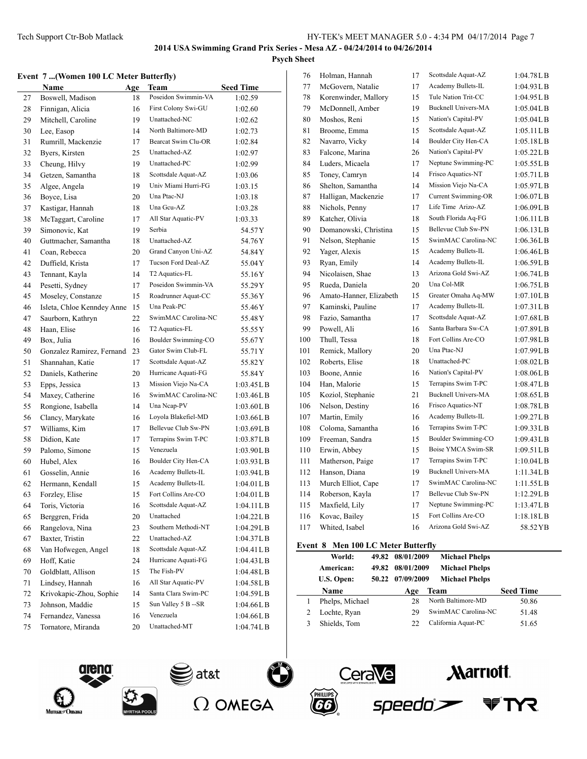## 2014 USA Swimming Grand Prix Series - Mesa AZ - 04/24/2014 to 04/26/2014

### Psych Sheet

#### Event 7 ...(Women 100 LC Meter Butterfly)

| | Name | Age | Team | Seed Time |
|---|---|---|---|---|
| 27 | Boswell, Madison | 18 | Poseidon Swimmin-VA | 1:02.59 |
| 28 | Finnigan, Alicia | 16 | First Colony Swi-GU | 1:02.60 |
| 29 | Mitchell, Caroline | 19 | Unattached-NC | 1:02.62 |
| 30 | Lee, Easop | 14 | North Baltimore-MD | 1:02.73 |
| 31 | Rumrill, Mackenzie | 17 | Bearcat Swim Clu-OR | 1:02.84 |
| 32 | Byers, Kirsten | 25 | Unattached-AZ | 1:02.97 |
| 33 | Cheung, Hilvy | 19 | Unattached-PC | 1:02.99 |
| 34 | Getzen, Samantha | 18 | Scottsdale Aquat-AZ | 1:03.06 |
| 35 | Algee, Angela | 19 | Univ Miami Hurri-FG | 1:03.15 |
| 36 | Boyce, Lisa | 20 | Una Ptac-NJ | 1:03.18 |
| 37 | Kastigar, Hannah | 18 | Una Gcu-AZ | 1:03.28 |
| 38 | McTaggart, Caroline | 17 | All Star Aquatic-PV | 1:03.33 |
| 39 | Simonovic, Kat | 19 | Serbia | 54.57Y |
| 40 | Guttmacher, Samantha | 18 | Unattached-AZ | 54.76Y |
| 41 | Coan, Rebecca | 20 | Grand Canyon Uni-AZ | 54.84Y |
| 42 | Duffield, Krista | 17 | Tucson Ford Deal-AZ | 55.04Y |
| 43 | Tennant, Kayla | 14 | T2 Aquatics-FL | 55.16Y |
| 44 | Pesetti, Sydney | 17 | Poseidon Swimmin-VA | 55.29Y |
| 45 | Moseley, Constanze | 15 | Roadrunner Aquat-CC | 55.36Y |
| 46 | Isleta, Chloe Kenndey Anne | 15 | Una Peak-PC | 55.46Y |
| 47 | Saurborn, Kathryn | 22 | SwimMAC Carolina-NC | 55.48Y |
| 48 | Haan, Elise | 16 | T2 Aquatics-FL | 55.55Y |
| 49 | Box, Julia | 16 | Boulder Swimming-CO | 55.67Y |
| 50 | Gonzalez Ramirez, Fernand | 23 | Gator Swim Club-FL | 55.71Y |
| 51 | Shannahan, Katie | 17 | Scottsdale Aquat-AZ | 55.82Y |
| 52 | Daniels, Katherine | 20 | Hurricane Aquati-FG | 55.84Y |
| 53 | Epps, Jessica | 13 | Mission Viejo Na-CA | 1:03.45LB |
| 54 | Maxey, Catherine | 16 | SwimMAC Carolina-NC | 1:03.46LB |
| 55 | Rongione, Isabella | 14 | Una Ncap-PV | 1:03.60LB |
| 56 | Clancy, Marykate | 16 | Loyola Blakefiel-MD | 1:03.66LB |
| 57 | Williams, Kim | 17 | Bellevue Club Sw-PN | 1:03.69LB |
| 58 | Didion, Kate | 17 | Terrapins Swim T-PC | 1:03.87LB |
| 59 | Palomo, Simone | 15 | Venezuela | 1:03.90LB |
| 60 | Hubel, Alex | 16 | Boulder City Hen-CA | 1:03.93LB |
| 61 | Gosselin, Annie | 16 | Academy Bullets-IL | 1:03.94LB |
| 62 | Hermann, Kendall | 15 | Academy Bullets-IL | 1:04.01LB |
| 63 | Forzley, Elise | 15 | Fort Collins Are-CO | 1:04.01LB |
| 64 | Toris, Victoria | 16 | Scottsdale Aquat-AZ | 1:04.11LB |
| 65 | Berggren, Frida | 20 | Unattached | 1:04.22LB |
| 66 | Rangelova, Nina | 23 | Southern Methodi-NT | 1:04.29LB |
| 67 | Baxter, Tristin | 22 | Unattached-AZ | 1:04.37LB |
| 68 | Van Hofwegen, Angel | 18 | Scottsdale Aquat-AZ | 1:04.41LB |
| 69 | Hoff, Katie | 24 | Hurricane Aquati-FG | 1:04.43LB |
| 70 | Goldblatt, Allison | 15 | The Fish-PV | 1:04.48LB |
| 71 | Lindsey, Hannah | 16 | All Star Aquatic-PV | 1:04.58LB |
| 72 | Krivokapic-Zhou, Sophie | 14 | Santa Clara Swim-PC | 1:04.59LB |
| 73 | Johnson, Maddie | 15 | Sun Valley 5 B --SR | 1:04.66LB |
| 74 | Fernandez, Vanessa | 16 | Venezuela | 1:04.66LB |
| 75 | Tornatore, Miranda | 20 | Unattached-MT | 1:04.74LB |
| 76 | Holman, Hannah | 17 | Scottsdale Aquat-AZ | 1:04.78LB |
| 77 | McGovern, Natalie | 17 | Academy Bullets-IL | 1:04.93LB |
| 78 | Korenwinder, Mallory | 15 | Tule Nation Trit-CC | 1:04.95LB |
| 79 | McDonnell, Amber | 19 | Bucknell Univers-MA | 1:05.04LB |
| 80 | Moshos, Reni | 15 | Nation's Capital-PV | 1:05.04LB |
| 81 | Broome, Emma | 15 | Scottsdale Aquat-AZ | 1:05.11LB |
| 82 | Navarro, Vicky | 14 | Boulder City Hen-CA | 1:05.18LB |
| 83 | Falcone, Marina | 26 | Nation's Capital-PV | 1:05.22LB |
| 84 | Luders, Micaela | 17 | Neptune Swimming-PC | 1:05.55LB |
| 85 | Toney, Camryn | 14 | Frisco Aquatics-NT | 1:05.71LB |
| 86 | Shelton, Samantha | 14 | Mission Viejo Na-CA | 1:05.97LB |
| 87 | Halligan, Mackenzie | 17 | Current Swimming-OR | 1:06.07LB |
| 88 | Nichols, Penny | 17 | Life Time Arizo-AZ | 1:06.09LB |
| 89 | Katcher, Olivia | 18 | South Florida Aq-FG | 1:06.11LB |
| 90 | Domanowski, Christina | 15 | Bellevue Club Sw-PN | 1:06.13LB |
| 91 | Nelson, Stephanie | 15 | SwimMAC Carolina-NC | 1:06.36LB |
| 92 | Yager, Alexis | 15 | Academy Bullets-IL | 1:06.46LB |
| 93 | Ryan, Emily | 14 | Academy Bullets-IL | 1:06.59LB |
| 94 | Nicolaisen, Shae | 13 | Arizona Gold Swi-AZ | 1:06.74LB |
| 95 | Rueda, Daniela | 20 | Una Col-MR | 1:06.75LB |
| 96 | Amato-Hanner, Elizabeth | 15 | Greater Omaha Aq-MW | 1:07.10LB |
| 97 | Kaminski, Pauline | 17 | Academy Bullets-IL | 1:07.31LB |
| 98 | Fazio, Samantha | 17 | Scottsdale Aquat-AZ | 1:07.68LB |
| 99 | Powell, Ali | 16 | Santa Barbara Sw-CA | 1:07.89LB |
| 100 | Thull, Tessa | 18 | Fort Collins Are-CO | 1:07.98LB |
| 101 | Remick, Mallory | 20 | Una Ptac-NJ | 1:07.99LB |
| 102 | Roberts, Elise | 18 | Unattached-PC | 1:08.02LB |
| 103 | Boone, Annie | 16 | Nation's Capital-PV | 1:08.06LB |
| 104 | Han, Malorie | 15 | Terrapins Swim T-PC | 1:08.47LB |
| 105 | Koziol, Stephanie | 21 | Bucknell Univers-MA | 1:08.65LB |
| 106 | Nelson, Destiny | 16 | Frisco Aquatics-NT | 1:08.78LB |
| 107 | Martin, Emily | 16 | Academy Bullets-IL | 1:09.27LB |
| 108 | Coloma, Samantha | 16 | Terrapins Swim T-PC | 1:09.33LB |
| 109 | Freeman, Sandra | 15 | Boulder Swimming-CO | 1:09.43LB |
| 110 | Erwin, Abbey | 15 | Boise YMCA Swim-SR | 1:09.51LB |
| 111 | Matherson, Paige | 17 | Terrapins Swim T-PC | 1:10.04LB |
| 112 | Hanson, Diana | 19 | Bucknell Univers-MA | 1:11.34LB |
| 113 | Murch Elliot, Cape | 17 | SwimMAC Carolina-NC | 1:11.55LB |
| 114 | Roberson, Kayla | 17 | Bellevue Club Sw-PN | 1:12.29LB |
| 115 | Maxfield, Lily | 17 | Neptune Swimming-PC | 1:13.47LB |
| 116 | Kovac, Bailey | 15 | Fort Collins Are-CO | 1:18.18LB |
| 117 | Whited, Isabel | 16 | Arizona Gold Swi-AZ | 58.52YB |

#### Event 8 Men 100 LC Meter Butterfly

| | | | |
|---|---|---|---|
| World: | 49.82 | 08/01/2009 | Michael Phelps |
| American: | 49.82 | 08/01/2009 | Michael Phelps |
| U.S. Open: | 50.22 | 07/09/2009 | Michael Phelps |

| | Name | Age | Team | Seed Time |
|---|---|---|---|---|
| 1 | Phelps, Michael | 28 | North Baltimore-MD | 50.86 |
| 2 | Lochte, Ryan | 29 | SwimMAC Carolina-NC | 51.48 |
| 3 | Shields, Tom | 22 | California Aquat-PC | 51.65 |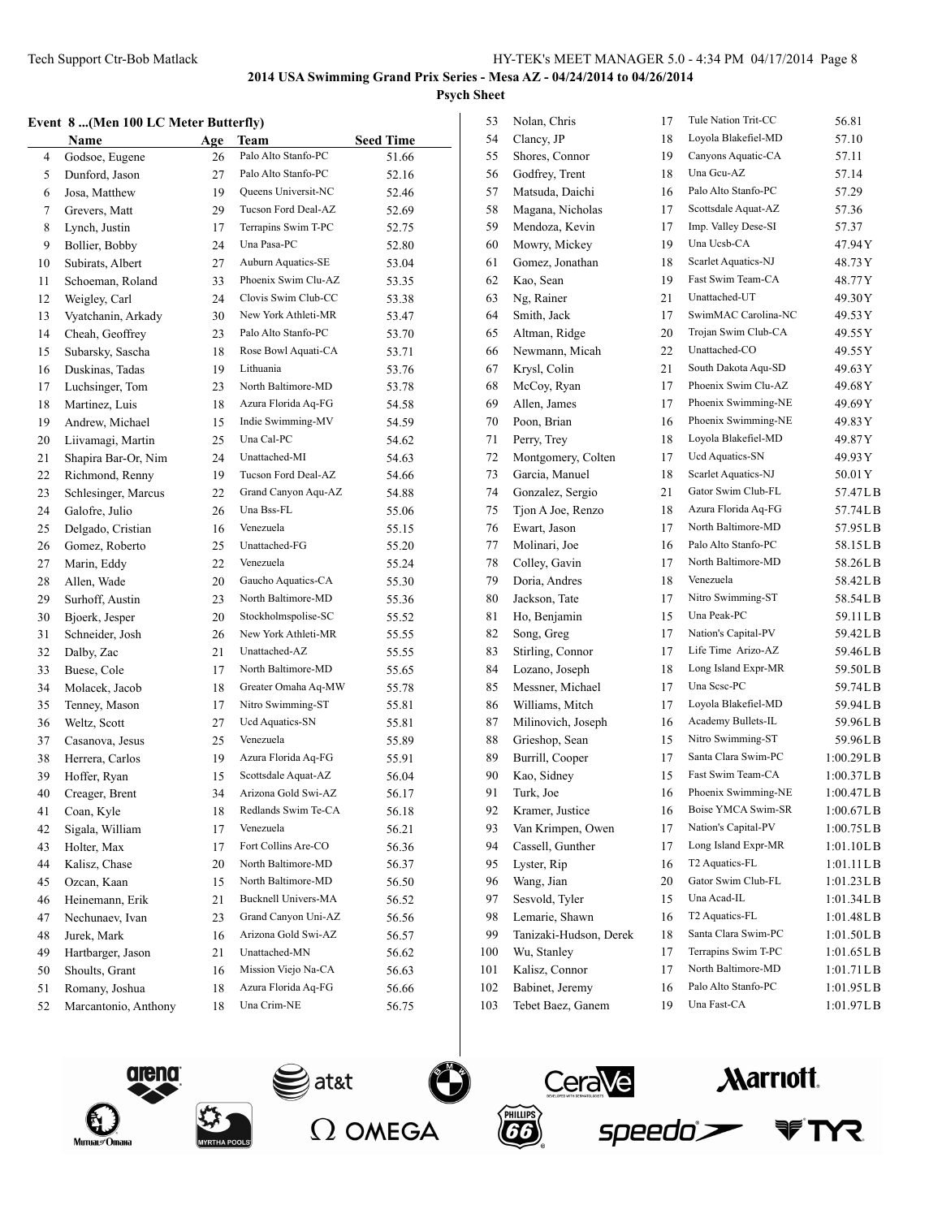**2014 USA Swimming Grand Prix Series - Mesa AZ - 04/24/2014 to 04/26/2014**

**Psych Sheet**

### Event 8 ...(Men 100 LC Meter Butterfly)

| | Name | Age | Team | Seed Time |
|---|---|---|---|---|
| 4 | Godsoe, Eugene | 26 | Palo Alto Stanfo-PC | 51.66 |
| 5 | Dunford, Jason | 27 | Palo Alto Stanfo-PC | 52.16 |
| 6 | Josa, Matthew | 19 | Queens Universit-NC | 52.46 |
| 7 | Grevers, Matt | 29 | Tucson Ford Deal-AZ | 52.69 |
| 8 | Lynch, Justin | 17 | Terrapins Swim T-PC | 52.75 |
| 9 | Bollier, Bobby | 24 | Una Pasa-PC | 52.80 |
| 10 | Subirats, Albert | 27 | Auburn Aquatics-SE | 53.04 |
| 11 | Schoeman, Roland | 33 | Phoenix Swim Clu-AZ | 53.35 |
| 12 | Weigley, Carl | 24 | Clovis Swim Club-CC | 53.38 |
| 13 | Vyatchanin, Arkady | 30 | New York Athleti-MR | 53.47 |
| 14 | Cheah, Geoffrey | 23 | Palo Alto Stanfo-PC | 53.70 |
| 15 | Subarsky, Sascha | 18 | Rose Bowl Aquati-CA | 53.71 |
| 16 | Duskinas, Tadas | 19 | Lithuania | 53.76 |
| 17 | Luchsinger, Tom | 23 | North Baltimore-MD | 53.78 |
| 18 | Martinez, Luis | 18 | Azura Florida Aq-FG | 54.58 |
| 19 | Andrew, Michael | 15 | Indie Swimming-MV | 54.59 |
| 20 | Liivamagi, Martin | 25 | Una Cal-PC | 54.62 |
| 21 | Shapira Bar-Or, Nim | 24 | Unattached-MI | 54.63 |
| 22 | Richmond, Renny | 19 | Tucson Ford Deal-AZ | 54.66 |
| 23 | Schlesinger, Marcus | 22 | Grand Canyon Aqu-AZ | 54.88 |
| 24 | Galofre, Julio | 26 | Una Bss-FL | 55.06 |
| 25 | Delgado, Cristian | 16 | Venezuela | 55.15 |
| 26 | Gomez, Roberto | 25 | Unattached-FG | 55.20 |
| 27 | Marin, Eddy | 22 | Venezuela | 55.24 |
| 28 | Allen, Wade | 20 | Gaucho Aquatics-CA | 55.30 |
| 29 | Surhoff, Austin | 23 | North Baltimore-MD | 55.36 |
| 30 | Bjoerk, Jesper | 20 | Stockholmspolise-SC | 55.52 |
| 31 | Schneider, Josh | 26 | New York Athleti-MR | 55.55 |
| 32 | Dalby, Zac | 21 | Unattached-AZ | 55.55 |
| 33 | Buese, Cole | 17 | North Baltimore-MD | 55.65 |
| 34 | Molacek, Jacob | 18 | Greater Omaha Aq-MW | 55.78 |
| 35 | Tenney, Mason | 17 | Nitro Swimming-ST | 55.81 |
| 36 | Weltz, Scott | 27 | Ucd Aquatics-SN | 55.81 |
| 37 | Casanova, Jesus | 25 | Venezuela | 55.89 |
| 38 | Herrera, Carlos | 19 | Azura Florida Aq-FG | 55.91 |
| 39 | Hoffer, Ryan | 15 | Scottsdale Aquat-AZ | 56.04 |
| 40 | Creager, Brent | 34 | Arizona Gold Swi-AZ | 56.17 |
| 41 | Coan, Kyle | 18 | Redlands Swim Te-CA | 56.18 |
| 42 | Sigala, William | 17 | Venezuela | 56.21 |
| 43 | Holter, Max | 17 | Fort Collins Are-CO | 56.36 |
| 44 | Kalisz, Chase | 20 | North Baltimore-MD | 56.37 |
| 45 | Ozcan, Kaan | 15 | North Baltimore-MD | 56.50 |
| 46 | Heinemann, Erik | 21 | Bucknell Univers-MA | 56.52 |
| 47 | Nechunaev, Ivan | 23 | Grand Canyon Uni-AZ | 56.56 |
| 48 | Jurek, Mark | 16 | Arizona Gold Swi-AZ | 56.57 |
| 49 | Hartbarger, Jason | 21 | Unattached-MN | 56.62 |
| 50 | Shoults, Grant | 16 | Mission Viejo Na-CA | 56.63 |
| 51 | Romany, Joshua | 18 | Azura Florida Aq-FG | 56.66 |
| 52 | Marcantonio, Anthony | 18 | Una Crim-NE | 56.75 |
| 53 | Nolan, Chris | 17 | Tule Nation Trit-CC | 56.81 |
| 54 | Clancy, JP | 18 | Loyola Blakefiel-MD | 57.10 |
| 55 | Shores, Connor | 19 | Canyons Aquatic-CA | 57.11 |
| 56 | Godfrey, Trent | 18 | Una Gcu-AZ | 57.14 |
| 57 | Matsuda, Daichi | 16 | Palo Alto Stanfo-PC | 57.29 |
| 58 | Magana, Nicholas | 17 | Scottsdale Aquat-AZ | 57.36 |
| 59 | Mendoza, Kevin | 17 | Imp. Valley Dese-SI | 57.37 |
| 60 | Mowry, Mickey | 19 | Una Ucsb-CA | 47.94Y |
| 61 | Gomez, Jonathan | 18 | Scarlet Aquatics-NJ | 48.73Y |
| 62 | Kao, Sean | 19 | Fast Swim Team-CA | 48.77Y |
| 63 | Ng, Rainer | 21 | Unattached-UT | 49.30Y |
| 64 | Smith, Jack | 17 | SwimMAC Carolina-NC | 49.53Y |
| 65 | Altman, Ridge | 20 | Trojan Swim Club-CA | 49.55Y |
| 66 | Newmann, Micah | 22 | Unattached-CO | 49.55Y |
| 67 | Krysl, Colin | 21 | South Dakota Aqu-SD | 49.63Y |
| 68 | McCoy, Ryan | 17 | Phoenix Swim Clu-AZ | 49.68Y |
| 69 | Allen, James | 17 | Phoenix Swimming-NE | 49.69Y |
| 70 | Poon, Brian | 16 | Phoenix Swimming-NE | 49.83Y |
| 71 | Perry, Trey | 18 | Loyola Blakefiel-MD | 49.87Y |
| 72 | Montgomery, Colten | 17 | Ucd Aquatics-SN | 49.93Y |
| 73 | Garcia, Manuel | 18 | Scarlet Aquatics-NJ | 50.01Y |
| 74 | Gonzalez, Sergio | 21 | Gator Swim Club-FL | 57.47LB |
| 75 | Tjon A Joe, Renzo | 18 | Azura Florida Aq-FG | 57.74LB |
| 76 | Ewart, Jason | 17 | North Baltimore-MD | 57.95LB |
| 77 | Molinari, Joe | 16 | Palo Alto Stanfo-PC | 58.15LB |
| 78 | Colley, Gavin | 17 | North Baltimore-MD | 58.26LB |
| 79 | Doria, Andres | 18 | Venezuela | 58.42LB |
| 80 | Jackson, Tate | 17 | Nitro Swimming-ST | 58.54LB |
| 81 | Ho, Benjamin | 15 | Una Peak-PC | 59.11LB |
| 82 | Song, Greg | 17 | Nation's Capital-PV | 59.42LB |
| 83 | Stirling, Connor | 17 | Life Time Arizo-AZ | 59.46LB |
| 84 | Lozano, Joseph | 18 | Long Island Expr-MR | 59.50LB |
| 85 | Messner, Michael | 17 | Una Scsc-PC | 59.74LB |
| 86 | Williams, Mitch | 17 | Loyola Blakefiel-MD | 59.94LB |
| 87 | Milinovich, Joseph | 16 | Academy Bullets-IL | 59.96LB |
| 88 | Grieshop, Sean | 15 | Nitro Swimming-ST | 59.96LB |
| 89 | Burrill, Cooper | 17 | Santa Clara Swim-PC | 1:00.29LB |
| 90 | Kao, Sidney | 15 | Fast Swim Team-CA | 1:00.37LB |
| 91 | Turk, Joe | 16 | Phoenix Swimming-NE | 1:00.47LB |
| 92 | Kramer, Justice | 16 | Boise YMCA Swim-SR | 1:00.67LB |
| 93 | Van Krimpen, Owen | 17 | Nation's Capital-PV | 1:00.75LB |
| 94 | Cassell, Gunther | 17 | Long Island Expr-MR | 1:01.10LB |
| 95 | Lyster, Rip | 16 | T2 Aquatics-FL | 1:01.11LB |
| 96 | Wang, Jian | 20 | Gator Swim Club-FL | 1:01.23LB |
| 97 | Sesvold, Tyler | 15 | Una Acad-IL | 1:01.34LB |
| 98 | Lemarie, Shawn | 16 | T2 Aquatics-FL | 1:01.48LB |
| 99 | Tanizaki-Hudson, Derek | 18 | Santa Clara Swim-PC | 1:01.50LB |
| 100 | Wu, Stanley | 17 | Terrapins Swim T-PC | 1:01.65LB |
| 101 | Kalisz, Connor | 17 | North Baltimore-MD | 1:01.71LB |
| 102 | Babinet, Jeremy | 16 | Palo Alto Stanfo-PC | 1:01.95LB |
| 103 | Tebet Baez, Ganem | 19 | Una Fast-CA | 1:01.97LB |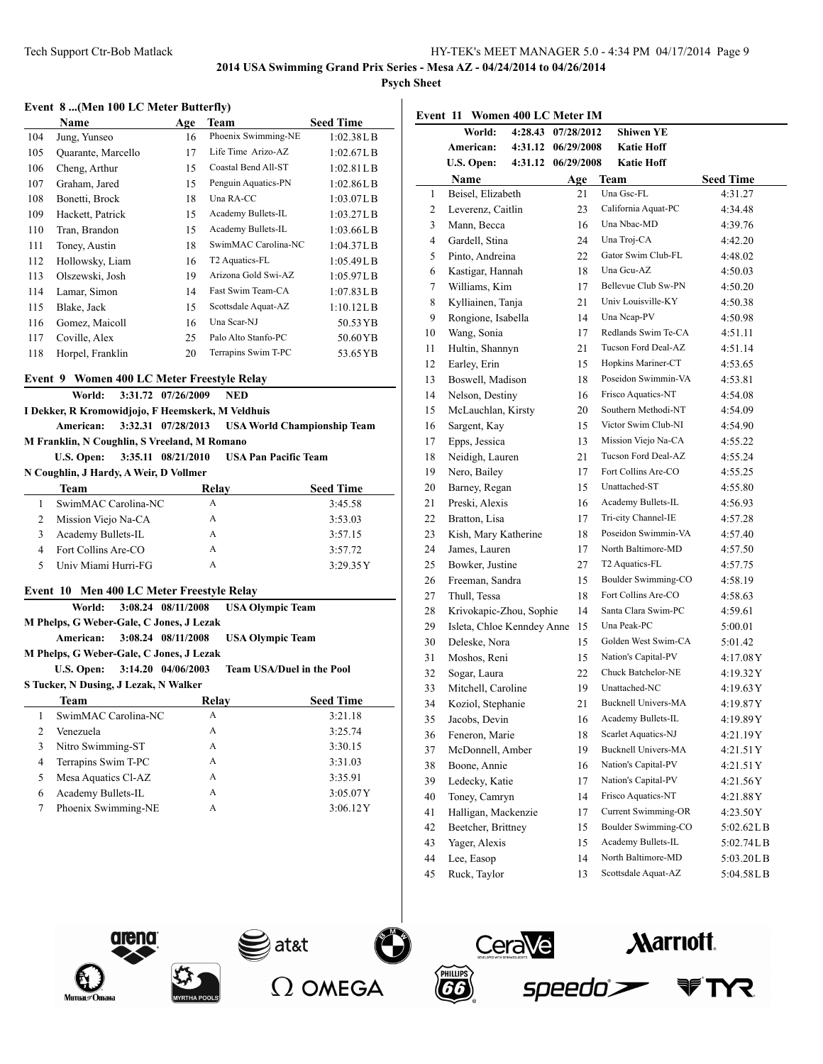### Event 8 ...(Men 100 LC Meter Butterfly)

| | Name | Age | Team | Seed Time |
|---|---|---|---|---|
| 104 | Jung, Yunseo | 16 | Phoenix Swimming-NE | 1:02.38LB |
| 105 | Quarante, Marcello | 17 | Life Time Arizo-AZ | 1:02.67LB |
| 106 | Cheng, Arthur | 15 | Coastal Bend All-ST | 1:02.81LB |
| 107 | Graham, Jared | 15 | Penguin Aquatics-PN | 1:02.86LB |
| 108 | Bonetti, Brock | 18 | Una RA-CC | 1:03.07LB |
| 109 | Hackett, Patrick | 15 | Academy Bullets-IL | 1:03.27LB |
| 110 | Tran, Brandon | 15 | Academy Bullets-IL | 1:03.66LB |
| 111 | Toney, Austin | 18 | SwimMAC Carolina-NC | 1:04.37LB |
| 112 | Hollowsky, Liam | 16 | T2 Aquatics-FL | 1:05.49LB |
| 113 | Olszewski, Josh | 19 | Arizona Gold Swi-AZ | 1:05.97LB |
| 114 | Lamar, Simon | 14 | Fast Swim Team-CA | 1:07.83LB |
| 115 | Blake, Jack | 15 | Scottsdale Aquat-AZ | 1:10.12LB |
| 116 | Gomez, Maicoll | 16 | Una Scar-NJ | 50.53YB |
| 117 | Coville, Alex | 25 | Palo Alto Stanfo-PC | 50.60YB |
| 118 | Horpel, Franklin | 20 | Terrapins Swim T-PC | 53.65YB |

### Event 9 Women 400 LC Meter Freestyle Relay

**World:** 3:31.72 07/26/2009 **NED**
I Dekker, R Kromowidjojo, F Heemskerk, M Veldhuis

**American:** 3:32.31 07/28/2013 **USA World Championship Team**
M Franklin, N Coughlin, S Vreeland, M Romano

**U.S. Open:** 3:35.11 08/21/2010 **USA Pan Pacific Team**
N Coughlin, J Hardy, A Weir, D Vollmer

| | Team | Relay | Seed Time |
|---|---|---|---|
| 1 | SwimMAC Carolina-NC | A | 3:45.58 |
| 2 | Mission Viejo Na-CA | A | 3:53.03 |
| 3 | Academy Bullets-IL | A | 3:57.15 |
| 4 | Fort Collins Are-CO | A | 3:57.72 |
| 5 | Univ Miami Hurri-FG | A | 3:29.35Y |

### Event 10 Men 400 LC Meter Freestyle Relay

**World:** 3:08.24 08/11/2008 **USA Olympic Team**
M Phelps, G Weber-Gale, C Jones, J Lezak

**American:** 3:08.24 08/11/2008 **USA Olympic Team**
M Phelps, G Weber-Gale, C Jones, J Lezak

**U.S. Open:** 3:14.20 04/06/2003 **Team USA/Duel in the Pool**
S Tucker, N Dusing, J Lezak, N Walker

| | Team | Relay | Seed Time |
|---|---|---|---|
| 1 | SwimMAC Carolina-NC | A | 3:21.18 |
| 2 | Venezuela | A | 3:25.74 |
| 3 | Nitro Swimming-ST | A | 3:30.15 |
| 4 | Terrapins Swim T-PC | A | 3:31.03 |
| 5 | Mesa Aquatics Cl-AZ | A | 3:35.91 |
| 6 | Academy Bullets-IL | A | 3:05.07Y |
| 7 | Phoenix Swimming-NE | A | 3:06.12Y |

### Event 11 Women 400 LC Meter IM

**World:** 4:28.43 07/28/2012 **Shiwen YE**
**American:** 4:31.12 06/29/2008 **Katie Hoff**
**U.S. Open:** 4:31.12 06/29/2008 **Katie Hoff**

| | Name | Age | Team | Seed Time |
|---|---|---|---|---|
| 1 | Beisel, Elizabeth | 21 | Una Gsc-FL | 4:31.27 |
| 2 | Leverenz, Caitlin | 23 | California Aquat-PC | 4:34.48 |
| 3 | Mann, Becca | 16 | Una Nbac-MD | 4:39.76 |
| 4 | Gardell, Stina | 24 | Una Troj-CA | 4:42.20 |
| 5 | Pinto, Andreina | 22 | Gator Swim Club-FL | 4:48.02 |
| 6 | Kastigar, Hannah | 18 | Una Gcu-AZ | 4:50.03 |
| 7 | Williams, Kim | 17 | Bellevue Club Sw-PN | 4:50.20 |
| 8 | Kylliainen, Tanja | 21 | Univ Louisville-KY | 4:50.38 |
| 9 | Rongione, Isabella | 14 | Una Ncap-PV | 4:50.98 |
| 10 | Wang, Sonia | 17 | Redlands Swim Te-CA | 4:51.11 |
| 11 | Hultin, Shannyn | 21 | Tucson Ford Deal-AZ | 4:51.14 |
| 12 | Earley, Erin | 15 | Hopkins Mariner-CT | 4:53.65 |
| 13 | Boswell, Madison | 18 | Poseidon Swimmin-VA | 4:53.81 |
| 14 | Nelson, Destiny | 16 | Frisco Aquatics-NT | 4:54.08 |
| 15 | McLauchlan, Kirsty | 20 | Southern Methodi-NT | 4:54.09 |
| 16 | Sargent, Kay | 15 | Victor Swim Club-NI | 4:54.90 |
| 17 | Epps, Jessica | 13 | Mission Viejo Na-CA | 4:55.22 |
| 18 | Neidigh, Lauren | 21 | Tucson Ford Deal-AZ | 4:55.24 |
| 19 | Nero, Bailey | 17 | Fort Collins Are-CO | 4:55.25 |
| 20 | Barney, Regan | 15 | Unattached-ST | 4:55.80 |
| 21 | Preski, Alexis | 16 | Academy Bullets-IL | 4:56.93 |
| 22 | Bratton, Lisa | 17 | Tri-city Channel-IE | 4:57.28 |
| 23 | Kish, Mary Katherine | 18 | Poseidon Swimmin-VA | 4:57.40 |
| 24 | James, Lauren | 17 | North Baltimore-MD | 4:57.50 |
| 25 | Bowker, Justine | 27 | T2 Aquatics-FL | 4:57.75 |
| 26 | Freeman, Sandra | 15 | Boulder Swimming-CO | 4:58.19 |
| 27 | Thull, Tessa | 18 | Fort Collins Are-CO | 4:58.63 |
| 28 | Krivokapic-Zhou, Sophie | 14 | Santa Clara Swim-PC | 4:59.61 |
| 29 | Isleta, Chloe Kenndey Anne | 15 | Una Peak-PC | 5:00.01 |
| 30 | Deleske, Nora | 15 | Golden West Swim-CA | 5:01.42 |
| 31 | Moshos, Reni | 15 | Nation's Capital-PV | 4:17.08Y |
| 32 | Sogar, Laura | 22 | Chuck Batchelor-NE | 4:19.32Y |
| 33 | Mitchell, Caroline | 19 | Unattached-NC | 4:19.63Y |
| 34 | Koziol, Stephanie | 21 | Bucknell Univers-MA | 4:19.87Y |
| 35 | Jacobs, Devin | 16 | Academy Bullets-IL | 4:19.89Y |
| 36 | Feneron, Marie | 18 | Scarlet Aquatics-NJ | 4:21.19Y |
| 37 | McDonnell, Amber | 19 | Bucknell Univers-MA | 4:21.51Y |
| 38 | Boone, Annie | 16 | Nation's Capital-PV | 4:21.51Y |
| 39 | Ledecky, Katie | 17 | Nation's Capital-PV | 4:21.56Y |
| 40 | Toney, Camryn | 14 | Frisco Aquatics-NT | 4:21.88Y |
| 41 | Halligan, Mackenzie | 17 | Current Swimming-OR | 4:23.50Y |
| 42 | Beetcher, Brittney | 15 | Boulder Swimming-CO | 5:02.62LB |
| 43 | Yager, Alexis | 15 | Academy Bullets-IL | 5:02.74LB |
| 44 | Lee, Easop | 14 | North Baltimore-MD | 5:03.20LB |
| 45 | Ruck, Taylor | 13 | Scottsdale Aquat-AZ | 5:04.58LB |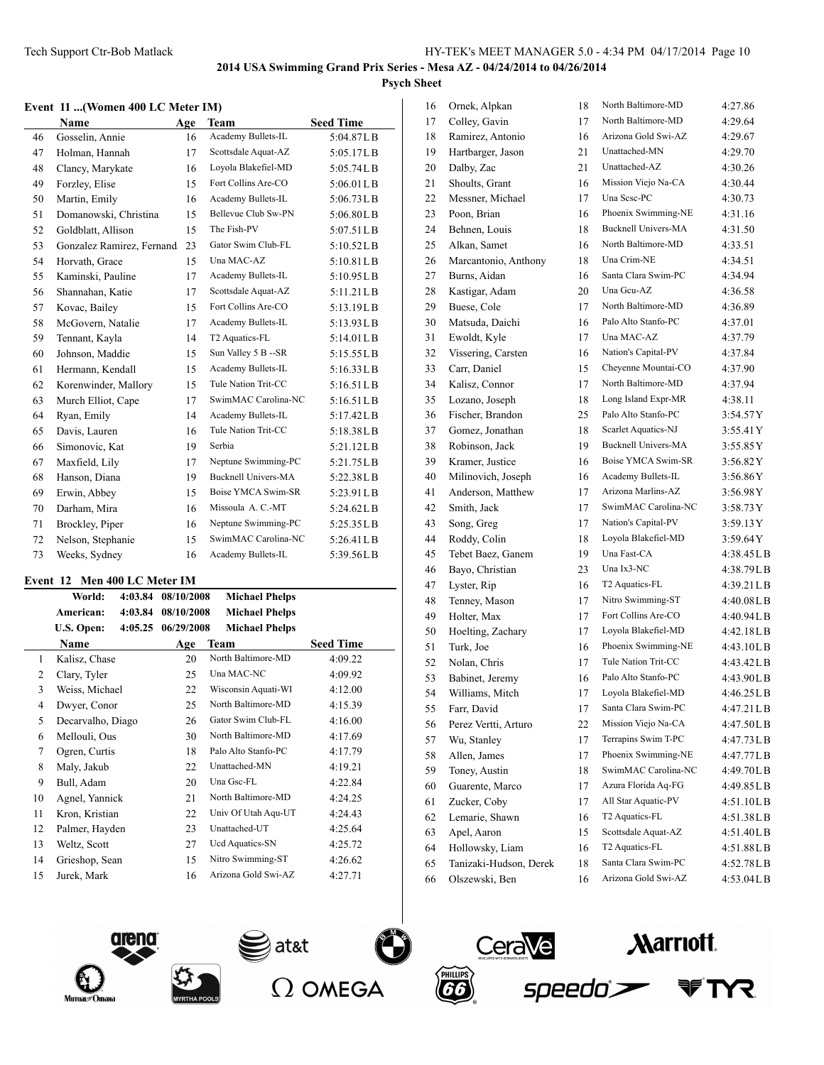**2014 USA Swimming Grand Prix Series - Mesa AZ - 04/24/2014 to 04/26/2014**

**Psych Sheet**

### Event 11 ...(Women 400 LC Meter IM)

| | Name | Age | Team | Seed Time |
|---|---|---|---|---|
| 46 | Gosselin, Annie | 16 | Academy Bullets-IL | 5:04.87LB |
| 47 | Holman, Hannah | 17 | Scottsdale Aquat-AZ | 5:05.17LB |
| 48 | Clancy, Marykate | 16 | Loyola Blakefiel-MD | 5:05.74LB |
| 49 | Forzley, Elise | 15 | Fort Collins Are-CO | 5:06.01LB |
| 50 | Martin, Emily | 16 | Academy Bullets-IL | 5:06.73LB |
| 51 | Domanowski, Christina | 15 | Bellevue Club Sw-PN | 5:06.80LB |
| 52 | Goldblatt, Allison | 15 | The Fish-PV | 5:07.51LB |
| 53 | Gonzalez Ramirez, Fernand | 23 | Gator Swim Club-FL | 5:10.52LB |
| 54 | Horvath, Grace | 15 | Una MAC-AZ | 5:10.81LB |
| 55 | Kaminski, Pauline | 17 | Academy Bullets-IL | 5:10.95LB |
| 56 | Shannahan, Katie | 17 | Scottsdale Aquat-AZ | 5:11.21LB |
| 57 | Kovac, Bailey | 15 | Fort Collins Are-CO | 5:13.19LB |
| 58 | McGovern, Natalie | 17 | Academy Bullets-IL | 5:13.93LB |
| 59 | Tennant, Kayla | 14 | T2 Aquatics-FL | 5:14.01LB |
| 60 | Johnson, Maddie | 15 | Sun Valley 5 B --SR | 5:15.55LB |
| 61 | Hermann, Kendall | 15 | Academy Bullets-IL | 5:16.33LB |
| 62 | Korenwinder, Mallory | 15 | Tule Nation Trit-CC | 5:16.51LB |
| 63 | Murch Elliot, Cape | 17 | SwimMAC Carolina-NC | 5:16.51LB |
| 64 | Ryan, Emily | 14 | Academy Bullets-IL | 5:17.42LB |
| 65 | Davis, Lauren | 16 | Tule Nation Trit-CC | 5:18.38LB |
| 66 | Simonovic, Kat | 19 | Serbia | 5:21.12LB |
| 67 | Maxfield, Lily | 17 | Neptune Swimming-PC | 5:21.75LB |
| 68 | Hanson, Diana | 19 | Bucknell Univers-MA | 5:22.38LB |
| 69 | Erwin, Abbey | 15 | Boise YMCA Swim-SR | 5:23.91LB |
| 70 | Darham, Mira | 16 | Missoula A. C.-MT | 5:24.62LB |
| 71 | Brockley, Piper | 16 | Neptune Swimming-PC | 5:25.35LB |
| 72 | Nelson, Stephanie | 15 | SwimMAC Carolina-NC | 5:26.41LB |
| 73 | Weeks, Sydney | 16 | Academy Bullets-IL | 5:39.56LB |

### Event 12 Men 400 LC Meter IM

| | | | |
|---|---|---|---|
| World: | 4:03.84 | 08/10/2008 | Michael Phelps |
| American: | 4:03.84 | 08/10/2008 | Michael Phelps |
| U.S. Open: | 4:05.25 | 06/29/2008 | Michael Phelps |

| | Name | Age | Team | Seed Time |
|---|---|---|---|---|
| 1 | Kalisz, Chase | 20 | North Baltimore-MD | 4:09.22 |
| 2 | Clary, Tyler | 25 | Una MAC-NC | 4:09.92 |
| 3 | Weiss, Michael | 22 | Wisconsin Aquati-WI | 4:12.00 |
| 4 | Dwyer, Conor | 25 | North Baltimore-MD | 4:15.39 |
| 5 | Decarvalho, Diago | 26 | Gator Swim Club-FL | 4:16.00 |
| 6 | Mellouli, Ous | 30 | North Baltimore-MD | 4:17.69 |
| 7 | Ogren, Curtis | 18 | Palo Alto Stanfo-PC | 4:17.79 |
| 8 | Maly, Jakub | 22 | Unattached-MN | 4:19.21 |
| 9 | Bull, Adam | 20 | Una Gsc-FL | 4:22.84 |
| 10 | Agnel, Yannick | 21 | North Baltimore-MD | 4:24.25 |
| 11 | Kron, Kristian | 22 | Univ Of Utah Aqu-UT | 4:24.43 |
| 12 | Palmer, Hayden | 23 | Unattached-UT | 4:25.64 |
| 13 | Weltz, Scott | 27 | Ucd Aquatics-SN | 4:25.72 |
| 14 | Grieshop, Sean | 15 | Nitro Swimming-ST | 4:26.62 |
| 15 | Jurek, Mark | 16 | Arizona Gold Swi-AZ | 4:27.71 |
| 16 | Ornek, Alpkan | 18 | North Baltimore-MD | 4:27.86 |
| 17 | Colley, Gavin | 17 | North Baltimore-MD | 4:29.64 |
| 18 | Ramirez, Antonio | 16 | Arizona Gold Swi-AZ | 4:29.67 |
| 19 | Hartbarger, Jason | 21 | Unattached-MN | 4:29.70 |
| 20 | Dalby, Zac | 21 | Unattached-AZ | 4:30.26 |
| 21 | Shoults, Grant | 16 | Mission Viejo Na-CA | 4:30.44 |
| 22 | Messner, Michael | 17 | Una Scsc-PC | 4:30.73 |
| 23 | Poon, Brian | 16 | Phoenix Swimming-NE | 4:31.16 |
| 24 | Behnen, Louis | 18 | Bucknell Univers-MA | 4:31.50 |
| 25 | Alkan, Samet | 16 | North Baltimore-MD | 4:33.51 |
| 26 | Marcantonio, Anthony | 18 | Una Crim-NE | 4:34.51 |
| 27 | Burns, Aidan | 16 | Santa Clara Swim-PC | 4:34.94 |
| 28 | Kastigar, Adam | 20 | Una Gcu-AZ | 4:36.58 |
| 29 | Buese, Cole | 17 | North Baltimore-MD | 4:36.89 |
| 30 | Matsuda, Daichi | 16 | Palo Alto Stanfo-PC | 4:37.01 |
| 31 | Ewoldt, Kyle | 17 | Una MAC-AZ | 4:37.79 |
| 32 | Vissering, Carsten | 16 | Nation's Capital-PV | 4:37.84 |
| 33 | Carr, Daniel | 15 | Cheyenne Mountai-CO | 4:37.90 |
| 34 | Kalisz, Connor | 17 | North Baltimore-MD | 4:37.94 |
| 35 | Lozano, Joseph | 18 | Long Island Expr-MR | 4:38.11 |
| 36 | Fischer, Brandon | 25 | Palo Alto Stanfo-PC | 3:54.57Y |
| 37 | Gomez, Jonathan | 18 | Scarlet Aquatics-NJ | 3:55.41Y |
| 38 | Robinson, Jack | 19 | Bucknell Univers-MA | 3:55.85Y |
| 39 | Kramer, Justice | 16 | Boise YMCA Swim-SR | 3:56.82Y |
| 40 | Milinovich, Joseph | 16 | Academy Bullets-IL | 3:56.86Y |
| 41 | Anderson, Matthew | 17 | Arizona Marlins-AZ | 3:56.98Y |
| 42 | Smith, Jack | 17 | SwimMAC Carolina-NC | 3:58.73Y |
| 43 | Song, Greg | 17 | Nation's Capital-PV | 3:59.13Y |
| 44 | Roddy, Colin | 18 | Loyola Blakefiel-MD | 3:59.64Y |
| 45 | Tebet Baez, Ganem | 19 | Una Fast-CA | 4:38.45LB |
| 46 | Bayo, Christian | 23 | Una Ix3-NC | 4:38.79LB |
| 47 | Lyster, Rip | 16 | T2 Aquatics-FL | 4:39.21LB |
| 48 | Tenney, Mason | 17 | Nitro Swimming-ST | 4:40.08LB |
| 49 | Holter, Max | 17 | Fort Collins Are-CO | 4:40.94LB |
| 50 | Hoelting, Zachary | 17 | Loyola Blakefiel-MD | 4:42.18LB |
| 51 | Turk, Joe | 16 | Phoenix Swimming-NE | 4:43.10LB |
| 52 | Nolan, Chris | 17 | Tule Nation Trit-CC | 4:43.42LB |
| 53 | Babinet, Jeremy | 16 | Palo Alto Stanfo-PC | 4:43.90LB |
| 54 | Williams, Mitch | 17 | Loyola Blakefiel-MD | 4:46.25LB |
| 55 | Farr, David | 17 | Santa Clara Swim-PC | 4:47.21LB |
| 56 | Perez Vertti, Arturo | 22 | Mission Viejo Na-CA | 4:47.50LB |
| 57 | Wu, Stanley | 17 | Terrapins Swim T-PC | 4:47.73LB |
| 58 | Allen, James | 17 | Phoenix Swimming-NE | 4:47.77LB |
| 59 | Toney, Austin | 18 | SwimMAC Carolina-NC | 4:49.70LB |
| 60 | Guarente, Marco | 17 | Azura Florida Aq-FG | 4:49.85LB |
| 61 | Zucker, Coby | 17 | All Star Aquatic-PV | 4:51.10LB |
| 62 | Lemarie, Shawn | 16 | T2 Aquatics-FL | 4:51.38LB |
| 63 | Apel, Aaron | 15 | Scottsdale Aquat-AZ | 4:51.40LB |
| 64 | Hollowsky, Liam | 16 | T2 Aquatics-FL | 4:51.88LB |
| 65 | Tanizaki-Hudson, Derek | 18 | Santa Clara Swim-PC | 4:52.78LB |
| 66 | Olszewski, Ben | 16 | Arizona Gold Swi-AZ | 4:53.04LB |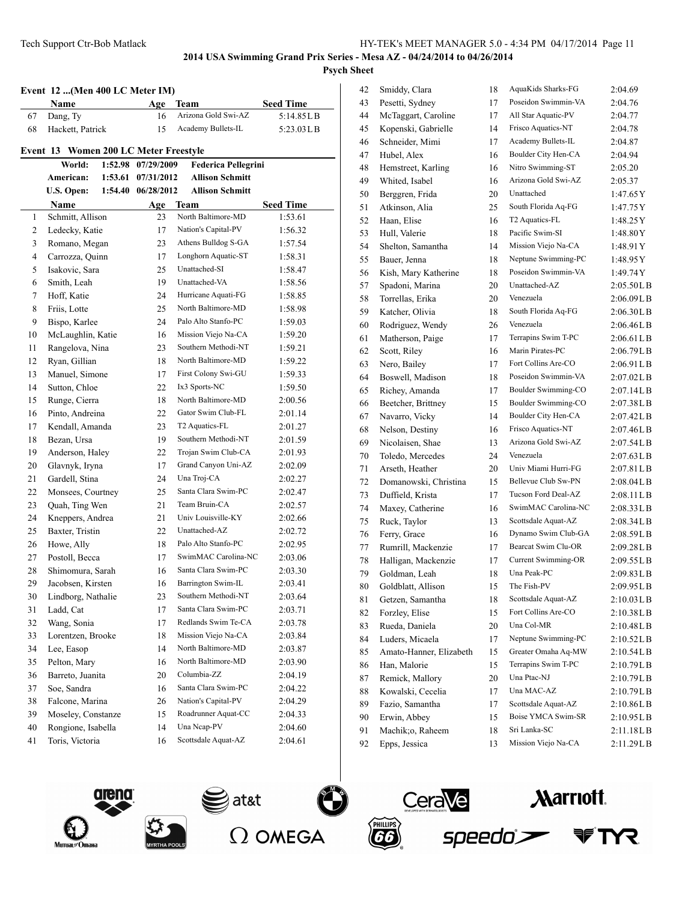**2014 USA Swimming Grand Prix Series - Mesa AZ - 04/24/2014 to 04/26/2014**

**Psych Sheet**

### Event 12 ...(Men 400 LC Meter IM)

| | Name | Age | Team | Seed Time |
|---|---|---|---|---|
| 67 | Dang, Ty | 16 | Arizona Gold Swi-AZ | 5:14.85LB |
| 68 | Hackett, Patrick | 15 | Academy Bullets-IL | 5:23.03LB |

### Event 13 Women 200 LC Meter Freestyle

| | | | |
|---|---|---|---|
| World: | 1:52.98 | 07/29/2009 | Federica Pellegrini |
| American: | 1:53.61 | 07/31/2012 | Allison Schmitt |
| U.S. Open: | 1:54.40 | 06/28/2012 | Allison Schmitt |

| | Name | Age | Team | Seed Time |
|---|---|---|---|---|
| 1 | Schmitt, Allison | 23 | North Baltimore-MD | 1:53.61 |
| 2 | Ledecky, Katie | 17 | Nation's Capital-PV | 1:56.32 |
| 3 | Romano, Megan | 23 | Athens Bulldog S-GA | 1:57.54 |
| 4 | Carrozza, Quinn | 17 | Longhorn Aquatic-ST | 1:58.31 |
| 5 | Isakovic, Sara | 25 | Unattached-SI | 1:58.47 |
| 6 | Smith, Leah | 19 | Unattached-VA | 1:58.56 |
| 7 | Hoff, Katie | 24 | Hurricane Aquati-FG | 1:58.85 |
| 8 | Friis, Lotte | 25 | North Baltimore-MD | 1:58.98 |
| 9 | Bispo, Karlee | 24 | Palo Alto Stanfo-PC | 1:59.03 |
| 10 | McLaughlin, Katie | 16 | Mission Viejo Na-CA | 1:59.20 |
| 11 | Rangelova, Nina | 23 | Southern Methodi-NT | 1:59.21 |
| 12 | Ryan, Gillian | 18 | North Baltimore-MD | 1:59.22 |
| 13 | Manuel, Simone | 17 | First Colony Swi-GU | 1:59.33 |
| 14 | Sutton, Chloe | 22 | Ix3 Sports-NC | 1:59.50 |
| 15 | Runge, Cierra | 18 | North Baltimore-MD | 2:00.56 |
| 16 | Pinto, Andreina | 22 | Gator Swim Club-FL | 2:01.14 |
| 17 | Kendall, Amanda | 23 | T2 Aquatics-FL | 2:01.27 |
| 18 | Bezan, Ursa | 19 | Southern Methodi-NT | 2:01.59 |
| 19 | Anderson, Haley | 22 | Trojan Swim Club-CA | 2:01.93 |
| 20 | Glavnyk, Iryna | 17 | Grand Canyon Uni-AZ | 2:02.09 |
| 21 | Gardell, Stina | 24 | Una Troj-CA | 2:02.27 |
| 22 | Monsees, Courtney | 25 | Santa Clara Swim-PC | 2:02.47 |
| 23 | Quah, Ting Wen | 21 | Team Bruin-CA | 2:02.57 |
| 24 | Kneppers, Andrea | 21 | Univ Louisville-KY | 2:02.66 |
| 25 | Baxter, Tristin | 22 | Unattached-AZ | 2:02.72 |
| 26 | Howe, Ally | 18 | Palo Alto Stanfo-PC | 2:02.95 |
| 27 | Postoll, Becca | 17 | SwimMAC Carolina-NC | 2:03.06 |
| 28 | Shimomura, Sarah | 16 | Santa Clara Swim-PC | 2:03.30 |
| 29 | Jacobsen, Kirsten | 16 | Barrington Swim-IL | 2:03.41 |
| 30 | Lindborg, Nathalie | 23 | Southern Methodi-NT | 2:03.64 |
| 31 | Ladd, Cat | 17 | Santa Clara Swim-PC | 2:03.71 |
| 32 | Wang, Sonia | 17 | Redlands Swim Te-CA | 2:03.78 |
| 33 | Lorentzen, Brooke | 18 | Mission Viejo Na-CA | 2:03.84 |
| 34 | Lee, Easop | 14 | North Baltimore-MD | 2:03.87 |
| 35 | Pelton, Mary | 16 | North Baltimore-MD | 2:03.90 |
| 36 | Barreto, Juanita | 20 | Columbia-ZZ | 2:04.19 |
| 37 | Soe, Sandra | 16 | Santa Clara Swim-PC | 2:04.22 |
| 38 | Falcone, Marina | 26 | Nation's Capital-PV | 2:04.29 |
| 39 | Moseley, Constanze | 15 | Roadrunner Aquat-CC | 2:04.33 |
| 40 | Rongione, Isabella | 14 | Una Ncap-PV | 2:04.60 |
| 41 | Toris, Victoria | 16 | Scottsdale Aquat-AZ | 2:04.61 |
| 42 | Smiddy, Clara | 18 | AquaKids Sharks-FG | 2:04.69 |
| 43 | Pesetti, Sydney | 17 | Poseidon Swimmin-VA | 2:04.76 |
| 44 | McTaggart, Caroline | 17 | All Star Aquatic-PV | 2:04.77 |
| 45 | Kopenski, Gabrielle | 14 | Frisco Aquatics-NT | 2:04.78 |
| 46 | Schneider, Mimi | 17 | Academy Bullets-IL | 2:04.87 |
| 47 | Hubel, Alex | 16 | Boulder City Hen-CA | 2:04.94 |
| 48 | Hemstreet, Karling | 16 | Nitro Swimming-ST | 2:05.20 |
| 49 | Whited, Isabel | 16 | Arizona Gold Swi-AZ | 2:05.37 |
| 50 | Berggren, Frida | 20 | Unattached | 1:47.65Y |
| 51 | Atkinson, Alia | 25 | South Florida Aq-FG | 1:47.75Y |
| 52 | Haan, Elise | 16 | T2 Aquatics-FL | 1:48.25Y |
| 53 | Hull, Valerie | 18 | Pacific Swim-SI | 1:48.80Y |
| 54 | Shelton, Samantha | 14 | Mission Viejo Na-CA | 1:48.91Y |
| 55 | Bauer, Jenna | 18 | Neptune Swimming-PC | 1:48.95Y |
| 56 | Kish, Mary Katherine | 18 | Poseidon Swimmin-VA | 1:49.74Y |
| 57 | Spadoni, Marina | 20 | Unattached-AZ | 2:05.50LB |
| 58 | Torrellas, Erika | 20 | Venezuela | 2:06.09LB |
| 59 | Katcher, Olivia | 18 | South Florida Aq-FG | 2:06.30LB |
| 60 | Rodriguez, Wendy | 26 | Venezuela | 2:06.46LB |
| 61 | Matherson, Paige | 17 | Terrapins Swim T-PC | 2:06.61LB |
| 62 | Scott, Riley | 16 | Marin Pirates-PC | 2:06.79LB |
| 63 | Nero, Bailey | 17 | Fort Collins Are-CO | 2:06.91LB |
| 64 | Boswell, Madison | 18 | Poseidon Swimmin-VA | 2:07.02LB |
| 65 | Richey, Amanda | 17 | Boulder Swimming-CO | 2:07.14LB |
| 66 | Beetcher, Brittney | 15 | Boulder Swimming-CO | 2:07.38LB |
| 67 | Navarro, Vicky | 14 | Boulder City Hen-CA | 2:07.42LB |
| 68 | Nelson, Destiny | 16 | Frisco Aquatics-NT | 2:07.46LB |
| 69 | Nicolaisen, Shae | 13 | Arizona Gold Swi-AZ | 2:07.54LB |
| 70 | Toledo, Mercedes | 24 | Venezuela | 2:07.63LB |
| 71 | Arseth, Heather | 20 | Univ Miami Hurri-FG | 2:07.81LB |
| 72 | Domanowski, Christina | 15 | Bellevue Club Sw-PN | 2:08.04LB |
| 73 | Duffield, Krista | 17 | Tucson Ford Deal-AZ | 2:08.11LB |
| 74 | Maxey, Catherine | 16 | SwimMAC Carolina-NC | 2:08.33LB |
| 75 | Ruck, Taylor | 13 | Scottsdale Aquat-AZ | 2:08.34LB |
| 76 | Ferry, Grace | 16 | Dynamo Swim Club-GA | 2:08.59LB |
| 77 | Rumrill, Mackenzie | 17 | Bearcat Swim Clu-OR | 2:09.28LB |
| 78 | Halligan, Mackenzie | 17 | Current Swimming-OR | 2:09.55LB |
| 79 | Goldman, Leah | 18 | Una Peak-PC | 2:09.83LB |
| 80 | Goldblatt, Allison | 15 | The Fish-PV | 2:09.95LB |
| 81 | Getzen, Samantha | 18 | Scottsdale Aquat-AZ | 2:10.03LB |
| 82 | Forzley, Elise | 15 | Fort Collins Are-CO | 2:10.38LB |
| 83 | Rueda, Daniela | 20 | Una Col-MR | 2:10.48LB |
| 84 | Luders, Micaela | 17 | Neptune Swimming-PC | 2:10.52LB |
| 85 | Amato-Hanner, Elizabeth | 15 | Greater Omaha Aq-MW | 2:10.54LB |
| 86 | Han, Malorie | 15 | Terrapins Swim T-PC | 2:10.79LB |
| 87 | Remick, Mallory | 20 | Una Ptac-NJ | 2:10.79LB |
| 88 | Kowalski, Cecelia | 17 | Una MAC-AZ | 2:10.79LB |
| 89 | Fazio, Samantha | 17 | Scottsdale Aquat-AZ | 2:10.86LB |
| 90 | Erwin, Abbey | 15 | Boise YMCA Swim-SR | 2:10.95LB |
| 91 | Machik;o, Raheem | 18 | Sri Lanka-SC | 2:11.18LB |
| 92 | Epps, Jessica | 13 | Mission Viejo Na-CA | 2:11.29LB |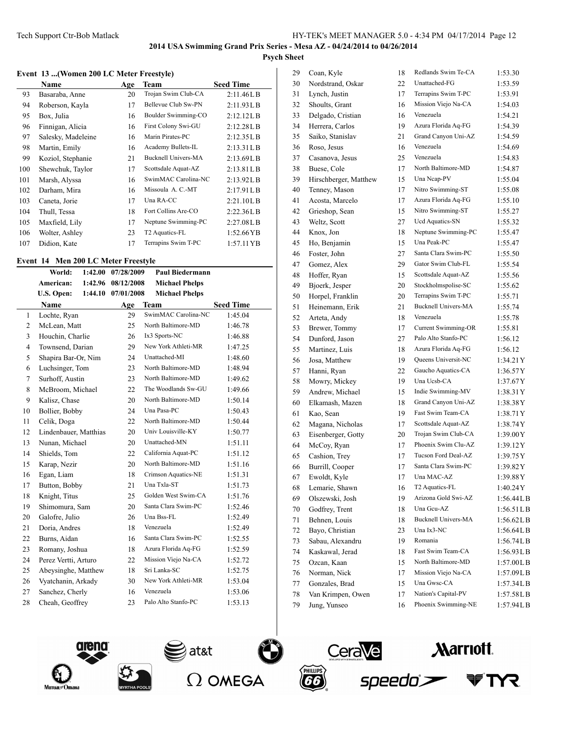2014 USA Swimming Grand Prix Series - Mesa AZ - 04/24/2014 to 04/26/2014

**Psych Sheet**

### Event 13 ...(Women 200 LC Meter Freestyle)

| | Name | Age | Team | Seed Time |
|---|---|---|---|---|
| 93 | Basaraba, Anne | 20 | Trojan Swim Club-CA | 2:11.46LB |
| 94 | Roberson, Kayla | 17 | Bellevue Club Sw-PN | 2:11.93LB |
| 95 | Box, Julia | 16 | Boulder Swimming-CO | 2:12.12LB |
| 96 | Finnigan, Alicia | 16 | First Colony Swi-GU | 2:12.28LB |
| 97 | Salesky, Madeleine | 16 | Marin Pirates-PC | 2:12.35LB |
| 98 | Martin, Emily | 16 | Academy Bullets-IL | 2:13.31LB |
| 99 | Koziol, Stephanie | 21 | Bucknell Univers-MA | 2:13.69LB |
| 100 | Shewchuk, Taylor | 17 | Scottsdale Aquat-AZ | 2:13.81LB |
| 101 | Marsh, Alyssa | 16 | SwimMAC Carolina-NC | 2:13.92LB |
| 102 | Darham, Mira | 16 | Missoula A. C.-MT | 2:17.91LB |
| 103 | Caneta, Jorie | 17 | Una RA-CC | 2:21.10LB |
| 104 | Thull, Tessa | 18 | Fort Collins Are-CO | 2:22.36LB |
| 105 | Maxfield, Lily | 17 | Neptune Swimming-PC | 2:27.08LB |
| 106 | Wolter, Ashley | 23 | T2 Aquatics-FL | 1:52.66YB |
| 107 | Didion, Kate | 17 | Terrapins Swim T-PC | 1:57.11YB |

### Event 14 Men 200 LC Meter Freestyle

| | | | |
|---|---|---|---|
| World: | 1:42.00 | 07/28/2009 | Paul Biedermann |
| American: | 1:42.96 | 08/12/2008 | Michael Phelps |
| U.S. Open: | 1:44.10 | 07/01/2008 | Michael Phelps |

| | Name | Age | Team | Seed Time |
|---|---|---|---|---|
| 1 | Lochte, Ryan | 29 | SwimMAC Carolina-NC | 1:45.04 |
| 2 | McLean, Matt | 25 | North Baltimore-MD | 1:46.78 |
| 3 | Houchin, Charlie | 26 | Ix3 Sports-NC | 1:46.88 |
| 4 | Townsend, Darian | 29 | New York Athleti-MR | 1:47.25 |
| 5 | Shapira Bar-Or, Nim | 24 | Unattached-MI | 1:48.60 |
| 6 | Luchsinger, Tom | 23 | North Baltimore-MD | 1:48.94 |
| 7 | Surhoff, Austin | 23 | North Baltimore-MD | 1:49.62 |
| 8 | McBroom, Michael | 22 | The Woodlands Sw-GU | 1:49.66 |
| 9 | Kalisz, Chase | 20 | North Baltimore-MD | 1:50.14 |
| 10 | Bollier, Bobby | 24 | Una Pasa-PC | 1:50.43 |
| 11 | Celik, Doga | 22 | North Baltimore-MD | 1:50.44 |
| 12 | Lindenbauer, Matthias | 20 | Univ Louisville-KY | 1:50.77 |
| 13 | Nunan, Michael | 20 | Unattached-MN | 1:51.11 |
| 14 | Shields, Tom | 22 | California Aquat-PC | 1:51.12 |
| 15 | Karap, Nezir | 20 | North Baltimore-MD | 1:51.16 |
| 16 | Egan, Liam | 18 | Crimson Aquatics-NE | 1:51.31 |
| 17 | Button, Bobby | 21 | Una Txla-ST | 1:51.73 |
| 18 | Knight, Titus | 25 | Golden West Swim-CA | 1:51.76 |
| 19 | Shimomura, Sam | 20 | Santa Clara Swim-PC | 1:52.46 |
| 20 | Galofre, Julio | 26 | Una Bss-FL | 1:52.49 |
| 21 | Doria, Andres | 18 | Venezuela | 1:52.49 |
| 22 | Burns, Aidan | 16 | Santa Clara Swim-PC | 1:52.55 |
| 23 | Romany, Joshua | 18 | Azura Florida Aq-FG | 1:52.59 |
| 24 | Perez Vertti, Arturo | 22 | Mission Viejo Na-CA | 1:52.72 |
| 25 | Abeysinghe, Matthew | 18 | Sri Lanka-SC | 1:52.75 |
| 26 | Vyatchanin, Arkady | 30 | New York Athleti-MR | 1:53.04 |
| 27 | Sanchez, Cherly | 16 | Venezuela | 1:53.06 |
| 28 | Cheah, Geoffrey | 23 | Palo Alto Stanfo-PC | 1:53.13 |
| 29 | Coan, Kyle | 18 | Redlands Swim Te-CA | 1:53.30 |
| 30 | Nordstrand, Oskar | 22 | Unattached-FG | 1:53.59 |
| 31 | Lynch, Justin | 17 | Terrapins Swim T-PC | 1:53.91 |
| 32 | Shoults, Grant | 16 | Mission Viejo Na-CA | 1:54.03 |
| 33 | Delgado, Cristian | 16 | Venezuela | 1:54.21 |
| 34 | Herrera, Carlos | 19 | Azura Florida Aq-FG | 1:54.39 |
| 35 | Saiko, Stanislav | 21 | Grand Canyon Uni-AZ | 1:54.59 |
| 36 | Roso, Jesus | 16 | Venezuela | 1:54.69 |
| 37 | Casanova, Jesus | 25 | Venezuela | 1:54.83 |
| 38 | Buese, Cole | 17 | North Baltimore-MD | 1:54.87 |
| 39 | Hirschberger, Matthew | 15 | Una Ncap-PV | 1:55.04 |
| 40 | Tenney, Mason | 17 | Nitro Swimming-ST | 1:55.08 |
| 41 | Acosta, Marcelo | 17 | Azura Florida Aq-FG | 1:55.10 |
| 42 | Grieshop, Sean | 15 | Nitro Swimming-ST | 1:55.27 |
| 43 | Weltz, Scott | 27 | Ucd Aquatics-SN | 1:55.32 |
| 44 | Knox, Jon | 18 | Neptune Swimming-PC | 1:55.47 |
| 45 | Ho, Benjamin | 15 | Una Peak-PC | 1:55.47 |
| 46 | Foster, John | 27 | Santa Clara Swim-PC | 1:55.50 |
| 47 | Gomez, Alex | 29 | Gator Swim Club-FL | 1:55.54 |
| 48 | Hoffer, Ryan | 15 | Scottsdale Aquat-AZ | 1:55.56 |
| 49 | Bjoerk, Jesper | 20 | Stockholmspolise-SC | 1:55.62 |
| 50 | Horpel, Franklin | 20 | Terrapins Swim T-PC | 1:55.71 |
| 51 | Heinemann, Erik | 21 | Bucknell Univers-MA | 1:55.74 |
| 52 | Arteta, Andy | 18 | Venezuela | 1:55.78 |
| 53 | Brewer, Tommy | 17 | Current Swimming-OR | 1:55.81 |
| 54 | Dunford, Jason | 27 | Palo Alto Stanfo-PC | 1:56.12 |
| 55 | Martinez, Luis | 18 | Azura Florida Aq-FG | 1:56.12 |
| 56 | Josa, Matthew | 19 | Queens Universit-NC | 1:34.21Y |
| 57 | Hanni, Ryan | 22 | Gaucho Aquatics-CA | 1:36.57Y |
| 58 | Mowry, Mickey | 19 | Una Ucsb-CA | 1:37.67Y |
| 59 | Andrew, Michael | 15 | Indie Swimming-MV | 1:38.31Y |
| 60 | Elkamash, Mazen | 18 | Grand Canyon Uni-AZ | 1:38.38Y |
| 61 | Kao, Sean | 19 | Fast Swim Team-CA | 1:38.71Y |
| 62 | Magana, Nicholas | 17 | Scottsdale Aquat-AZ | 1:38.74Y |
| 63 | Eisenberger, Gotty | 20 | Trojan Swim Club-CA | 1:39.00Y |
| 64 | McCoy, Ryan | 17 | Phoenix Swim Clu-AZ | 1:39.12Y |
| 65 | Cashion, Trey | 17 | Tucson Ford Deal-AZ | 1:39.75Y |
| 66 | Burrill, Cooper | 17 | Santa Clara Swim-PC | 1:39.82Y |
| 67 | Ewoldt, Kyle | 17 | Una MAC-AZ | 1:39.88Y |
| 68 | Lemarie, Shawn | 16 | T2 Aquatics-FL | 1:40.24Y |
| 69 | Olszewski, Josh | 19 | Arizona Gold Swi-AZ | 1:56.44LB |
| 70 | Godfrey, Trent | 18 | Una Gcu-AZ | 1:56.51LB |
| 71 | Behnen, Louis | 18 | Bucknell Univers-MA | 1:56.62LB |
| 72 | Bayo, Christian | 23 | Una Ix3-NC | 1:56.64LB |
| 73 | Sabau, Alexandru | 19 | Romania | 1:56.74LB |
| 74 | Kaskawal, Jerad | 18 | Fast Swim Team-CA | 1:56.93LB |
| 75 | Ozcan, Kaan | 15 | North Baltimore-MD | 1:57.00LB |
| 76 | Norman, Nick | 17 | Mission Viejo Na-CA | 1:57.09LB |
| 77 | Gonzales, Brad | 15 | Una Gwsc-CA | 1:57.34LB |
| 78 | Van Krimpen, Owen | 17 | Nation's Capital-PV | 1:57.58LB |
| 79 | Jung, Yunseo | 16 | Phoenix Swimming-NE | 1:57.94LB |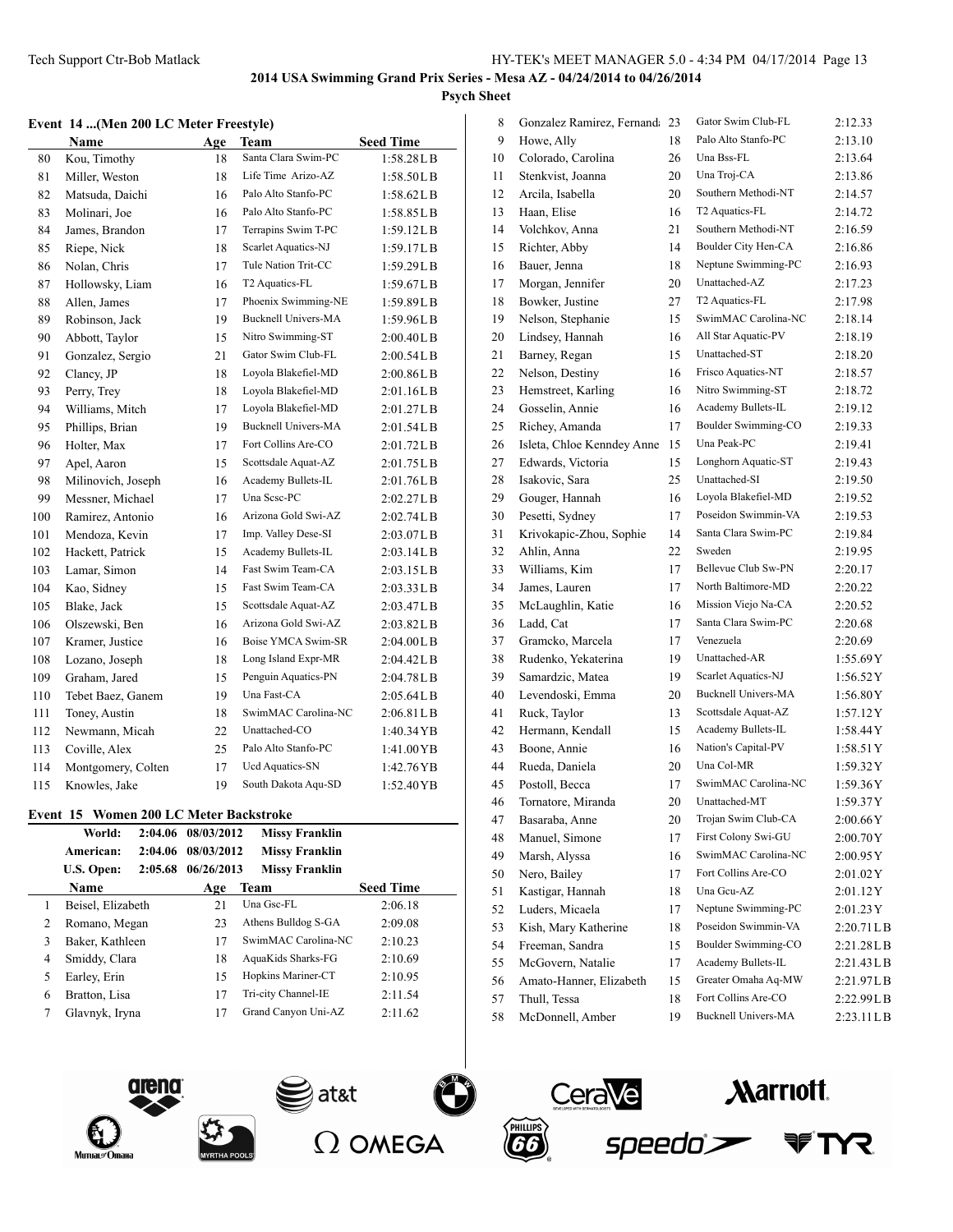2014 USA Swimming Grand Prix Series - Mesa AZ - 04/24/2014 to 04/26/2014

**Psych Sheet**

### Event 14 ...(Men 200 LC Meter Freestyle)

| | Name | Age | Team | Seed Time |
|---|---|---|---|---|
| 80 | Kou, Timothy | 18 | Santa Clara Swim-PC | 1:58.28LB |
| 81 | Miller, Weston | 18 | Life Time Arizo-AZ | 1:58.50LB |
| 82 | Matsuda, Daichi | 16 | Palo Alto Stanfo-PC | 1:58.62LB |
| 83 | Molinari, Joe | 16 | Palo Alto Stanfo-PC | 1:58.85LB |
| 84 | James, Brandon | 17 | Terrapins Swim T-PC | 1:59.12LB |
| 85 | Riepe, Nick | 18 | Scarlet Aquatics-NJ | 1:59.17LB |
| 86 | Nolan, Chris | 17 | Tule Nation Trit-CC | 1:59.29LB |
| 87 | Hollowsky, Liam | 16 | T2 Aquatics-FL | 1:59.67LB |
| 88 | Allen, James | 17 | Phoenix Swimming-NE | 1:59.89LB |
| 89 | Robinson, Jack | 19 | Bucknell Univers-MA | 1:59.96LB |
| 90 | Abbott, Taylor | 15 | Nitro Swimming-ST | 2:00.40LB |
| 91 | Gonzalez, Sergio | 21 | Gator Swim Club-FL | 2:00.54LB |
| 92 | Clancy, JP | 18 | Loyola Blakefiel-MD | 2:00.86LB |
| 93 | Perry, Trey | 18 | Loyola Blakefiel-MD | 2:01.16LB |
| 94 | Williams, Mitch | 17 | Loyola Blakefiel-MD | 2:01.27LB |
| 95 | Phillips, Brian | 19 | Bucknell Univers-MA | 2:01.54LB |
| 96 | Holter, Max | 17 | Fort Collins Are-CO | 2:01.72LB |
| 97 | Apel, Aaron | 15 | Scottsdale Aquat-AZ | 2:01.75LB |
| 98 | Milinovich, Joseph | 16 | Academy Bullets-IL | 2:01.76LB |
| 99 | Messner, Michael | 17 | Una Scsc-PC | 2:02.27LB |
| 100 | Ramirez, Antonio | 16 | Arizona Gold Swi-AZ | 2:02.74LB |
| 101 | Mendoza, Kevin | 17 | Imp. Valley Dese-SI | 2:03.07LB |
| 102 | Hackett, Patrick | 15 | Academy Bullets-IL | 2:03.14LB |
| 103 | Lamar, Simon | 14 | Fast Swim Team-CA | 2:03.15LB |
| 104 | Kao, Sidney | 15 | Fast Swim Team-CA | 2:03.33LB |
| 105 | Blake, Jack | 15 | Scottsdale Aquat-AZ | 2:03.47LB |
| 106 | Olszewski, Ben | 16 | Arizona Gold Swi-AZ | 2:03.82LB |
| 107 | Kramer, Justice | 16 | Boise YMCA Swim-SR | 2:04.00LB |
| 108 | Lozano, Joseph | 18 | Long Island Expr-MR | 2:04.42LB |
| 109 | Graham, Jared | 15 | Penguin Aquatics-PN | 2:04.78LB |
| 110 | Tebet Baez, Ganem | 19 | Una Fast-CA | 2:05.64LB |
| 111 | Toney, Austin | 18 | SwimMAC Carolina-NC | 2:06.81LB |
| 112 | Newmann, Micah | 22 | Unattached-CO | 1:40.34YB |
| 113 | Coville, Alex | 25 | Palo Alto Stanfo-PC | 1:41.00YB |
| 114 | Montgomery, Colten | 17 | Ucd Aquatics-SN | 1:42.76YB |
| 115 | Knowles, Jake | 19 | South Dakota Aqu-SD | 1:52.40YB |

### Event 15 Women 200 LC Meter Backstroke

| | | | |
|---|---|---|---|
| **World:** | **2:04.06** | **08/03/2012** | **Missy Franklin** |
| **American:** | **2:04.06** | **08/03/2012** | **Missy Franklin** |
| **U.S. Open:** | **2:05.68** | **06/26/2013** | **Missy Franklin** |

| | Name | Age | Team | Seed Time |
|---|---|---|---|---|
| 1 | Beisel, Elizabeth | 21 | Una Gsc-FL | 2:06.18 |
| 2 | Romano, Megan | 23 | Athens Bulldog S-GA | 2:09.08 |
| 3 | Baker, Kathleen | 17 | SwimMAC Carolina-NC | 2:10.23 |
| 4 | Smiddy, Clara | 18 | AquaKids Sharks-FG | 2:10.69 |
| 5 | Earley, Erin | 15 | Hopkins Mariner-CT | 2:10.95 |
| 6 | Bratton, Lisa | 17 | Tri-city Channel-IE | 2:11.54 |
| 7 | Glavnyk, Iryna | 17 | Grand Canyon Uni-AZ | 2:11.62 |
| 8 | Gonzalez Ramirez, Fernand: | 23 | Gator Swim Club-FL | 2:12.33 |
| 9 | Howe, Ally | 18 | Palo Alto Stanfo-PC | 2:13.10 |
| 10 | Colorado, Carolina | 26 | Una Bss-FL | 2:13.64 |
| 11 | Stenkvist, Joanna | 20 | Una Troj-CA | 2:13.86 |
| 12 | Arcila, Isabella | 20 | Southern Methodi-NT | 2:14.57 |
| 13 | Haan, Elise | 16 | T2 Aquatics-FL | 2:14.72 |
| 14 | Volchkov, Anna | 21 | Southern Methodi-NT | 2:16.59 |
| 15 | Richter, Abby | 14 | Boulder City Hen-CA | 2:16.86 |
| 16 | Bauer, Jenna | 18 | Neptune Swimming-PC | 2:16.93 |
| 17 | Morgan, Jennifer | 20 | Unattached-AZ | 2:17.23 |
| 18 | Bowker, Justine | 27 | T2 Aquatics-FL | 2:17.98 |
| 19 | Nelson, Stephanie | 15 | SwimMAC Carolina-NC | 2:18.14 |
| 20 | Lindsey, Hannah | 16 | All Star Aquatic-PV | 2:18.19 |
| 21 | Barney, Regan | 15 | Unattached-ST | 2:18.20 |
| 22 | Nelson, Destiny | 16 | Frisco Aquatics-NT | 2:18.57 |
| 23 | Hemstreet, Karling | 16 | Nitro Swimming-ST | 2:18.72 |
| 24 | Gosselin, Annie | 16 | Academy Bullets-IL | 2:19.12 |
| 25 | Richey, Amanda | 17 | Boulder Swimming-CO | 2:19.33 |
| 26 | Isleta, Chloe Kenndey Anne | 15 | Una Peak-PC | 2:19.41 |
| 27 | Edwards, Victoria | 15 | Longhorn Aquatic-ST | 2:19.43 |
| 28 | Isakovic, Sara | 25 | Unattached-SI | 2:19.50 |
| 29 | Gouger, Hannah | 16 | Loyola Blakefiel-MD | 2:19.52 |
| 30 | Pesetti, Sydney | 17 | Poseidon Swimmin-VA | 2:19.53 |
| 31 | Krivokapic-Zhou, Sophie | 14 | Santa Clara Swim-PC | 2:19.84 |
| 32 | Ahlin, Anna | 22 | Sweden | 2:19.95 |
| 33 | Williams, Kim | 17 | Bellevue Club Sw-PN | 2:20.17 |
| 34 | James, Lauren | 17 | North Baltimore-MD | 2:20.22 |
| 35 | McLaughlin, Katie | 16 | Mission Viejo Na-CA | 2:20.52 |
| 36 | Ladd, Cat | 17 | Santa Clara Swim-PC | 2:20.68 |
| 37 | Gramcko, Marcela | 17 | Venezuela | 2:20.69 |
| 38 | Rudenko, Yekaterina | 19 | Unattached-AR | 1:55.69Y |
| 39 | Samardzic, Matea | 19 | Scarlet Aquatics-NJ | 1:56.52Y |
| 40 | Levendoski, Emma | 20 | Bucknell Univers-MA | 1:56.80Y |
| 41 | Ruck, Taylor | 13 | Scottsdale Aquat-AZ | 1:57.12Y |
| 42 | Hermann, Kendall | 15 | Academy Bullets-IL | 1:58.44Y |
| 43 | Boone, Annie | 16 | Nation's Capital-PV | 1:58.51Y |
| 44 | Rueda, Daniela | 20 | Una Col-MR | 1:59.32Y |
| 45 | Postoll, Becca | 17 | SwimMAC Carolina-NC | 1:59.36Y |
| 46 | Tornatore, Miranda | 20 | Unattached-MT | 1:59.37Y |
| 47 | Basaraba, Anne | 20 | Trojan Swim Club-CA | 2:00.66Y |
| 48 | Manuel, Simone | 17 | First Colony Swi-GU | 2:00.70Y |
| 49 | Marsh, Alyssa | 16 | SwimMAC Carolina-NC | 2:00.95Y |
| 50 | Nero, Bailey | 17 | Fort Collins Are-CO | 2:01.02Y |
| 51 | Kastigar, Hannah | 18 | Una Gcu-AZ | 2:01.12Y |
| 52 | Luders, Micaela | 17 | Neptune Swimming-PC | 2:01.23Y |
| 53 | Kish, Mary Katherine | 18 | Poseidon Swimmin-VA | 2:20.71LB |
| 54 | Freeman, Sandra | 15 | Boulder Swimming-CO | 2:21.28LB |
| 55 | McGovern, Natalie | 17 | Academy Bullets-IL | 2:21.43LB |
| 56 | Amato-Hanner, Elizabeth | 15 | Greater Omaha Aq-MW | 2:21.97LB |
| 57 | Thull, Tessa | 18 | Fort Collins Are-CO | 2:22.99LB |
| 58 | McDonnell, Amber | 19 | Bucknell Univers-MA | 2:23.11LB |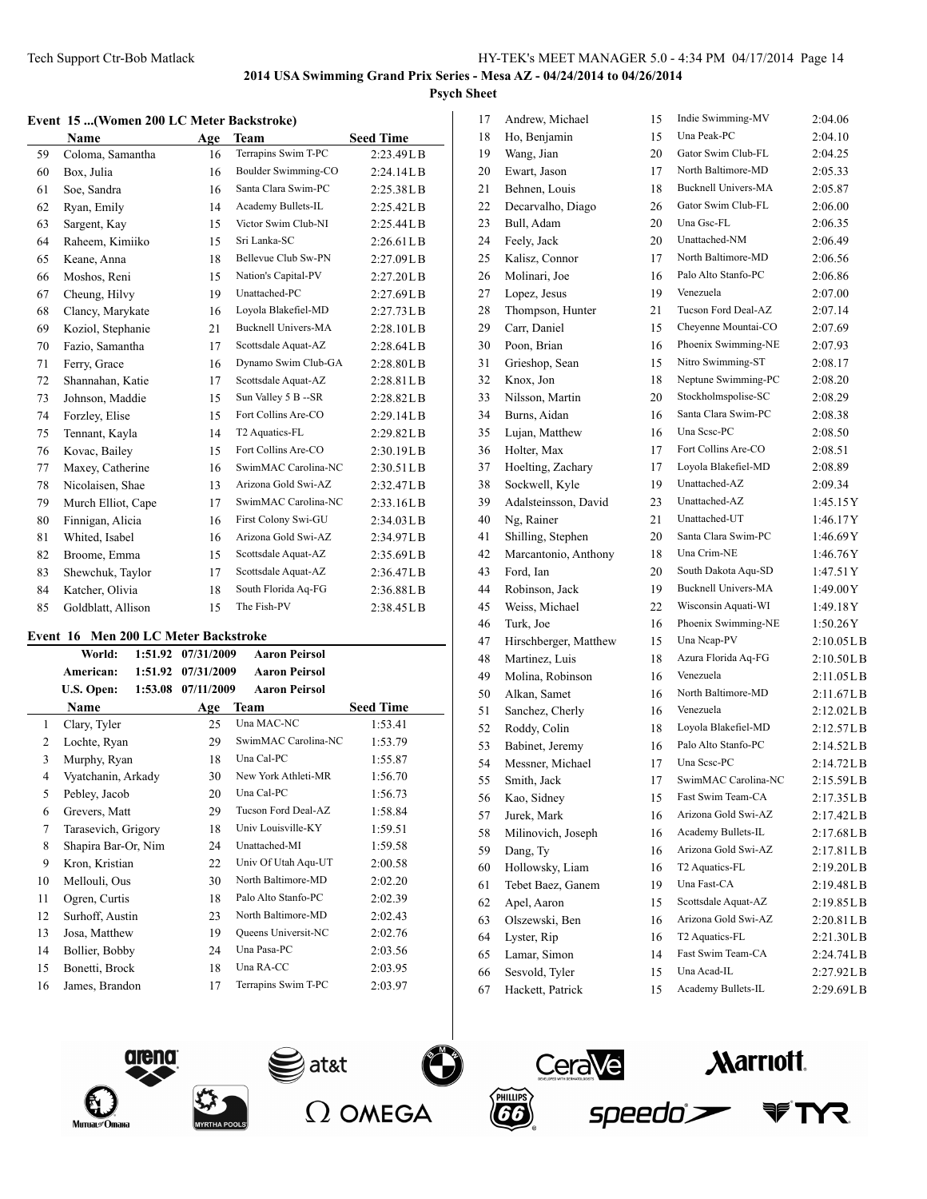## 2014 USA Swimming Grand Prix Series - Mesa AZ - 04/24/2014 to 04/26/2014

**Psych Sheet**

### Event 15 ...(Women 200 LC Meter Backstroke)

| | Name | Age | Team | Seed Time |
|---|---|---|---|---|
| 59 | Coloma, Samantha | 16 | Terrapins Swim T-PC | 2:23.49LB |
| 60 | Box, Julia | 16 | Boulder Swimming-CO | 2:24.14LB |
| 61 | Soe, Sandra | 16 | Santa Clara Swim-PC | 2:25.38LB |
| 62 | Ryan, Emily | 14 | Academy Bullets-IL | 2:25.42LB |
| 63 | Sargent, Kay | 15 | Victor Swim Club-NI | 2:25.44LB |
| 64 | Raheem, Kimiiko | 15 | Sri Lanka-SC | 2:26.61LB |
| 65 | Keane, Anna | 18 | Bellevue Club Sw-PN | 2:27.09LB |
| 66 | Moshos, Reni | 15 | Nation's Capital-PV | 2:27.20LB |
| 67 | Cheung, Hilvy | 19 | Unattached-PC | 2:27.69LB |
| 68 | Clancy, Marykate | 16 | Loyola Blakefiel-MD | 2:27.73LB |
| 69 | Koziol, Stephanie | 21 | Bucknell Univers-MA | 2:28.10LB |
| 70 | Fazio, Samantha | 17 | Scottsdale Aquat-AZ | 2:28.64LB |
| 71 | Ferry, Grace | 16 | Dynamo Swim Club-GA | 2:28.80LB |
| 72 | Shannahan, Katie | 17 | Scottsdale Aquat-AZ | 2:28.81LB |
| 73 | Johnson, Maddie | 15 | Sun Valley 5 B --SR | 2:28.82LB |
| 74 | Forzley, Elise | 15 | Fort Collins Are-CO | 2:29.14LB |
| 75 | Tennant, Kayla | 14 | T2 Aquatics-FL | 2:29.82LB |
| 76 | Kovac, Bailey | 15 | Fort Collins Are-CO | 2:30.19LB |
| 77 | Maxey, Catherine | 16 | SwimMAC Carolina-NC | 2:30.51LB |
| 78 | Nicolaisen, Shae | 13 | Arizona Gold Swi-AZ | 2:32.47LB |
| 79 | Murch Elliot, Cape | 17 | SwimMAC Carolina-NC | 2:33.16LB |
| 80 | Finnigan, Alicia | 16 | First Colony Swi-GU | 2:34.03LB |
| 81 | Whited, Isabel | 16 | Arizona Gold Swi-AZ | 2:34.97LB |
| 82 | Broome, Emma | 15 | Scottsdale Aquat-AZ | 2:35.69LB |
| 83 | Shewchuk, Taylor | 17 | Scottsdale Aquat-AZ | 2:36.47LB |
| 84 | Katcher, Olivia | 18 | South Florida Aq-FG | 2:36.88LB |
| 85 | Goldblatt, Allison | 15 | The Fish-PV | 2:38.45LB |

### Event 16 Men 200 LC Meter Backstroke

| | | | |
|---|---|---|---|
| **World:** | 1:51.92 | 07/31/2009 | **Aaron Peirsol** |
| **American:** | 1:51.92 | 07/31/2009 | **Aaron Peirsol** |
| **U.S. Open:** | 1:53.08 | 07/11/2009 | **Aaron Peirsol** |

| | Name | Age | Team | Seed Time |
|---|---|---|---|---|
| 1 | Clary, Tyler | 25 | Una MAC-NC | 1:53.41 |
| 2 | Lochte, Ryan | 29 | SwimMAC Carolina-NC | 1:53.79 |
| 3 | Murphy, Ryan | 18 | Una Cal-PC | 1:55.87 |
| 4 | Vyatchanin, Arkady | 30 | New York Athleti-MR | 1:56.70 |
| 5 | Pebley, Jacob | 20 | Una Cal-PC | 1:56.73 |
| 6 | Grevers, Matt | 29 | Tucson Ford Deal-AZ | 1:58.84 |
| 7 | Tarasevich, Grigory | 18 | Univ Louisville-KY | 1:59.51 |
| 8 | Shapira Bar-Or, Nim | 24 | Unattached-MI | 1:59.58 |
| 9 | Kron, Kristian | 22 | Univ Of Utah Aqu-UT | 2:00.58 |
| 10 | Mellouli, Ous | 30 | North Baltimore-MD | 2:02.20 |
| 11 | Ogren, Curtis | 18 | Palo Alto Stanfo-PC | 2:02.39 |
| 12 | Surhoff, Austin | 23 | North Baltimore-MD | 2:02.43 |
| 13 | Josa, Matthew | 19 | Queens Universit-NC | 2:02.76 |
| 14 | Bollier, Bobby | 24 | Una Pasa-PC | 2:03.56 |
| 15 | Bonetti, Brock | 18 | Una RA-CC | 2:03.95 |
| 16 | James, Brandon | 17 | Terrapins Swim T-PC | 2:03.97 |
| 17 | Andrew, Michael | 15 | Indie Swimming-MV | 2:04.06 |
| 18 | Ho, Benjamin | 15 | Una Peak-PC | 2:04.10 |
| 19 | Wang, Jian | 20 | Gator Swim Club-FL | 2:04.25 |
| 20 | Ewart, Jason | 17 | North Baltimore-MD | 2:05.33 |
| 21 | Behnen, Louis | 18 | Bucknell Univers-MA | 2:05.87 |
| 22 | Decarvalho, Diago | 26 | Gator Swim Club-FL | 2:06.00 |
| 23 | Bull, Adam | 20 | Una Gsc-FL | 2:06.35 |
| 24 | Feely, Jack | 20 | Unattached-NM | 2:06.49 |
| 25 | Kalisz, Connor | 17 | North Baltimore-MD | 2:06.56 |
| 26 | Molinari, Joe | 16 | Palo Alto Stanfo-PC | 2:06.86 |
| 27 | Lopez, Jesus | 19 | Venezuela | 2:07.00 |
| 28 | Thompson, Hunter | 21 | Tucson Ford Deal-AZ | 2:07.14 |
| 29 | Carr, Daniel | 15 | Cheyenne Mountai-CO | 2:07.69 |
| 30 | Poon, Brian | 16 | Phoenix Swimming-NE | 2:07.93 |
| 31 | Grieshop, Sean | 15 | Nitro Swimming-ST | 2:08.17 |
| 32 | Knox, Jon | 18 | Neptune Swimming-PC | 2:08.20 |
| 33 | Nilsson, Martin | 20 | Stockholmspolise-SC | 2:08.29 |
| 34 | Burns, Aidan | 16 | Santa Clara Swim-PC | 2:08.38 |
| 35 | Lujan, Matthew | 16 | Una Scsc-PC | 2:08.50 |
| 36 | Holter, Max | 17 | Fort Collins Are-CO | 2:08.51 |
| 37 | Hoelting, Zachary | 17 | Loyola Blakefiel-MD | 2:08.89 |
| 38 | Sockwell, Kyle | 19 | Unattached-AZ | 2:09.34 |
| 39 | Adalsteinsson, David | 23 | Unattached-AZ | 1:45.15Y |
| 40 | Ng, Rainer | 21 | Unattached-UT | 1:46.17Y |
| 41 | Shilling, Stephen | 20 | Santa Clara Swim-PC | 1:46.69Y |
| 42 | Marcantonio, Anthony | 18 | Una Crim-NE | 1:46.76Y |
| 43 | Ford, Ian | 20 | South Dakota Aqu-SD | 1:47.51Y |
| 44 | Robinson, Jack | 19 | Bucknell Univers-MA | 1:49.00Y |
| 45 | Weiss, Michael | 22 | Wisconsin Aquati-WI | 1:49.18Y |
| 46 | Turk, Joe | 16 | Phoenix Swimming-NE | 1:50.26Y |
| 47 | Hirschberger, Matthew | 15 | Una Ncap-PV | 2:10.05LB |
| 48 | Martinez, Luis | 18 | Azura Florida Aq-FG | 2:10.50LB |
| 49 | Molina, Robinson | 16 | Venezuela | 2:11.05LB |
| 50 | Alkan, Samet | 16 | North Baltimore-MD | 2:11.67LB |
| 51 | Sanchez, Cherly | 16 | Venezuela | 2:12.02LB |
| 52 | Roddy, Colin | 18 | Loyola Blakefiel-MD | 2:12.57LB |
| 53 | Babinet, Jeremy | 16 | Palo Alto Stanfo-PC | 2:14.52LB |
| 54 | Messner, Michael | 17 | Una Scsc-PC | 2:14.72LB |
| 55 | Smith, Jack | 17 | SwimMAC Carolina-NC | 2:15.59LB |
| 56 | Kao, Sidney | 15 | Fast Swim Team-CA | 2:17.35LB |
| 57 | Jurek, Mark | 16 | Arizona Gold Swi-AZ | 2:17.42LB |
| 58 | Milinovich, Joseph | 16 | Academy Bullets-IL | 2:17.68LB |
| 59 | Dang, Ty | 16 | Arizona Gold Swi-AZ | 2:17.81LB |
| 60 | Hollowsky, Liam | 16 | T2 Aquatics-FL | 2:19.20LB |
| 61 | Tebet Baez, Ganem | 19 | Una Fast-CA | 2:19.48LB |
| 62 | Apel, Aaron | 15 | Scottsdale Aquat-AZ | 2:19.85LB |
| 63 | Olszewski, Ben | 16 | Arizona Gold Swi-AZ | 2:20.81LB |
| 64 | Lyster, Rip | 16 | T2 Aquatics-FL | 2:21.30LB |
| 65 | Lamar, Simon | 14 | Fast Swim Team-CA | 2:24.74LB |
| 66 | Sesvold, Tyler | 15 | Una Acad-IL | 2:27.92LB |
| 67 | Hackett, Patrick | 15 | Academy Bullets-IL | 2:29.69LB |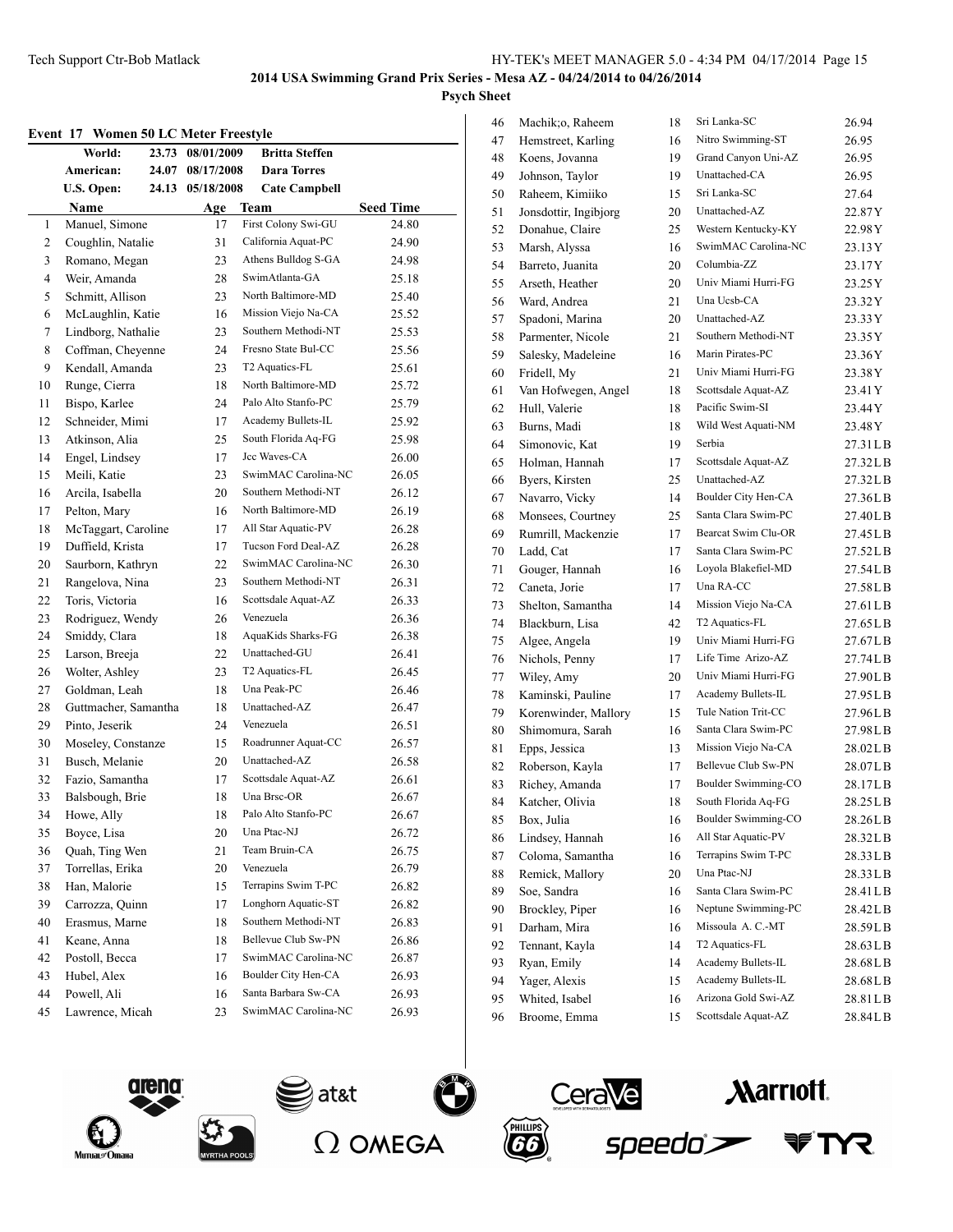**2014 USA Swimming Grand Prix Series - Mesa AZ - 04/24/2014 to 04/26/2014**

**Psych Sheet**

### Event 17 Women 50 LC Meter Freestyle

| | | | |
|---|---|---|---|
| World: | 23.73 | 08/01/2009 | Britta Steffen |
| American: | 24.07 | 08/17/2008 | Dara Torres |
| U.S. Open: | 24.13 | 05/18/2008 | Cate Campbell |

| | Name | Age | Team | Seed Time |
|---|---|---|---|---|
| 1 | Manuel, Simone | 17 | First Colony Swi-GU | 24.80 |
| 2 | Coughlin, Natalie | 31 | California Aquat-PC | 24.90 |
| 3 | Romano, Megan | 23 | Athens Bulldog S-GA | 24.98 |
| 4 | Weir, Amanda | 28 | SwimAtlanta-GA | 25.18 |
| 5 | Schmitt, Allison | 23 | North Baltimore-MD | 25.40 |
| 6 | McLaughlin, Katie | 16 | Mission Viejo Na-CA | 25.52 |
| 7 | Lindborg, Nathalie | 23 | Southern Methodi-NT | 25.53 |
| 8 | Coffman, Cheyenne | 24 | Fresno State Bul-CC | 25.56 |
| 9 | Kendall, Amanda | 23 | T2 Aquatics-FL | 25.61 |
| 10 | Runge, Cierra | 18 | North Baltimore-MD | 25.72 |
| 11 | Bispo, Karlee | 24 | Palo Alto Stanfo-PC | 25.79 |
| 12 | Schneider, Mimi | 17 | Academy Bullets-IL | 25.92 |
| 13 | Atkinson, Alia | 25 | South Florida Aq-FG | 25.98 |
| 14 | Engel, Lindsey | 17 | Jcc Waves-CA | 26.00 |
| 15 | Meili, Katie | 23 | SwimMAC Carolina-NC | 26.05 |
| 16 | Arcila, Isabella | 20 | Southern Methodi-NT | 26.12 |
| 17 | Pelton, Mary | 16 | North Baltimore-MD | 26.19 |
| 18 | McTaggart, Caroline | 17 | All Star Aquatic-PV | 26.28 |
| 19 | Duffield, Krista | 17 | Tucson Ford Deal-AZ | 26.28 |
| 20 | Saurborn, Kathryn | 22 | SwimMAC Carolina-NC | 26.30 |
| 21 | Rangelova, Nina | 23 | Southern Methodi-NT | 26.31 |
| 22 | Toris, Victoria | 16 | Scottsdale Aquat-AZ | 26.33 |
| 23 | Rodriguez, Wendy | 26 | Venezuela | 26.36 |
| 24 | Smiddy, Clara | 18 | AquaKids Sharks-FG | 26.38 |
| 25 | Larson, Breeja | 22 | Unattached-GU | 26.41 |
| 26 | Wolter, Ashley | 23 | T2 Aquatics-FL | 26.45 |
| 27 | Goldman, Leah | 18 | Una Peak-PC | 26.46 |
| 28 | Guttmacher, Samantha | 18 | Unattached-AZ | 26.47 |
| 29 | Pinto, Jeserik | 24 | Venezuela | 26.51 |
| 30 | Moseley, Constanze | 15 | Roadrunner Aquat-CC | 26.57 |
| 31 | Busch, Melanie | 20 | Unattached-AZ | 26.58 |
| 32 | Fazio, Samantha | 17 | Scottsdale Aquat-AZ | 26.61 |
| 33 | Balsbough, Brie | 18 | Una Brsc-OR | 26.67 |
| 34 | Howe, Ally | 18 | Palo Alto Stanfo-PC | 26.67 |
| 35 | Boyce, Lisa | 20 | Una Ptac-NJ | 26.72 |
| 36 | Quah, Ting Wen | 21 | Team Bruin-CA | 26.75 |
| 37 | Torrellas, Erika | 20 | Venezuela | 26.79 |
| 38 | Han, Malorie | 15 | Terrapins Swim T-PC | 26.82 |
| 39 | Carrozza, Quinn | 17 | Longhorn Aquatic-ST | 26.82 |
| 40 | Erasmus, Marne | 18 | Southern Methodi-NT | 26.83 |
| 41 | Keane, Anna | 18 | Bellevue Club Sw-PN | 26.86 |
| 42 | Postoll, Becca | 17 | SwimMAC Carolina-NC | 26.87 |
| 43 | Hubel, Alex | 16 | Boulder City Hen-CA | 26.93 |
| 44 | Powell, Ali | 16 | Santa Barbara Sw-CA | 26.93 |
| 45 | Lawrence, Micah | 23 | SwimMAC Carolina-NC | 26.93 |
| 46 | Machik;o, Raheem | 18 | Sri Lanka-SC | 26.94 |
| 47 | Hemstreet, Karling | 16 | Nitro Swimming-ST | 26.95 |
| 48 | Koens, Jovanna | 19 | Grand Canyon Uni-AZ | 26.95 |
| 49 | Johnson, Taylor | 19 | Unattached-CA | 26.95 |
| 50 | Raheem, Kimiiko | 15 | Sri Lanka-SC | 27.64 |
| 51 | Jonsdottir, Ingibjorg | 20 | Unattached-AZ | 22.87Y |
| 52 | Donahue, Claire | 25 | Western Kentucky-KY | 22.98Y |
| 53 | Marsh, Alyssa | 16 | SwimMAC Carolina-NC | 23.13Y |
| 54 | Barreto, Juanita | 20 | Columbia-ZZ | 23.17Y |
| 55 | Arseth, Heather | 20 | Univ Miami Hurri-FG | 23.25Y |
| 56 | Ward, Andrea | 21 | Una Ucsb-CA | 23.32Y |
| 57 | Spadoni, Marina | 20 | Unattached-AZ | 23.33Y |
| 58 | Parmenter, Nicole | 21 | Southern Methodi-NT | 23.35Y |
| 59 | Salesky, Madeleine | 16 | Marin Pirates-PC | 23.36Y |
| 60 | Fridell, My | 21 | Univ Miami Hurri-FG | 23.38Y |
| 61 | Van Hofwegen, Angel | 18 | Scottsdale Aquat-AZ | 23.41Y |
| 62 | Hull, Valerie | 18 | Pacific Swim-SI | 23.44Y |
| 63 | Burns, Madi | 18 | Wild West Aquati-NM | 23.48Y |
| 64 | Simonovic, Kat | 19 | Serbia | 27.31LB |
| 65 | Holman, Hannah | 17 | Scottsdale Aquat-AZ | 27.32LB |
| 66 | Byers, Kirsten | 25 | Unattached-AZ | 27.32LB |
| 67 | Navarro, Vicky | 14 | Boulder City Hen-CA | 27.36LB |
| 68 | Monsees, Courtney | 25 | Santa Clara Swim-PC | 27.40LB |
| 69 | Rumrill, Mackenzie | 17 | Bearcat Swim Clu-OR | 27.45LB |
| 70 | Ladd, Cat | 17 | Santa Clara Swim-PC | 27.52LB |
| 71 | Gouger, Hannah | 16 | Loyola Blakefiel-MD | 27.54LB |
| 72 | Caneta, Jorie | 17 | Una RA-CC | 27.58LB |
| 73 | Shelton, Samantha | 14 | Mission Viejo Na-CA | 27.61LB |
| 74 | Blackburn, Lisa | 42 | T2 Aquatics-FL | 27.65LB |
| 75 | Algee, Angela | 19 | Univ Miami Hurri-FG | 27.67LB |
| 76 | Nichols, Penny | 17 | Life Time Arizo-AZ | 27.74LB |
| 77 | Wiley, Amy | 20 | Univ Miami Hurri-FG | 27.90LB |
| 78 | Kaminski, Pauline | 17 | Academy Bullets-IL | 27.95LB |
| 79 | Korenwinder, Mallory | 15 | Tule Nation Trit-CC | 27.96LB |
| 80 | Shimomura, Sarah | 16 | Santa Clara Swim-PC | 27.98LB |
| 81 | Epps, Jessica | 13 | Mission Viejo Na-CA | 28.02LB |
| 82 | Roberson, Kayla | 17 | Bellevue Club Sw-PN | 28.07LB |
| 83 | Richey, Amanda | 17 | Boulder Swimming-CO | 28.17LB |
| 84 | Katcher, Olivia | 18 | South Florida Aq-FG | 28.25LB |
| 85 | Box, Julia | 16 | Boulder Swimming-CO | 28.26LB |
| 86 | Lindsey, Hannah | 16 | All Star Aquatic-PV | 28.32LB |
| 87 | Coloma, Samantha | 16 | Terrapins Swim T-PC | 28.33LB |
| 88 | Remick, Mallory | 20 | Una Ptac-NJ | 28.33LB |
| 89 | Soe, Sandra | 16 | Santa Clara Swim-PC | 28.41LB |
| 90 | Brockley, Piper | 16 | Neptune Swimming-PC | 28.42LB |
| 91 | Darham, Mira | 16 | Missoula A. C.-MT | 28.59LB |
| 92 | Tennant, Kayla | 14 | T2 Aquatics-FL | 28.63LB |
| 93 | Ryan, Emily | 14 | Academy Bullets-IL | 28.68LB |
| 94 | Yager, Alexis | 15 | Academy Bullets-IL | 28.68LB |
| 95 | Whited, Isabel | 16 | Arizona Gold Swi-AZ | 28.81LB |
| 96 | Broome, Emma | 15 | Scottsdale Aquat-AZ | 28.84LB |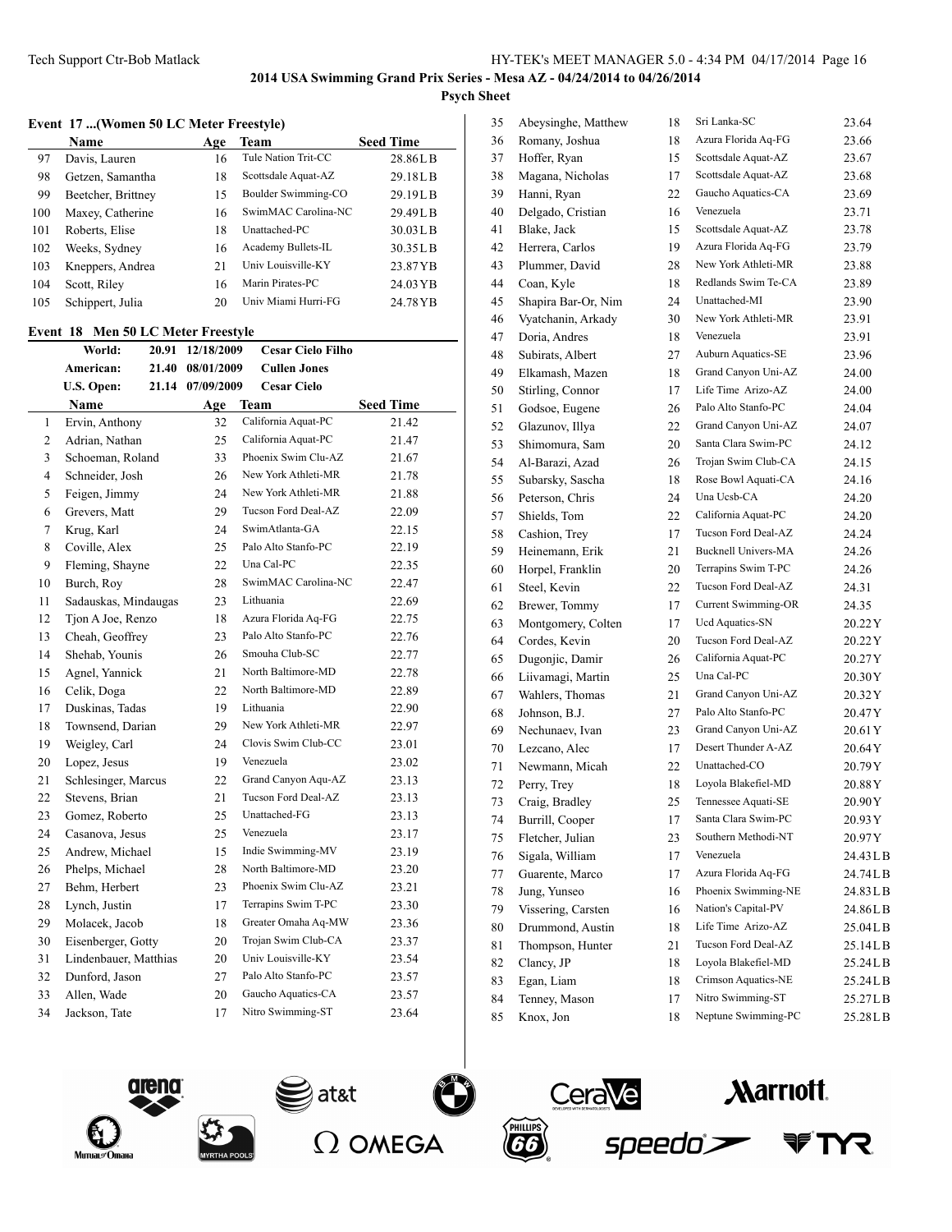**2014 USA Swimming Grand Prix Series - Mesa AZ - 04/24/2014 to 04/26/2014**

**Psych Sheet**

### Event 17 ...(Women 50 LC Meter Freestyle)

| | Name | Age | Team | Seed Time |
|---|---|---|---|---|
| 97 | Davis, Lauren | 16 | Tule Nation Trit-CC | 28.86LB |
| 98 | Getzen, Samantha | 18 | Scottsdale Aquat-AZ | 29.18LB |
| 99 | Beetcher, Brittney | 15 | Boulder Swimming-CO | 29.19LB |
| 100 | Maxey, Catherine | 16 | SwimMAC Carolina-NC | 29.49LB |
| 101 | Roberts, Elise | 18 | Unattached-PC | 30.03LB |
| 102 | Weeks, Sydney | 16 | Academy Bullets-IL | 30.35LB |
| 103 | Kneppers, Andrea | 21 | Univ Louisville-KY | 23.87YB |
| 104 | Scott, Riley | 16 | Marin Pirates-PC | 24.03YB |
| 105 | Schippert, Julia | 20 | Univ Miami Hurri-FG | 24.78YB |

### Event 18 Men 50 LC Meter Freestyle

| | | | |
|---|---|---|---|
| World: | 20.91 | 12/18/2009 | Cesar Cielo Filho |
| American: | 21.40 | 08/01/2009 | Cullen Jones |
| U.S. Open: | 21.14 | 07/09/2009 | Cesar Cielo |

| | Name | Age | Team | Seed Time |
|---|---|---|---|---|
| 1 | Ervin, Anthony | 32 | California Aquat-PC | 21.42 |
| 2 | Adrian, Nathan | 25 | California Aquat-PC | 21.47 |
| 3 | Schoeman, Roland | 33 | Phoenix Swim Clu-AZ | 21.67 |
| 4 | Schneider, Josh | 26 | New York Athleti-MR | 21.78 |
| 5 | Feigen, Jimmy | 24 | New York Athleti-MR | 21.88 |
| 6 | Grevers, Matt | 29 | Tucson Ford Deal-AZ | 22.09 |
| 7 | Krug, Karl | 24 | SwimAtlanta-GA | 22.15 |
| 8 | Coville, Alex | 25 | Palo Alto Stanfo-PC | 22.19 |
| 9 | Fleming, Shayne | 22 | Una Cal-PC | 22.35 |
| 10 | Burch, Roy | 28 | SwimMAC Carolina-NC | 22.47 |
| 11 | Sadauskas, Mindaugas | 23 | Lithuania | 22.69 |
| 12 | Tjon A Joe, Renzo | 18 | Azura Florida Aq-FG | 22.75 |
| 13 | Cheah, Geoffrey | 23 | Palo Alto Stanfo-PC | 22.76 |
| 14 | Shehab, Younis | 26 | Smouha Club-SC | 22.77 |
| 15 | Agnel, Yannick | 21 | North Baltimore-MD | 22.78 |
| 16 | Celik, Doga | 22 | North Baltimore-MD | 22.89 |
| 17 | Duskinas, Tadas | 19 | Lithuania | 22.90 |
| 18 | Townsend, Darian | 29 | New York Athleti-MR | 22.97 |
| 19 | Weigley, Carl | 24 | Clovis Swim Club-CC | 23.01 |
| 20 | Lopez, Jesus | 19 | Venezuela | 23.02 |
| 21 | Schlesinger, Marcus | 22 | Grand Canyon Aqu-AZ | 23.13 |
| 22 | Stevens, Brian | 21 | Tucson Ford Deal-AZ | 23.13 |
| 23 | Gomez, Roberto | 25 | Unattached-FG | 23.13 |
| 24 | Casanova, Jesus | 25 | Venezuela | 23.17 |
| 25 | Andrew, Michael | 15 | Indie Swimming-MV | 23.19 |
| 26 | Phelps, Michael | 28 | North Baltimore-MD | 23.20 |
| 27 | Behm, Herbert | 23 | Phoenix Swim Clu-AZ | 23.21 |
| 28 | Lynch, Justin | 17 | Terrapins Swim T-PC | 23.30 |
| 29 | Molacek, Jacob | 18 | Greater Omaha Aq-MW | 23.36 |
| 30 | Eisenberger, Gotty | 20 | Trojan Swim Club-CA | 23.37 |
| 31 | Lindenbauer, Matthias | 20 | Univ Louisville-KY | 23.54 |
| 32 | Dunford, Jason | 27 | Palo Alto Stanfo-PC | 23.57 |
| 33 | Allen, Wade | 20 | Gaucho Aquatics-CA | 23.57 |
| 34 | Jackson, Tate | 17 | Nitro Swimming-ST | 23.64 |
| 35 | Abeysinghe, Matthew | 18 | Sri Lanka-SC | 23.64 |
| 36 | Romany, Joshua | 18 | Azura Florida Aq-FG | 23.66 |
| 37 | Hoffer, Ryan | 15 | Scottsdale Aquat-AZ | 23.67 |
| 38 | Magana, Nicholas | 17 | Scottsdale Aquat-AZ | 23.68 |
| 39 | Hanni, Ryan | 22 | Gaucho Aquatics-CA | 23.69 |
| 40 | Delgado, Cristian | 16 | Venezuela | 23.71 |
| 41 | Blake, Jack | 15 | Scottsdale Aquat-AZ | 23.78 |
| 42 | Herrera, Carlos | 19 | Azura Florida Aq-FG | 23.79 |
| 43 | Plummer, David | 28 | New York Athleti-MR | 23.88 |
| 44 | Coan, Kyle | 18 | Redlands Swim Te-CA | 23.89 |
| 45 | Shapira Bar-Or, Nim | 24 | Unattached-MI | 23.90 |
| 46 | Vyatchanin, Arkady | 30 | New York Athleti-MR | 23.91 |
| 47 | Doria, Andres | 18 | Venezuela | 23.91 |
| 48 | Subirats, Albert | 27 | Auburn Aquatics-SE | 23.96 |
| 49 | Elkamash, Mazen | 18 | Grand Canyon Uni-AZ | 24.00 |
| 50 | Stirling, Connor | 17 | Life Time Arizo-AZ | 24.00 |
| 51 | Godsoe, Eugene | 26 | Palo Alto Stanfo-PC | 24.04 |
| 52 | Glazunov, Illya | 22 | Grand Canyon Uni-AZ | 24.07 |
| 53 | Shimomura, Sam | 20 | Santa Clara Swim-PC | 24.12 |
| 54 | Al-Barazi, Azad | 26 | Trojan Swim Club-CA | 24.15 |
| 55 | Subarsky, Sascha | 18 | Rose Bowl Aquati-CA | 24.16 |
| 56 | Peterson, Chris | 24 | Una Ucsb-CA | 24.20 |
| 57 | Shields, Tom | 22 | California Aquat-PC | 24.20 |
| 58 | Cashion, Trey | 17 | Tucson Ford Deal-AZ | 24.24 |
| 59 | Heinemann, Erik | 21 | Bucknell Univers-MA | 24.26 |
| 60 | Horpel, Franklin | 20 | Terrapins Swim T-PC | 24.26 |
| 61 | Steel, Kevin | 22 | Tucson Ford Deal-AZ | 24.31 |
| 62 | Brewer, Tommy | 17 | Current Swimming-OR | 24.35 |
| 63 | Montgomery, Colten | 17 | Ucd Aquatics-SN | 20.22Y |
| 64 | Cordes, Kevin | 20 | Tucson Ford Deal-AZ | 20.22Y |
| 65 | Dugonjic, Damir | 26 | California Aquat-PC | 20.27Y |
| 66 | Liivamagi, Martin | 25 | Una Cal-PC | 20.30Y |
| 67 | Wahlers, Thomas | 21 | Grand Canyon Uni-AZ | 20.32Y |
| 68 | Johnson, B.J. | 27 | Palo Alto Stanfo-PC | 20.47Y |
| 69 | Nechunaev, Ivan | 23 | Grand Canyon Uni-AZ | 20.61Y |
| 70 | Lezcano, Alec | 17 | Desert Thunder A-AZ | 20.64Y |
| 71 | Newmann, Micah | 22 | Unattached-CO | 20.79Y |
| 72 | Perry, Trey | 18 | Loyola Blakefiel-MD | 20.88Y |
| 73 | Craig, Bradley | 25 | Tennessee Aquati-SE | 20.90Y |
| 74 | Burrill, Cooper | 17 | Santa Clara Swim-PC | 20.93Y |
| 75 | Fletcher, Julian | 23 | Southern Methodi-NT | 20.97Y |
| 76 | Sigala, William | 17 | Venezuela | 24.43LB |
| 77 | Guarente, Marco | 17 | Azura Florida Aq-FG | 24.74LB |
| 78 | Jung, Yunseo | 16 | Phoenix Swimming-NE | 24.83LB |
| 79 | Vissering, Carsten | 16 | Nation's Capital-PV | 24.86LB |
| 80 | Drummond, Austin | 18 | Life Time Arizo-AZ | 25.04LB |
| 81 | Thompson, Hunter | 21 | Tucson Ford Deal-AZ | 25.14LB |
| 82 | Clancy, JP | 18 | Loyola Blakefiel-MD | 25.24LB |
| 83 | Egan, Liam | 18 | Crimson Aquatics-NE | 25.24LB |
| 84 | Tenney, Mason | 17 | Nitro Swimming-ST | 25.27LB |
| 85 | Knox, Jon | 18 | Neptune Swimming-PC | 25.28LB |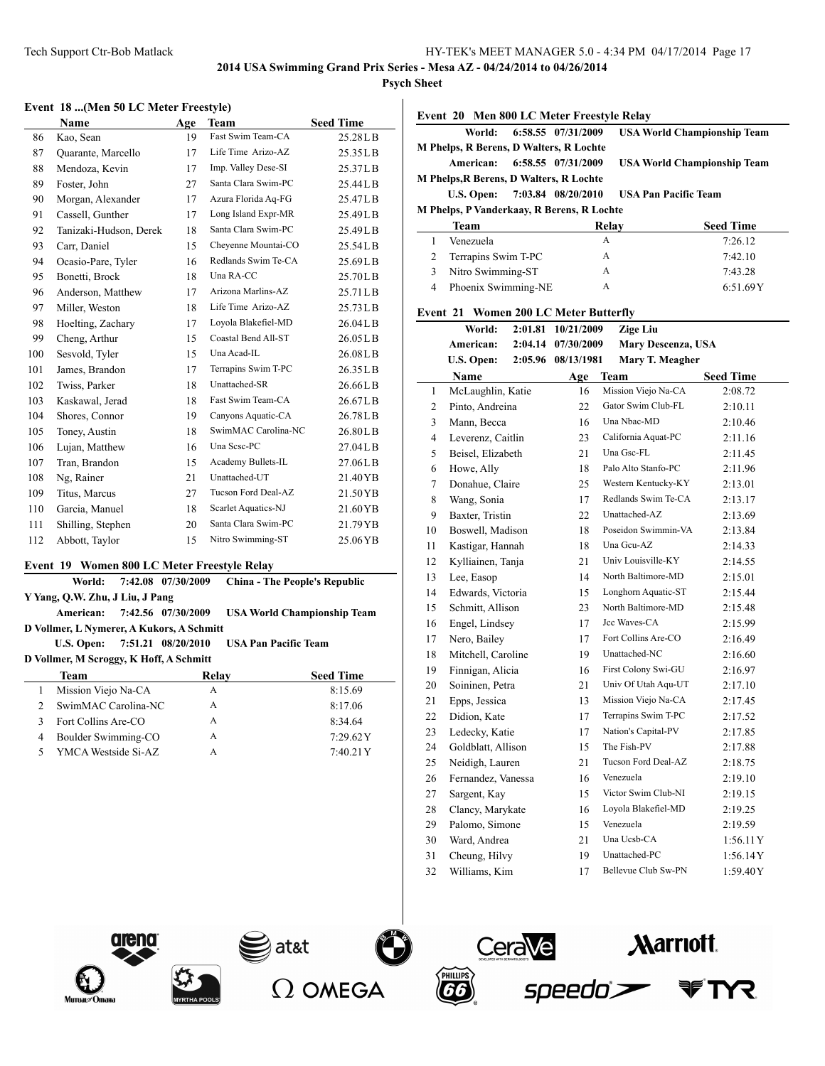## 2014 USA Swimming Grand Prix Series - Mesa AZ - 04/24/2014 to 04/26/2014

### Psych Sheet

### Event 18 ...(Men 50 LC Meter Freestyle)

| | Name | Age | Team | Seed Time |
|---|---|---|---|---|
| 86 | Kao, Sean | 19 | Fast Swim Team-CA | 25.28LB |
| 87 | Quarante, Marcello | 17 | Life Time Arizo-AZ | 25.35LB |
| 88 | Mendoza, Kevin | 17 | Imp. Valley Dese-SI | 25.37LB |
| 89 | Foster, John | 27 | Santa Clara Swim-PC | 25.44LB |
| 90 | Morgan, Alexander | 17 | Azura Florida Aq-FG | 25.47LB |
| 91 | Cassell, Gunther | 17 | Long Island Expr-MR | 25.49LB |
| 92 | Tanizaki-Hudson, Derek | 18 | Santa Clara Swim-PC | 25.49LB |
| 93 | Carr, Daniel | 15 | Cheyenne Mountai-CO | 25.54LB |
| 94 | Ocasio-Pare, Tyler | 16 | Redlands Swim Te-CA | 25.69LB |
| 95 | Bonetti, Brock | 18 | Una RA-CC | 25.70LB |
| 96 | Anderson, Matthew | 17 | Arizona Marlins-AZ | 25.71LB |
| 97 | Miller, Weston | 18 | Life Time Arizo-AZ | 25.73LB |
| 98 | Hoelting, Zachary | 17 | Loyola Blakefiel-MD | 26.04LB |
| 99 | Cheng, Arthur | 15 | Coastal Bend All-ST | 26.05LB |
| 100 | Sesvold, Tyler | 15 | Una Acad-IL | 26.08LB |
| 101 | James, Brandon | 17 | Terrapins Swim T-PC | 26.35LB |
| 102 | Twiss, Parker | 18 | Unattached-SR | 26.66LB |
| 103 | Kaskawal, Jerad | 18 | Fast Swim Team-CA | 26.67LB |
| 104 | Shores, Connor | 19 | Canyons Aquatic-CA | 26.78LB |
| 105 | Toney, Austin | 18 | SwimMAC Carolina-NC | 26.80LB |
| 106 | Lujan, Matthew | 16 | Una Scsc-PC | 27.04LB |
| 107 | Tran, Brandon | 15 | Academy Bullets-IL | 27.06LB |
| 108 | Ng, Rainer | 21 | Unattached-UT | 21.40YB |
| 109 | Titus, Marcus | 27 | Tucson Ford Deal-AZ | 21.50YB |
| 110 | Garcia, Manuel | 18 | Scarlet Aquatics-NJ | 21.60YB |
| 111 | Shilling, Stephen | 20 | Santa Clara Swim-PC | 21.79YB |
| 112 | Abbott, Taylor | 15 | Nitro Swimming-ST | 25.06YB |

### Event 19 Women 800 LC Meter Freestyle Relay

**World:** 7:42.08 07/30/2009 China - The People's Republic
Y Yang, Q.W. Zhu, J Liu, J Pang
**American:** 7:42.56 07/30/2009 USA World Championship Team
D Vollmer, L Nymerer, A Kukors, A Schmitt
**U.S. Open:** 7:51.21 08/20/2010 USA Pan Pacific Team
D Vollmer, M Scroggy, K Hoff, A Schmitt

| | Team | Relay | Seed Time |
|---|---|---|---|
| 1 | Mission Viejo Na-CA | A | 8:15.69 |
| 2 | SwimMAC Carolina-NC | A | 8:17.06 |
| 3 | Fort Collins Are-CO | A | 8:34.64 |
| 4 | Boulder Swimming-CO | A | 7:29.62Y |
| 5 | YMCA Westside Si-AZ | A | 7:40.21Y |

### Event 20 Men 800 LC Meter Freestyle Relay

**World:** 6:58.55 07/31/2009 USA World Championship Team
M Phelps, R Berens, D Walters, R Lochte
**American:** 6:58.55 07/31/2009 USA World Championship Team
M Phelps,R Berens, D Walters, R Lochte
**U.S. Open:** 7:03.84 08/20/2010 USA Pan Pacific Team
M Phelps, P Vanderkaay, R Berens, R Lochte

| | Team | Relay | Seed Time |
|---|---|---|---|
| 1 | Venezuela | A | 7:26.12 |
| 2 | Terrapins Swim T-PC | A | 7:42.10 |
| 3 | Nitro Swimming-ST | A | 7:43.28 |
| 4 | Phoenix Swimming-NE | A | 6:51.69Y |

### Event 21 Women 200 LC Meter Butterfly

**World:** 2:01.81 10/21/2009 Zige Liu
**American:** 2:04.14 07/30/2009 Mary Descenza, USA
**U.S. Open:** 2:05.96 08/13/1981 Mary T. Meagher

| | Name | Age | Team | Seed Time |
|---|---|---|---|---|
| 1 | McLaughlin, Katie | 16 | Mission Viejo Na-CA | 2:08.72 |
| 2 | Pinto, Andreina | 22 | Gator Swim Club-FL | 2:10.11 |
| 3 | Mann, Becca | 16 | Una Nbac-MD | 2:10.46 |
| 4 | Leverenz, Caitlin | 23 | California Aquat-PC | 2:11.16 |
| 5 | Beisel, Elizabeth | 21 | Una Gsc-FL | 2:11.45 |
| 6 | Howe, Ally | 18 | Palo Alto Stanfo-PC | 2:11.96 |
| 7 | Donahue, Claire | 25 | Western Kentucky-KY | 2:13.01 |
| 8 | Wang, Sonia | 17 | Redlands Swim Te-CA | 2:13.17 |
| 9 | Baxter, Tristin | 22 | Unattached-AZ | 2:13.69 |
| 10 | Boswell, Madison | 18 | Poseidon Swimmin-VA | 2:13.84 |
| 11 | Kastigar, Hannah | 18 | Una Gcu-AZ | 2:14.33 |
| 12 | Kylliainen, Tanja | 21 | Univ Louisville-KY | 2:14.55 |
| 13 | Lee, Easop | 14 | North Baltimore-MD | 2:15.01 |
| 14 | Edwards, Victoria | 15 | Longhorn Aquatic-ST | 2:15.44 |
| 15 | Schmitt, Allison | 23 | North Baltimore-MD | 2:15.48 |
| 16 | Engel, Lindsey | 17 | Jcc Waves-CA | 2:15.99 |
| 17 | Nero, Bailey | 17 | Fort Collins Are-CO | 2:16.49 |
| 18 | Mitchell, Caroline | 19 | Unattached-NC | 2:16.60 |
| 19 | Finnigan, Alicia | 16 | First Colony Swi-GU | 2:16.97 |
| 20 | Soininen, Petra | 21 | Univ Of Utah Aqu-UT | 2:17.10 |
| 21 | Epps, Jessica | 13 | Mission Viejo Na-CA | 2:17.45 |
| 22 | Didion, Kate | 17 | Terrapins Swim T-PC | 2:17.52 |
| 23 | Ledecky, Katie | 17 | Nation's Capital-PV | 2:17.85 |
| 24 | Goldblatt, Allison | 15 | The Fish-PV | 2:17.88 |
| 25 | Neidigh, Lauren | 21 | Tucson Ford Deal-AZ | 2:18.75 |
| 26 | Fernandez, Vanessa | 16 | Venezuela | 2:19.10 |
| 27 | Sargent, Kay | 15 | Victor Swim Club-NI | 2:19.15 |
| 28 | Clancy, Marykate | 16 | Loyola Blakefiel-MD | 2:19.25 |
| 29 | Palomo, Simone | 15 | Venezuela | 2:19.59 |
| 30 | Ward, Andrea | 21 | Una Ucsb-CA | 1:56.11Y |
| 31 | Cheung, Hilvy | 19 | Unattached-PC | 1:56.14Y |
| 32 | Williams, Kim | 17 | Bellevue Club Sw-PN | 1:59.40Y |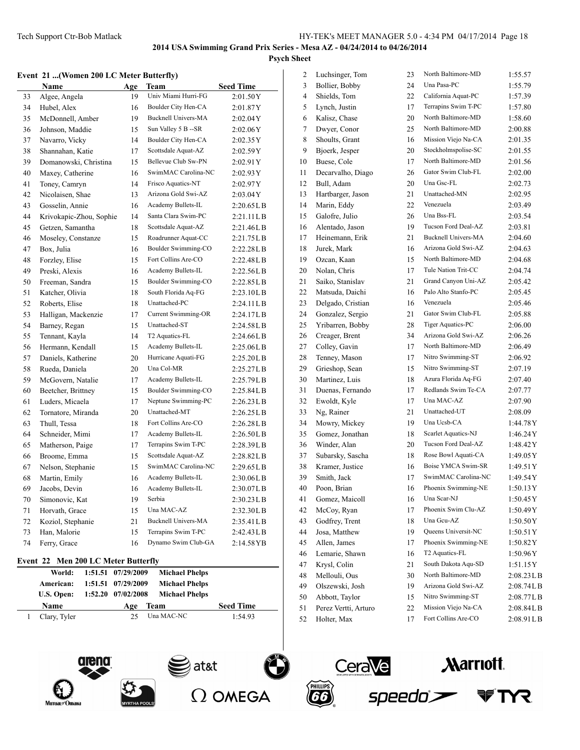**2014 USA Swimming Grand Prix Series - Mesa AZ - 04/24/2014 to 04/26/2014**

**Psych Sheet**

### Event 21 ...(Women 200 LC Meter Butterfly)

| | Name | Age | Team | Seed Time |
|---|---|---|---|---|
| 33 | Algee, Angela | 19 | Univ Miami Hurri-FG | 2:01.50Y |
| 34 | Hubel, Alex | 16 | Boulder City Hen-CA | 2:01.87Y |
| 35 | McDonnell, Amber | 19 | Bucknell Univers-MA | 2:02.04Y |
| 36 | Johnson, Maddie | 15 | Sun Valley 5 B --SR | 2:02.06Y |
| 37 | Navarro, Vicky | 14 | Boulder City Hen-CA | 2:02.35Y |
| 38 | Shannahan, Katie | 17 | Scottsdale Aquat-AZ | 2:02.59Y |
| 39 | Domanowski, Christina | 15 | Bellevue Club Sw-PN | 2:02.91Y |
| 40 | Maxey, Catherine | 16 | SwimMAC Carolina-NC | 2:02.93Y |
| 41 | Toney, Camryn | 14 | Frisco Aquatics-NT | 2:02.97Y |
| 42 | Nicolaisen, Shae | 13 | Arizona Gold Swi-AZ | 2:03.04Y |
| 43 | Gosselin, Annie | 16 | Academy Bullets-IL | 2:20.65LB |
| 44 | Krivokapic-Zhou, Sophie | 14 | Santa Clara Swim-PC | 2:21.11LB |
| 45 | Getzen, Samantha | 18 | Scottsdale Aquat-AZ | 2:21.46LB |
| 46 | Moseley, Constanze | 15 | Roadrunner Aquat-CC | 2:21.75LB |
| 47 | Box, Julia | 16 | Boulder Swimming-CO | 2:22.28LB |
| 48 | Forzley, Elise | 15 | Fort Collins Are-CO | 2:22.48LB |
| 49 | Preski, Alexis | 16 | Academy Bullets-IL | 2:22.56LB |
| 50 | Freeman, Sandra | 15 | Boulder Swimming-CO | 2:22.85LB |
| 51 | Katcher, Olivia | 18 | South Florida Aq-FG | 2:23.10LB |
| 52 | Roberts, Elise | 18 | Unattached-PC | 2:24.11LB |
| 53 | Halligan, Mackenzie | 17 | Current Swimming-OR | 2:24.17LB |
| 54 | Barney, Regan | 15 | Unattached-ST | 2:24.58LB |
| 55 | Tennant, Kayla | 14 | T2 Aquatics-FL | 2:24.66LB |
| 56 | Hermann, Kendall | 15 | Academy Bullets-IL | 2:25.06LB |
| 57 | Daniels, Katherine | 20 | Hurricane Aquati-FG | 2:25.20LB |
| 58 | Rueda, Daniela | 20 | Una Col-MR | 2:25.27LB |
| 59 | McGovern, Natalie | 17 | Academy Bullets-IL | 2:25.79LB |
| 60 | Beetcher, Brittney | 15 | Boulder Swimming-CO | 2:25.84LB |
| 61 | Luders, Micaela | 17 | Neptune Swimming-PC | 2:26.23LB |
| 62 | Tornatore, Miranda | 20 | Unattached-MT | 2:26.25LB |
| 63 | Thull, Tessa | 18 | Fort Collins Are-CO | 2:26.28LB |
| 64 | Schneider, Mimi | 17 | Academy Bullets-IL | 2:26.50LB |
| 65 | Matherson, Paige | 17 | Terrapins Swim T-PC | 2:28.39LB |
| 66 | Broome, Emma | 15 | Scottsdale Aquat-AZ | 2:28.82LB |
| 67 | Nelson, Stephanie | 15 | SwimMAC Carolina-NC | 2:29.65LB |
| 68 | Martin, Emily | 16 | Academy Bullets-IL | 2:30.06LB |
| 69 | Jacobs, Devin | 16 | Academy Bullets-IL | 2:30.07LB |
| 70 | Simonovic, Kat | 19 | Serbia | 2:30.23LB |
| 71 | Horvath, Grace | 15 | Una MAC-AZ | 2:32.30LB |
| 72 | Koziol, Stephanie | 21 | Bucknell Univers-MA | 2:35.41LB |
| 73 | Han, Malorie | 15 | Terrapins Swim T-PC | 2:42.43LB |
| 74 | Ferry, Grace | 16 | Dynamo Swim Club-GA | 2:14.58YB |

### Event 22 Men 200 LC Meter Butterfly

| | | | |
|---|---|---|---|
| World: | 1:51.51 | 07/29/2009 | Michael Phelps |
| American: | 1:51.51 | 07/29/2009 | Michael Phelps |
| U.S. Open: | 1:52.20 | 07/02/2008 | Michael Phelps |

| | Name | Age | Team | Seed Time |
|---|---|---|---|---|
| 1 | Clary, Tyler | 25 | Una MAC-NC | 1:54.93 |
| 2 | Luchsinger, Tom | 23 | North Baltimore-MD | 1:55.57 |
| 3 | Bollier, Bobby | 24 | Una Pasa-PC | 1:55.79 |
| 4 | Shields, Tom | 22 | California Aquat-PC | 1:57.39 |
| 5 | Lynch, Justin | 17 | Terrapins Swim T-PC | 1:57.80 |
| 6 | Kalisz, Chase | 20 | North Baltimore-MD | 1:58.60 |
| 7 | Dwyer, Conor | 25 | North Baltimore-MD | 2:00.88 |
| 8 | Shoults, Grant | 16 | Mission Viejo Na-CA | 2:01.35 |
| 9 | Bjoerk, Jesper | 20 | Stockholmspolise-SC | 2:01.55 |
| 10 | Buese, Cole | 17 | North Baltimore-MD | 2:01.56 |
| 11 | Decarvalho, Diago | 26 | Gator Swim Club-FL | 2:02.00 |
| 12 | Bull, Adam | 20 | Una Gsc-FL | 2:02.73 |
| 13 | Hartbarger, Jason | 21 | Unattached-MN | 2:02.95 |
| 14 | Marin, Eddy | 22 | Venezuela | 2:03.49 |
| 15 | Galofre, Julio | 26 | Una Bss-FL | 2:03.54 |
| 16 | Alentado, Jason | 19 | Tucson Ford Deal-AZ | 2:03.81 |
| 17 | Heinemann, Erik | 21 | Bucknell Univers-MA | 2:04.60 |
| 18 | Jurek, Mark | 16 | Arizona Gold Swi-AZ | 2:04.63 |
| 19 | Ozcan, Kaan | 15 | North Baltimore-MD | 2:04.68 |
| 20 | Nolan, Chris | 17 | Tule Nation Trit-CC | 2:04.74 |
| 21 | Saiko, Stanislav | 21 | Grand Canyon Uni-AZ | 2:05.42 |
| 22 | Matsuda, Daichi | 16 | Palo Alto Stanfo-PC | 2:05.45 |
| 23 | Delgado, Cristian | 16 | Venezuela | 2:05.46 |
| 24 | Gonzalez, Sergio | 21 | Gator Swim Club-FL | 2:05.88 |
| 25 | Yribarren, Bobby | 28 | Tiger Aquatics-PC | 2:06.00 |
| 26 | Creager, Brent | 34 | Arizona Gold Swi-AZ | 2:06.26 |
| 27 | Colley, Gavin | 17 | North Baltimore-MD | 2:06.49 |
| 28 | Tenney, Mason | 17 | Nitro Swimming-ST | 2:06.92 |
| 29 | Grieshop, Sean | 15 | Nitro Swimming-ST | 2:07.19 |
| 30 | Martinez, Luis | 18 | Azura Florida Aq-FG | 2:07.40 |
| 31 | Duenas, Fernando | 17 | Redlands Swim Te-CA | 2:07.77 |
| 32 | Ewoldt, Kyle | 17 | Una MAC-AZ | 2:07.90 |
| 33 | Ng, Rainer | 21 | Unattached-UT | 2:08.09 |
| 34 | Mowry, Mickey | 19 | Una Ucsb-CA | 1:44.78Y |
| 35 | Gomez, Jonathan | 18 | Scarlet Aquatics-NJ | 1:46.24Y |
| 36 | Winder, Alan | 20 | Tucson Ford Deal-AZ | 1:48.42Y |
| 37 | Subarsky, Sascha | 18 | Rose Bowl Aquati-CA | 1:49.05Y |
| 38 | Kramer, Justice | 16 | Boise YMCA Swim-SR | 1:49.51Y |
| 39 | Smith, Jack | 17 | SwimMAC Carolina-NC | 1:49.54Y |
| 40 | Poon, Brian | 16 | Phoenix Swimming-NE | 1:50.13Y |
| 41 | Gomez, Maicoll | 16 | Una Scar-NJ | 1:50.45Y |
| 42 | McCoy, Ryan | 17 | Phoenix Swim Clu-AZ | 1:50.49Y |
| 43 | Godfrey, Trent | 18 | Una Gcu-AZ | 1:50.50Y |
| 44 | Josa, Matthew | 19 | Queens Universit-NC | 1:50.51Y |
| 45 | Allen, James | 17 | Phoenix Swimming-NE | 1:50.82Y |
| 46 | Lemarie, Shawn | 16 | T2 Aquatics-FL | 1:50.96Y |
| 47 | Krysl, Colin | 21 | South Dakota Aqu-SD | 1:51.15Y |
| 48 | Mellouli, Ous | 30 | North Baltimore-MD | 2:08.23LB |
| 49 | Olszewski, Josh | 19 | Arizona Gold Swi-AZ | 2:08.74LB |
| 50 | Abbott, Taylor | 15 | Nitro Swimming-ST | 2:08.77LB |
| 51 | Perez Vertti, Arturo | 22 | Mission Viejo Na-CA | 2:08.84LB |
| 52 | Holter, Max | 17 | Fort Collins Are-CO | 2:08.91LB |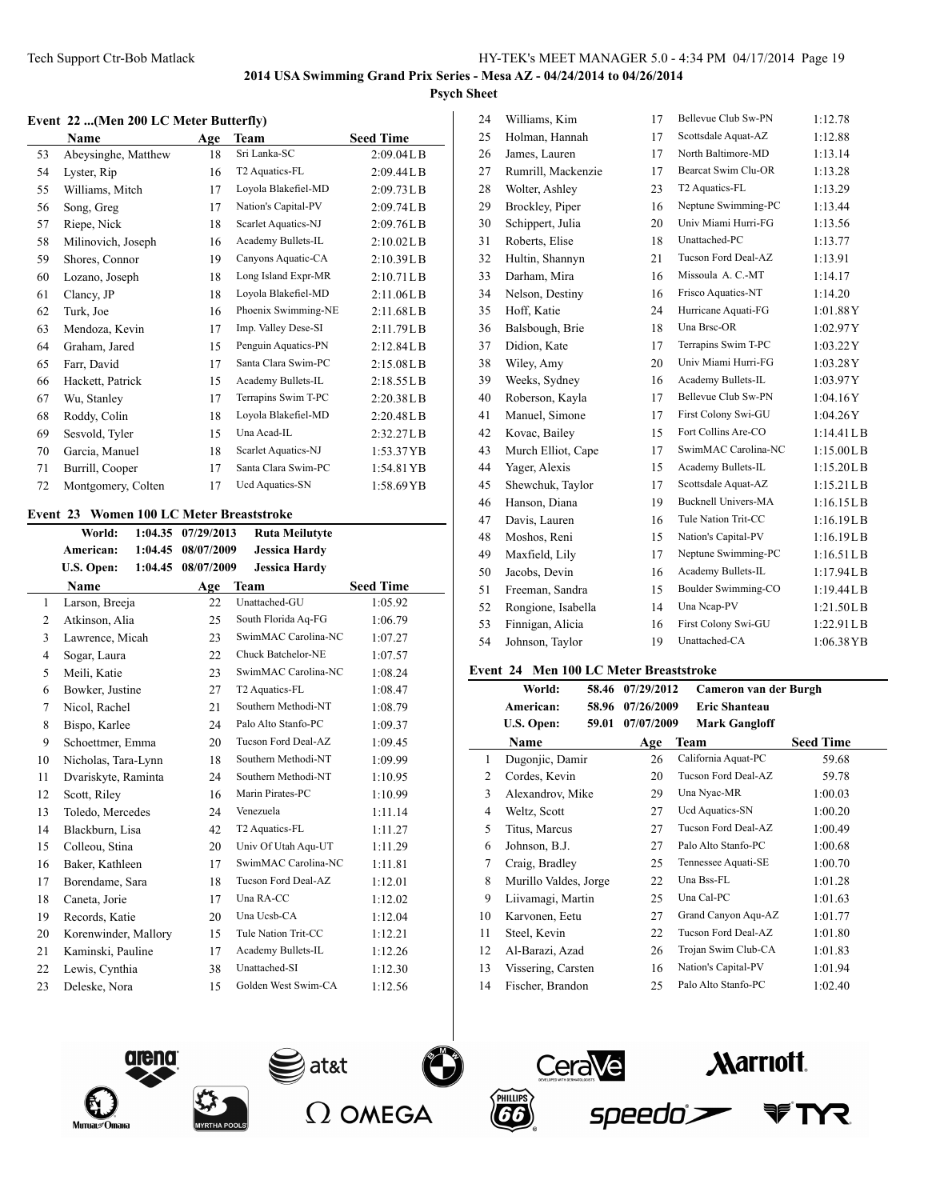## 2014 USA Swimming Grand Prix Series - Mesa AZ - 04/24/2014 to 04/26/2014

**Psych Sheet**

### Event 22 ...(Men 200 LC Meter Butterfly)

| | Name | Age | Team | Seed Time |
|---|---|---|---|---|
| 53 | Abeysinghe, Matthew | 18 | Sri Lanka-SC | 2:09.04LB |
| 54 | Lyster, Rip | 16 | T2 Aquatics-FL | 2:09.44LB |
| 55 | Williams, Mitch | 17 | Loyola Blakefiel-MD | 2:09.73LB |
| 56 | Song, Greg | 17 | Nation's Capital-PV | 2:09.74LB |
| 57 | Riepe, Nick | 18 | Scarlet Aquatics-NJ | 2:09.76LB |
| 58 | Milinovich, Joseph | 16 | Academy Bullets-IL | 2:10.02LB |
| 59 | Shores, Connor | 19 | Canyons Aquatic-CA | 2:10.39LB |
| 60 | Lozano, Joseph | 18 | Long Island Expr-MR | 2:10.71LB |
| 61 | Clancy, JP | 18 | Loyola Blakefiel-MD | 2:11.06LB |
| 62 | Turk, Joe | 16 | Phoenix Swimming-NE | 2:11.68LB |
| 63 | Mendoza, Kevin | 17 | Imp. Valley Dese-SI | 2:11.79LB |
| 64 | Graham, Jared | 15 | Penguin Aquatics-PN | 2:12.84LB |
| 65 | Farr, David | 17 | Santa Clara Swim-PC | 2:15.08LB |
| 66 | Hackett, Patrick | 15 | Academy Bullets-IL | 2:18.55LB |
| 67 | Wu, Stanley | 17 | Terrapins Swim T-PC | 2:20.38LB |
| 68 | Roddy, Colin | 18 | Loyola Blakefiel-MD | 2:20.48LB |
| 69 | Sesvold, Tyler | 15 | Una Acad-IL | 2:32.27LB |
| 70 | Garcia, Manuel | 18 | Scarlet Aquatics-NJ | 1:53.37YB |
| 71 | Burrill, Cooper | 17 | Santa Clara Swim-PC | 1:54.81YB |
| 72 | Montgomery, Colten | 17 | Ucd Aquatics-SN | 1:58.69YB |

### Event 23 Women 100 LC Meter Breaststroke

| | | | |
|---|---|---|---|
| World: | 1:04.35 | 07/29/2013 | Ruta Meilutyte |
| American: | 1:04.45 | 08/07/2009 | Jessica Hardy |
| U.S. Open: | 1:04.45 | 08/07/2009 | Jessica Hardy |

| | Name | Age | Team | Seed Time |
|---|---|---|---|---|
| 1 | Larson, Breeja | 22 | Unattached-GU | 1:05.92 |
| 2 | Atkinson, Alia | 25 | South Florida Aq-FG | 1:06.79 |
| 3 | Lawrence, Micah | 23 | SwimMAC Carolina-NC | 1:07.27 |
| 4 | Sogar, Laura | 22 | Chuck Batchelor-NE | 1:07.57 |
| 5 | Meili, Katie | 23 | SwimMAC Carolina-NC | 1:08.24 |
| 6 | Bowker, Justine | 27 | T2 Aquatics-FL | 1:08.47 |
| 7 | Nicol, Rachel | 21 | Southern Methodi-NT | 1:08.79 |
| 8 | Bispo, Karlee | 24 | Palo Alto Stanfo-PC | 1:09.37 |
| 9 | Schoettmer, Emma | 20 | Tucson Ford Deal-AZ | 1:09.45 |
| 10 | Nicholas, Tara-Lynn | 18 | Southern Methodi-NT | 1:09.99 |
| 11 | Dvariskyte, Raminta | 24 | Southern Methodi-NT | 1:10.95 |
| 12 | Scott, Riley | 16 | Marin Pirates-PC | 1:10.99 |
| 13 | Toledo, Mercedes | 24 | Venezuela | 1:11.14 |
| 14 | Blackburn, Lisa | 42 | T2 Aquatics-FL | 1:11.27 |
| 15 | Colleou, Stina | 20 | Univ Of Utah Aqu-UT | 1:11.29 |
| 16 | Baker, Kathleen | 17 | SwimMAC Carolina-NC | 1:11.81 |
| 17 | Borendame, Sara | 18 | Tucson Ford Deal-AZ | 1:12.01 |
| 18 | Caneta, Jorie | 17 | Una RA-CC | 1:12.02 |
| 19 | Records, Katie | 20 | Una Ucsb-CA | 1:12.04 |
| 20 | Korenwinder, Mallory | 15 | Tule Nation Trit-CC | 1:12.21 |
| 21 | Kaminski, Pauline | 17 | Academy Bullets-IL | 1:12.26 |
| 22 | Lewis, Cynthia | 38 | Unattached-SI | 1:12.30 |
| 23 | Deleske, Nora | 15 | Golden West Swim-CA | 1:12.56 |
| 24 | Williams, Kim | 17 | Bellevue Club Sw-PN | 1:12.78 |
| 25 | Holman, Hannah | 17 | Scottsdale Aquat-AZ | 1:12.88 |
| 26 | James, Lauren | 17 | North Baltimore-MD | 1:13.14 |
| 27 | Rumrill, Mackenzie | 17 | Bearcat Swim Clu-OR | 1:13.28 |
| 28 | Wolter, Ashley | 23 | T2 Aquatics-FL | 1:13.29 |
| 29 | Brockley, Piper | 16 | Neptune Swimming-PC | 1:13.44 |
| 30 | Schippert, Julia | 20 | Univ Miami Hurri-FG | 1:13.56 |
| 31 | Roberts, Elise | 18 | Unattached-PC | 1:13.77 |
| 32 | Hultin, Shannyn | 21 | Tucson Ford Deal-AZ | 1:13.91 |
| 33 | Darham, Mira | 16 | Missoula A. C.-MT | 1:14.17 |
| 34 | Nelson, Destiny | 16 | Frisco Aquatics-NT | 1:14.20 |
| 35 | Hoff, Katie | 24 | Hurricane Aquati-FG | 1:01.88Y |
| 36 | Balsbough, Brie | 18 | Una Brsc-OR | 1:02.97Y |
| 37 | Didion, Kate | 17 | Terrapins Swim T-PC | 1:03.22Y |
| 38 | Wiley, Amy | 20 | Univ Miami Hurri-FG | 1:03.28Y |
| 39 | Weeks, Sydney | 16 | Academy Bullets-IL | 1:03.97Y |
| 40 | Roberson, Kayla | 17 | Bellevue Club Sw-PN | 1:04.16Y |
| 41 | Manuel, Simone | 17 | First Colony Swi-GU | 1:04.26Y |
| 42 | Kovac, Bailey | 15 | Fort Collins Are-CO | 1:14.41LB |
| 43 | Murch Elliot, Cape | 17 | SwimMAC Carolina-NC | 1:15.00LB |
| 44 | Yager, Alexis | 15 | Academy Bullets-IL | 1:15.20LB |
| 45 | Shewchuk, Taylor | 17 | Scottsdale Aquat-AZ | 1:15.21LB |
| 46 | Hanson, Diana | 19 | Bucknell Univers-MA | 1:16.15LB |
| 47 | Davis, Lauren | 16 | Tule Nation Trit-CC | 1:16.19LB |
| 48 | Moshos, Reni | 15 | Nation's Capital-PV | 1:16.19LB |
| 49 | Maxfield, Lily | 17 | Neptune Swimming-PC | 1:16.51LB |
| 50 | Jacobs, Devin | 16 | Academy Bullets-IL | 1:17.94LB |
| 51 | Freeman, Sandra | 15 | Boulder Swimming-CO | 1:19.44LB |
| 52 | Rongione, Isabella | 14 | Una Ncap-PV | 1:21.50LB |
| 53 | Finnigan, Alicia | 16 | First Colony Swi-GU | 1:22.91LB |
| 54 | Johnson, Taylor | 19 | Unattached-CA | 1:06.38YB |

### Event 24 Men 100 LC Meter Breaststroke

| | | | |
|---|---|---|---|
| World: | 58.46 | 07/29/2012 | Cameron van der Burgh |
| American: | 58.96 | 07/26/2009 | Eric Shanteau |
| U.S. Open: | 59.01 | 07/07/2009 | Mark Gangloff |

| | Name | Age | Team | Seed Time |
|---|---|---|---|---|
| 1 | Dugonjic, Damir | 26 | California Aquat-PC | 59.68 |
| 2 | Cordes, Kevin | 20 | Tucson Ford Deal-AZ | 59.78 |
| 3 | Alexandrov, Mike | 29 | Una Nyac-MR | 1:00.03 |
| 4 | Weltz, Scott | 27 | Ucd Aquatics-SN | 1:00.20 |
| 5 | Titus, Marcus | 27 | Tucson Ford Deal-AZ | 1:00.49 |
| 6 | Johnson, B.J. | 27 | Palo Alto Stanfo-PC | 1:00.68 |
| 7 | Craig, Bradley | 25 | Tennessee Aquati-SE | 1:00.70 |
| 8 | Murillo Valdes, Jorge | 22 | Una Bss-FL | 1:01.28 |
| 9 | Liivamagi, Martin | 25 | Una Cal-PC | 1:01.63 |
| 10 | Karvonen, Eetu | 27 | Grand Canyon Aqu-AZ | 1:01.77 |
| 11 | Steel, Kevin | 22 | Tucson Ford Deal-AZ | 1:01.80 |
| 12 | Al-Barazi, Azad | 26 | Trojan Swim Club-CA | 1:01.83 |
| 13 | Vissering, Carsten | 16 | Nation's Capital-PV | 1:01.94 |
| 14 | Fischer, Brandon | 25 | Palo Alto Stanfo-PC | 1:02.40 |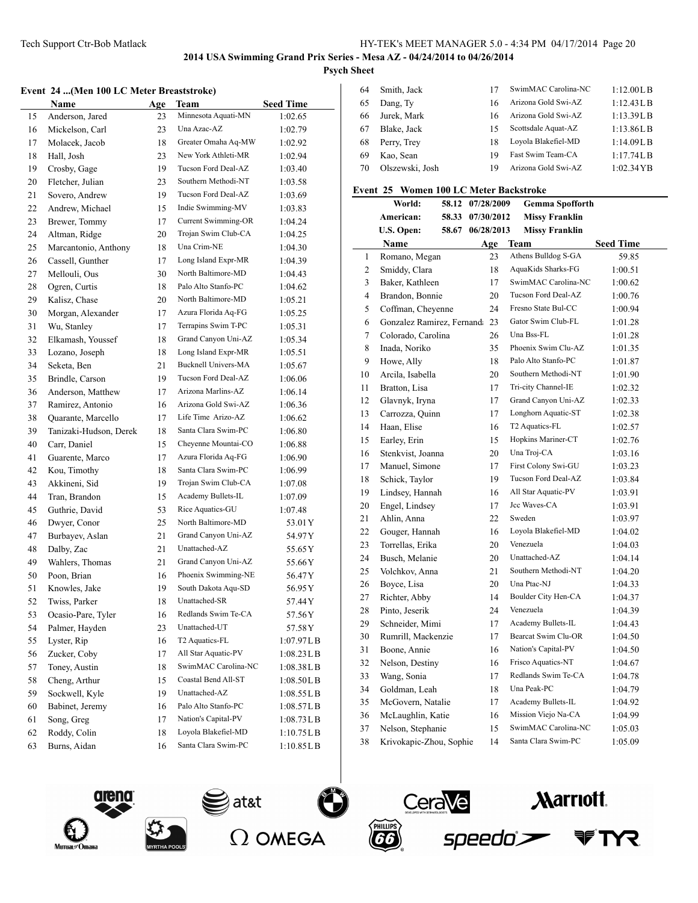**2014 USA Swimming Grand Prix Series - Mesa AZ - 04/24/2014 to 04/26/2014**

**Psych Sheet**

### Event 24 ...(Men 100 LC Meter Breaststroke)

| | Name | Age | Team | Seed Time |
|---|---|---|---|---|
| 15 | Anderson, Jared | 23 | Minnesota Aquati-MN | 1:02.65 |
| 16 | Mickelson, Carl | 23 | Una Azac-AZ | 1:02.79 |
| 17 | Molacek, Jacob | 18 | Greater Omaha Aq-MW | 1:02.92 |
| 18 | Hall, Josh | 23 | New York Athleti-MR | 1:02.94 |
| 19 | Crosby, Gage | 19 | Tucson Ford Deal-AZ | 1:03.40 |
| 20 | Fletcher, Julian | 23 | Southern Methodi-NT | 1:03.58 |
| 21 | Sovero, Andrew | 19 | Tucson Ford Deal-AZ | 1:03.69 |
| 22 | Andrew, Michael | 15 | Indie Swimming-MV | 1:03.83 |
| 23 | Brewer, Tommy | 17 | Current Swimming-OR | 1:04.24 |
| 24 | Altman, Ridge | 20 | Trojan Swim Club-CA | 1:04.25 |
| 25 | Marcantonio, Anthony | 18 | Una Crim-NE | 1:04.30 |
| 26 | Cassell, Gunther | 17 | Long Island Expr-MR | 1:04.39 |
| 27 | Mellouli, Ous | 30 | North Baltimore-MD | 1:04.43 |
| 28 | Ogren, Curtis | 18 | Palo Alto Stanfo-PC | 1:04.62 |
| 29 | Kalisz, Chase | 20 | North Baltimore-MD | 1:05.21 |
| 30 | Morgan, Alexander | 17 | Azura Florida Aq-FG | 1:05.25 |
| 31 | Wu, Stanley | 17 | Terrapins Swim T-PC | 1:05.31 |
| 32 | Elkamash, Youssef | 18 | Grand Canyon Uni-AZ | 1:05.34 |
| 33 | Lozano, Joseph | 18 | Long Island Expr-MR | 1:05.51 |
| 34 | Seketa, Ben | 21 | Bucknell Univers-MA | 1:05.67 |
| 35 | Brindle, Carson | 19 | Tucson Ford Deal-AZ | 1:06.06 |
| 36 | Anderson, Matthew | 17 | Arizona Marlins-AZ | 1:06.14 |
| 37 | Ramirez, Antonio | 16 | Arizona Gold Swi-AZ | 1:06.36 |
| 38 | Quarante, Marcello | 17 | Life Time Arizo-AZ | 1:06.62 |
| 39 | Tanizaki-Hudson, Derek | 18 | Santa Clara Swim-PC | 1:06.80 |
| 40 | Carr, Daniel | 15 | Cheyenne Mountai-CO | 1:06.88 |
| 41 | Guarente, Marco | 17 | Azura Florida Aq-FG | 1:06.90 |
| 42 | Kou, Timothy | 18 | Santa Clara Swim-PC | 1:06.99 |
| 43 | Akkineni, Sid | 19 | Trojan Swim Club-CA | 1:07.08 |
| 44 | Tran, Brandon | 15 | Academy Bullets-IL | 1:07.09 |
| 45 | Guthrie, David | 53 | Rice Aquatics-GU | 1:07.48 |
| 46 | Dwyer, Conor | 25 | North Baltimore-MD | 53.01Y |
| 47 | Burbayev, Aslan | 21 | Grand Canyon Uni-AZ | 54.97Y |
| 48 | Dalby, Zac | 21 | Unattached-AZ | 55.65Y |
| 49 | Wahlers, Thomas | 21 | Grand Canyon Uni-AZ | 55.66Y |
| 50 | Poon, Brian | 16 | Phoenix Swimming-NE | 56.47Y |
| 51 | Knowles, Jake | 19 | South Dakota Aqu-SD | 56.95Y |
| 52 | Twiss, Parker | 18 | Unattached-SR | 57.44Y |
| 53 | Ocasio-Pare, Tyler | 16 | Redlands Swim Te-CA | 57.56Y |
| 54 | Palmer, Hayden | 23 | Unattached-UT | 57.58Y |
| 55 | Lyster, Rip | 16 | T2 Aquatics-FL | 1:07.97LB |
| 56 | Zucker, Coby | 17 | All Star Aquatic-PV | 1:08.23LB |
| 57 | Toney, Austin | 18 | SwimMAC Carolina-NC | 1:08.38LB |
| 58 | Cheng, Arthur | 15 | Coastal Bend All-ST | 1:08.50LB |
| 59 | Sockwell, Kyle | 19 | Unattached-AZ | 1:08.55LB |
| 60 | Babinet, Jeremy | 16 | Palo Alto Stanfo-PC | 1:08.57LB |
| 61 | Song, Greg | 17 | Nation's Capital-PV | 1:08.73LB |
| 62 | Roddy, Colin | 18 | Loyola Blakefiel-MD | 1:10.75LB |
| 63 | Burns, Aidan | 16 | Santa Clara Swim-PC | 1:10.85LB |
| 64 | Smith, Jack | 17 | SwimMAC Carolina-NC | 1:12.00LB |
| 65 | Dang, Ty | 16 | Arizona Gold Swi-AZ | 1:12.43LB |
| 66 | Jurek, Mark | 16 | Arizona Gold Swi-AZ | 1:13.39LB |
| 67 | Blake, Jack | 15 | Scottsdale Aquat-AZ | 1:13.86LB |
| 68 | Perry, Trey | 18 | Loyola Blakefiel-MD | 1:14.09LB |
| 69 | Kao, Sean | 19 | Fast Swim Team-CA | 1:17.74LB |
| 70 | Olszewski, Josh | 19 | Arizona Gold Swi-AZ | 1:02.34YB |

### Event 25 Women 100 LC Meter Backstroke

| | | | |
|---|---|---|---|
| World: | 58.12 | 07/28/2009 | Gemma Spofforth |
| American: | 58.33 | 07/30/2012 | Missy Franklin |
| U.S. Open: | 58.67 | 06/28/2013 | Missy Franklin |

| | Name | Age | Team | Seed Time |
|---|---|---|---|---|
| 1 | Romano, Megan | 23 | Athens Bulldog S-GA | 59.85 |
| 2 | Smiddy, Clara | 18 | AquaKids Sharks-FG | 1:00.51 |
| 3 | Baker, Kathleen | 17 | SwimMAC Carolina-NC | 1:00.62 |
| 4 | Brandon, Bonnie | 20 | Tucson Ford Deal-AZ | 1:00.76 |
| 5 | Coffman, Cheyenne | 24 | Fresno State Bul-CC | 1:00.94 |
| 6 | Gonzalez Ramirez, Fernanda | 23 | Gator Swim Club-FL | 1:01.28 |
| 7 | Colorado, Carolina | 26 | Una Bss-FL | 1:01.28 |
| 8 | Inada, Noriko | 35 | Phoenix Swim Clu-AZ | 1:01.35 |
| 9 | Howe, Ally | 18 | Palo Alto Stanfo-PC | 1:01.87 |
| 10 | Arcila, Isabella | 20 | Southern Methodi-NT | 1:01.90 |
| 11 | Bratton, Lisa | 17 | Tri-city Channel-IE | 1:02.32 |
| 12 | Glavnyk, Iryna | 17 | Grand Canyon Uni-AZ | 1:02.33 |
| 13 | Carrozza, Quinn | 17 | Longhorn Aquatic-ST | 1:02.38 |
| 14 | Haan, Elise | 16 | T2 Aquatics-FL | 1:02.57 |
| 15 | Earley, Erin | 15 | Hopkins Mariner-CT | 1:02.76 |
| 16 | Stenkvist, Joanna | 20 | Una Troj-CA | 1:03.16 |
| 17 | Manuel, Simone | 17 | First Colony Swi-GU | 1:03.23 |
| 18 | Schick, Taylor | 19 | Tucson Ford Deal-AZ | 1:03.84 |
| 19 | Lindsey, Hannah | 16 | All Star Aquatic-PV | 1:03.91 |
| 20 | Engel, Lindsey | 17 | Jcc Waves-CA | 1:03.91 |
| 21 | Ahlin, Anna | 22 | Sweden | 1:03.97 |
| 22 | Gouger, Hannah | 16 | Loyola Blakefiel-MD | 1:04.02 |
| 23 | Torrellas, Erika | 20 | Venezuela | 1:04.03 |
| 24 | Busch, Melanie | 20 | Unattached-AZ | 1:04.14 |
| 25 | Volchkov, Anna | 21 | Southern Methodi-NT | 1:04.20 |
| 26 | Boyce, Lisa | 20 | Una Ptac-NJ | 1:04.33 |
| 27 | Richter, Abby | 14 | Boulder City Hen-CA | 1:04.37 |
| 28 | Pinto, Jeserik | 24 | Venezuela | 1:04.39 |
| 29 | Schneider, Mimi | 17 | Academy Bullets-IL | 1:04.43 |
| 30 | Rumrill, Mackenzie | 17 | Bearcat Swim Clu-OR | 1:04.50 |
| 31 | Boone, Annie | 16 | Nation's Capital-PV | 1:04.50 |
| 32 | Nelson, Destiny | 16 | Frisco Aquatics-NT | 1:04.67 |
| 33 | Wang, Sonia | 17 | Redlands Swim Te-CA | 1:04.78 |
| 34 | Goldman, Leah | 18 | Una Peak-PC | 1:04.79 |
| 35 | McGovern, Natalie | 17 | Academy Bullets-IL | 1:04.92 |
| 36 | McLaughlin, Katie | 16 | Mission Viejo Na-CA | 1:04.99 |
| 37 | Nelson, Stephanie | 15 | SwimMAC Carolina-NC | 1:05.03 |
| 38 | Krivokapic-Zhou, Sophie | 14 | Santa Clara Swim-PC | 1:05.09 |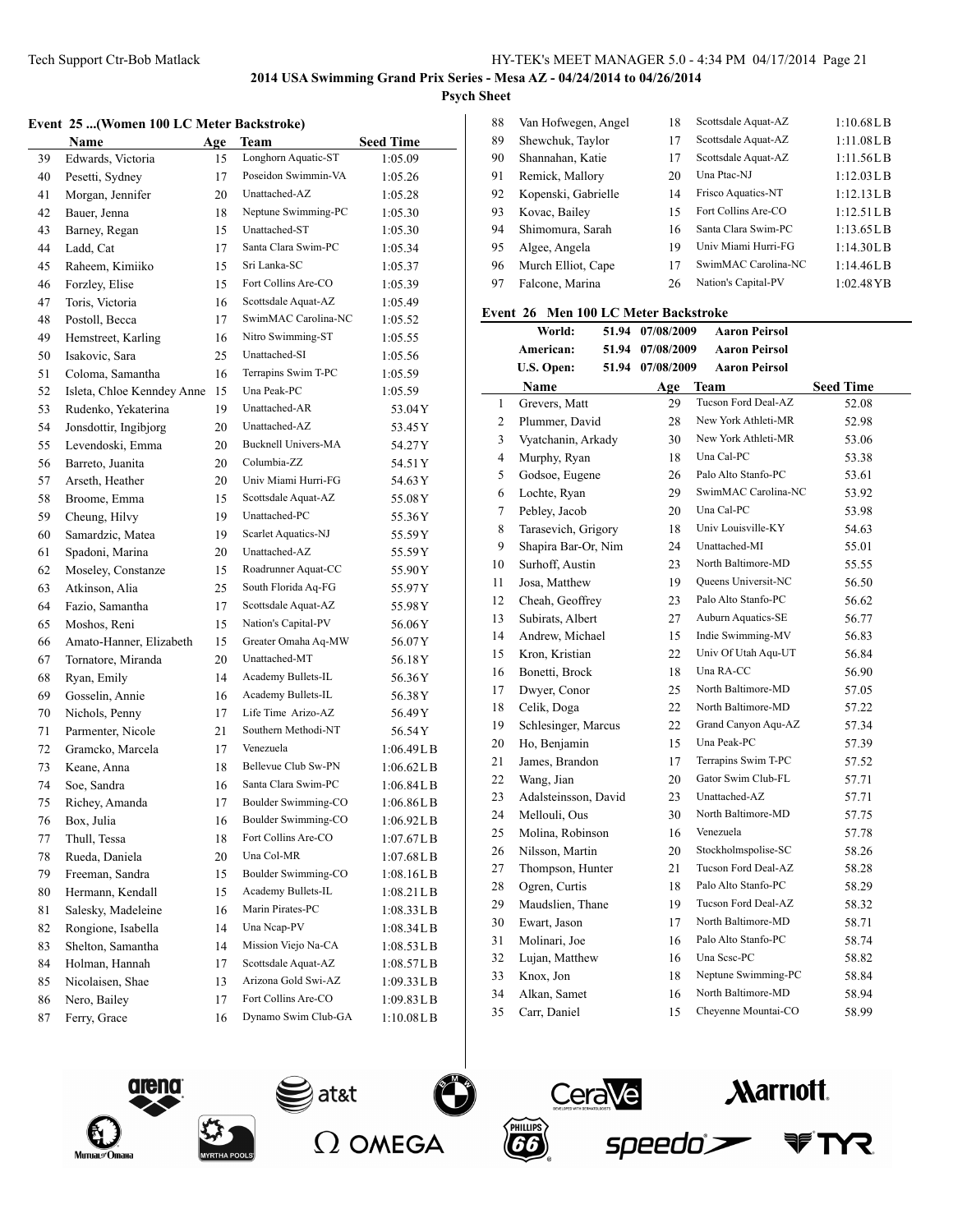# 2014 USA Swimming Grand Prix Series - Mesa AZ - 04/24/2014 to 04/26/2014

**Psych Sheet**

## Event 25 ...(Women 100 LC Meter Backstroke)

| | Name | Age | Team | Seed Time |
|---|---|---|---|---|
| 39 | Edwards, Victoria | 15 | Longhorn Aquatic-ST | 1:05.09 |
| 40 | Pesetti, Sydney | 17 | Poseidon Swimmin-VA | 1:05.26 |
| 41 | Morgan, Jennifer | 20 | Unattached-AZ | 1:05.28 |
| 42 | Bauer, Jenna | 18 | Neptune Swimming-PC | 1:05.30 |
| 43 | Barney, Regan | 15 | Unattached-ST | 1:05.30 |
| 44 | Ladd, Cat | 17 | Santa Clara Swim-PC | 1:05.34 |
| 45 | Raheem, Kimiiko | 15 | Sri Lanka-SC | 1:05.37 |
| 46 | Forzley, Elise | 15 | Fort Collins Are-CO | 1:05.39 |
| 47 | Toris, Victoria | 16 | Scottsdale Aquat-AZ | 1:05.49 |
| 48 | Postoll, Becca | 17 | SwimMAC Carolina-NC | 1:05.52 |
| 49 | Hemstreet, Karling | 16 | Nitro Swimming-ST | 1:05.55 |
| 50 | Isakovic, Sara | 25 | Unattached-SI | 1:05.56 |
| 51 | Coloma, Samantha | 16 | Terrapins Swim T-PC | 1:05.59 |
| 52 | Isleta, Chloe Kenndey Anne | 15 | Una Peak-PC | 1:05.59 |
| 53 | Rudenko, Yekaterina | 19 | Unattached-AR | 53.04Y |
| 54 | Jonsdottir, Ingibjorg | 20 | Unattached-AZ | 53.45Y |
| 55 | Levendoski, Emma | 20 | Bucknell Univers-MA | 54.27Y |
| 56 | Barreto, Juanita | 20 | Columbia-ZZ | 54.51Y |
| 57 | Arseth, Heather | 20 | Univ Miami Hurri-FG | 54.63Y |
| 58 | Broome, Emma | 15 | Scottsdale Aquat-AZ | 55.08Y |
| 59 | Cheung, Hilvy | 19 | Unattached-PC | 55.36Y |
| 60 | Samardzic, Matea | 19 | Scarlet Aquatics-NJ | 55.59Y |
| 61 | Spadoni, Marina | 20 | Unattached-AZ | 55.59Y |
| 62 | Moseley, Constanze | 15 | Roadrunner Aquat-CC | 55.90Y |
| 63 | Atkinson, Alia | 25 | South Florida Aq-FG | 55.97Y |
| 64 | Fazio, Samantha | 17 | Scottsdale Aquat-AZ | 55.98Y |
| 65 | Moshos, Reni | 15 | Nation's Capital-PV | 56.06Y |
| 66 | Amato-Hanner, Elizabeth | 15 | Greater Omaha Aq-MW | 56.07Y |
| 67 | Tornatore, Miranda | 20 | Unattached-MT | 56.18Y |
| 68 | Ryan, Emily | 14 | Academy Bullets-IL | 56.36Y |
| 69 | Gosselin, Annie | 16 | Academy Bullets-IL | 56.38Y |
| 70 | Nichols, Penny | 17 | Life Time Arizo-AZ | 56.49Y |
| 71 | Parmenter, Nicole | 21 | Southern Methodi-NT | 56.54Y |
| 72 | Gramcko, Marcela | 17 | Venezuela | 1:06.49LB |
| 73 | Keane, Anna | 18 | Bellevue Club Sw-PN | 1:06.62LB |
| 74 | Soe, Sandra | 16 | Santa Clara Swim-PC | 1:06.84LB |
| 75 | Richey, Amanda | 17 | Boulder Swimming-CO | 1:06.86LB |
| 76 | Box, Julia | 16 | Boulder Swimming-CO | 1:06.92LB |
| 77 | Thull, Tessa | 18 | Fort Collins Are-CO | 1:07.67LB |
| 78 | Rueda, Daniela | 20 | Una Col-MR | 1:07.68LB |
| 79 | Freeman, Sandra | 15 | Boulder Swimming-CO | 1:08.16LB |
| 80 | Hermann, Kendall | 15 | Academy Bullets-IL | 1:08.21LB |
| 81 | Salesky, Madeleine | 16 | Marin Pirates-PC | 1:08.33LB |
| 82 | Rongione, Isabella | 14 | Una Ncap-PV | 1:08.34LB |
| 83 | Shelton, Samantha | 14 | Mission Viejo Na-CA | 1:08.53LB |
| 84 | Holman, Hannah | 17 | Scottsdale Aquat-AZ | 1:08.57LB |
| 85 | Nicolaisen, Shae | 13 | Arizona Gold Swi-AZ | 1:09.33LB |
| 86 | Nero, Bailey | 17 | Fort Collins Are-CO | 1:09.83LB |
| 87 | Ferry, Grace | 16 | Dynamo Swim Club-GA | 1:10.08LB |
| 88 | Van Hofwegen, Angel | 18 | Scottsdale Aquat-AZ | 1:10.68LB |
| 89 | Shewchuk, Taylor | 17 | Scottsdale Aquat-AZ | 1:11.08LB |
| 90 | Shannahan, Katie | 17 | Scottsdale Aquat-AZ | 1:11.56LB |
| 91 | Remick, Mallory | 20 | Una Ptac-NJ | 1:12.03LB |
| 92 | Kopenski, Gabrielle | 14 | Frisco Aquatics-NT | 1:12.13LB |
| 93 | Kovac, Bailey | 15 | Fort Collins Are-CO | 1:12.51LB |
| 94 | Shimomura, Sarah | 16 | Santa Clara Swim-PC | 1:13.65LB |
| 95 | Algee, Angela | 19 | Univ Miami Hurri-FG | 1:14.30LB |
| 96 | Murch Elliot, Cape | 17 | SwimMAC Carolina-NC | 1:14.46LB |
| 97 | Falcone, Marina | 26 | Nation's Capital-PV | 1:02.48YB |

## Event 26 Men 100 LC Meter Backstroke

| | | | |
|---|---|---|---|
| World: | 51.94 | 07/08/2009 | Aaron Peirsol |
| American: | 51.94 | 07/08/2009 | Aaron Peirsol |
| U.S. Open: | 51.94 | 07/08/2009 | Aaron Peirsol |

| | Name | Age | Team | Seed Time |
|---|---|---|---|---|
| 1 | Grevers, Matt | 29 | Tucson Ford Deal-AZ | 52.08 |
| 2 | Plummer, David | 28 | New York Athleti-MR | 52.98 |
| 3 | Vyatchanin, Arkady | 30 | New York Athleti-MR | 53.06 |
| 4 | Murphy, Ryan | 18 | Una Cal-PC | 53.38 |
| 5 | Godsoe, Eugene | 26 | Palo Alto Stanfo-PC | 53.61 |
| 6 | Lochte, Ryan | 29 | SwimMAC Carolina-NC | 53.92 |
| 7 | Pebley, Jacob | 20 | Una Cal-PC | 53.98 |
| 8 | Tarasevich, Grigory | 18 | Univ Louisville-KY | 54.63 |
| 9 | Shapira Bar-Or, Nim | 24 | Unattached-MI | 55.01 |
| 10 | Surhoff, Austin | 23 | North Baltimore-MD | 55.55 |
| 11 | Josa, Matthew | 19 | Queens Universit-NC | 56.50 |
| 12 | Cheah, Geoffrey | 23 | Palo Alto Stanfo-PC | 56.62 |
| 13 | Subirats, Albert | 27 | Auburn Aquatics-SE | 56.77 |
| 14 | Andrew, Michael | 15 | Indie Swimming-MV | 56.83 |
| 15 | Kron, Kristian | 22 | Univ Of Utah Aqu-UT | 56.84 |
| 16 | Bonetti, Brock | 18 | Una RA-CC | 56.90 |
| 17 | Dwyer, Conor | 25 | North Baltimore-MD | 57.05 |
| 18 | Celik, Doga | 22 | North Baltimore-MD | 57.22 |
| 19 | Schlesinger, Marcus | 22 | Grand Canyon Aqu-AZ | 57.34 |
| 20 | Ho, Benjamin | 15 | Una Peak-PC | 57.39 |
| 21 | James, Brandon | 17 | Terrapins Swim T-PC | 57.52 |
| 22 | Wang, Jian | 20 | Gator Swim Club-FL | 57.71 |
| 23 | Adalsteinsson, David | 23 | Unattached-AZ | 57.71 |
| 24 | Mellouli, Ous | 30 | North Baltimore-MD | 57.75 |
| 25 | Molina, Robinson | 16 | Venezuela | 57.78 |
| 26 | Nilsson, Martin | 20 | Stockholmspolise-SC | 58.26 |
| 27 | Thompson, Hunter | 21 | Tucson Ford Deal-AZ | 58.28 |
| 28 | Ogren, Curtis | 18 | Palo Alto Stanfo-PC | 58.29 |
| 29 | Maudslien, Thane | 19 | Tucson Ford Deal-AZ | 58.32 |
| 30 | Ewart, Jason | 17 | North Baltimore-MD | 58.71 |
| 31 | Molinari, Joe | 16 | Palo Alto Stanfo-PC | 58.74 |
| 32 | Lujan, Matthew | 16 | Una Scsc-PC | 58.82 |
| 33 | Knox, Jon | 18 | Neptune Swimming-PC | 58.84 |
| 34 | Alkan, Samet | 16 | North Baltimore-MD | 58.94 |
| 35 | Carr, Daniel | 15 | Cheyenne Mountai-CO | 58.99 |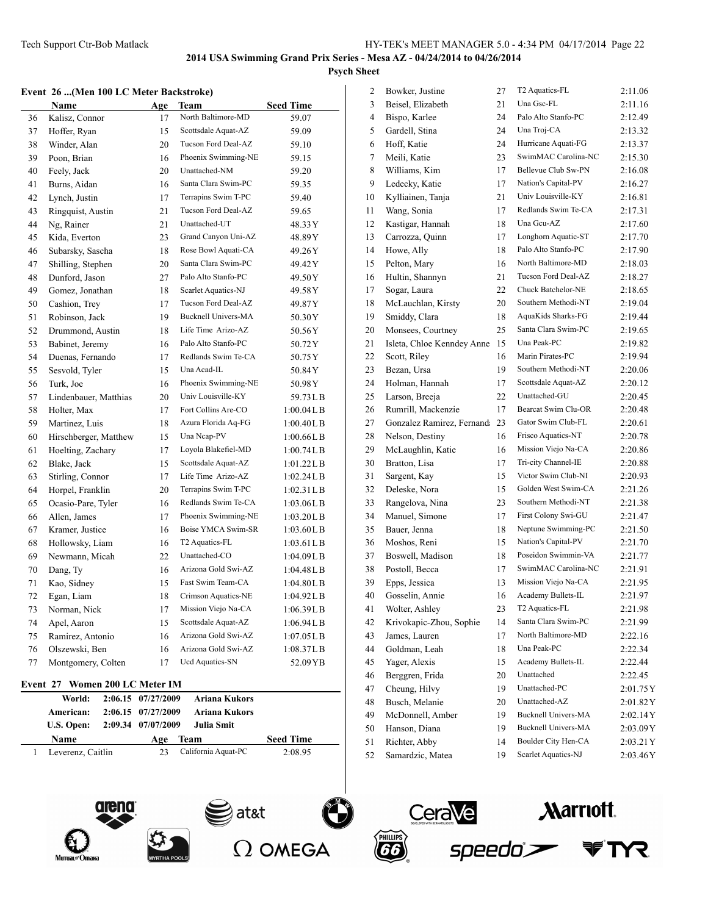**2014 USA Swimming Grand Prix Series - Mesa AZ - 04/24/2014 to 04/26/2014**

**Psych Sheet**

### Event 26 ...(Men 100 LC Meter Backstroke)

| | Name | Age | Team | Seed Time |
|---|---|---|---|---|
| 36 | Kalisz, Connor | 17 | North Baltimore-MD | 59.07 |
| 37 | Hoffer, Ryan | 15 | Scottsdale Aquat-AZ | 59.09 |
| 38 | Winder, Alan | 20 | Tucson Ford Deal-AZ | 59.10 |
| 39 | Poon, Brian | 16 | Phoenix Swimming-NE | 59.15 |
| 40 | Feely, Jack | 20 | Unattached-NM | 59.20 |
| 41 | Burns, Aidan | 16 | Santa Clara Swim-PC | 59.35 |
| 42 | Lynch, Justin | 17 | Terrapins Swim T-PC | 59.40 |
| 43 | Ringquist, Austin | 21 | Tucson Ford Deal-AZ | 59.65 |
| 44 | Ng, Rainer | 21 | Unattached-UT | 48.33Y |
| 45 | Kida, Everton | 23 | Grand Canyon Uni-AZ | 48.89Y |
| 46 | Subarsky, Sascha | 18 | Rose Bowl Aquati-CA | 49.26Y |
| 47 | Shilling, Stephen | 20 | Santa Clara Swim-PC | 49.42Y |
| 48 | Dunford, Jason | 27 | Palo Alto Stanfo-PC | 49.50Y |
| 49 | Gomez, Jonathan | 18 | Scarlet Aquatics-NJ | 49.58Y |
| 50 | Cashion, Trey | 17 | Tucson Ford Deal-AZ | 49.87Y |
| 51 | Robinson, Jack | 19 | Bucknell Univers-MA | 50.30Y |
| 52 | Drummond, Austin | 18 | Life Time Arizo-AZ | 50.56Y |
| 53 | Babinet, Jeremy | 16 | Palo Alto Stanfo-PC | 50.72Y |
| 54 | Duenas, Fernando | 17 | Redlands Swim Te-CA | 50.75Y |
| 55 | Sesvold, Tyler | 15 | Una Acad-IL | 50.84Y |
| 56 | Turk, Joe | 16 | Phoenix Swimming-NE | 50.98Y |
| 57 | Lindenbauer, Matthias | 20 | Univ Louisville-KY | 59.73LB |
| 58 | Holter, Max | 17 | Fort Collins Are-CO | 1:00.04LB |
| 59 | Martinez, Luis | 18 | Azura Florida Aq-FG | 1:00.40LB |
| 60 | Hirschberger, Matthew | 15 | Una Ncap-PV | 1:00.66LB |
| 61 | Hoelting, Zachary | 17 | Loyola Blakefiel-MD | 1:00.74LB |
| 62 | Blake, Jack | 15 | Scottsdale Aquat-AZ | 1:01.22LB |
| 63 | Stirling, Connor | 17 | Life Time Arizo-AZ | 1:02.24LB |
| 64 | Horpel, Franklin | 20 | Terrapins Swim T-PC | 1:02.31LB |
| 65 | Ocasio-Pare, Tyler | 16 | Redlands Swim Te-CA | 1:03.06LB |
| 66 | Allen, James | 17 | Phoenix Swimming-NE | 1:03.20LB |
| 67 | Kramer, Justice | 16 | Boise YMCA Swim-SR | 1:03.60LB |
| 68 | Hollowsky, Liam | 16 | T2 Aquatics-FL | 1:03.61LB |
| 69 | Newmann, Micah | 22 | Unattached-CO | 1:04.09LB |
| 70 | Dang, Ty | 16 | Arizona Gold Swi-AZ | 1:04.48LB |
| 71 | Kao, Sidney | 15 | Fast Swim Team-CA | 1:04.80LB |
| 72 | Egan, Liam | 18 | Crimson Aquatics-NE | 1:04.92LB |
| 73 | Norman, Nick | 17 | Mission Viejo Na-CA | 1:06.39LB |
| 74 | Apel, Aaron | 15 | Scottsdale Aquat-AZ | 1:06.94LB |
| 75 | Ramirez, Antonio | 16 | Arizona Gold Swi-AZ | 1:07.05LB |
| 76 | Olszewski, Ben | 16 | Arizona Gold Swi-AZ | 1:08.37LB |
| 77 | Montgomery, Colten | 17 | Ucd Aquatics-SN | 52.09YB |

### Event 27 Women 200 LC Meter IM

| | | | |
|---|---|---|---|
| World: | 2:06.15 | 07/27/2009 | Ariana Kukors |
| American: | 2:06.15 | 07/27/2009 | Ariana Kukors |
| U.S. Open: | 2:09.34 | 07/07/2009 | Julia Smit |

| | Name | Age | Team | Seed Time |
|---|---|---|---|---|
| 1 | Leverenz, Caitlin | 23 | California Aquat-PC | 2:08.95 |
| 2 | Bowker, Justine | 27 | T2 Aquatics-FL | 2:11.06 |
| 3 | Beisel, Elizabeth | 21 | Una Gsc-FL | 2:11.16 |
| 4 | Bispo, Karlee | 24 | Palo Alto Stanfo-PC | 2:12.49 |
| 5 | Gardell, Stina | 24 | Una Troj-CA | 2:13.32 |
| 6 | Hoff, Katie | 24 | Hurricane Aquati-FG | 2:13.37 |
| 7 | Meili, Katie | 23 | SwimMAC Carolina-NC | 2:15.30 |
| 8 | Williams, Kim | 17 | Bellevue Club Sw-PN | 2:16.08 |
| 9 | Ledecky, Katie | 17 | Nation's Capital-PV | 2:16.27 |
| 10 | Kylliainen, Tanja | 21 | Univ Louisville-KY | 2:16.81 |
| 11 | Wang, Sonia | 17 | Redlands Swim Te-CA | 2:17.31 |
| 12 | Kastigar, Hannah | 18 | Una Gcu-AZ | 2:17.60 |
| 13 | Carrozza, Quinn | 17 | Longhorn Aquatic-ST | 2:17.70 |
| 14 | Howe, Ally | 18 | Palo Alto Stanfo-PC | 2:17.90 |
| 15 | Pelton, Mary | 16 | North Baltimore-MD | 2:18.03 |
| 16 | Hultin, Shannyn | 21 | Tucson Ford Deal-AZ | 2:18.27 |
| 17 | Sogar, Laura | 22 | Chuck Batchelor-NE | 2:18.65 |
| 18 | McLauchlan, Kirsty | 20 | Southern Methodi-NT | 2:19.04 |
| 19 | Smiddy, Clara | 18 | AquaKids Sharks-FG | 2:19.44 |
| 20 | Monsees, Courtney | 25 | Santa Clara Swim-PC | 2:19.65 |
| 21 | Isleta, Chloe Kenndey Anne | 15 | Una Peak-PC | 2:19.82 |
| 22 | Scott, Riley | 16 | Marin Pirates-PC | 2:19.94 |
| 23 | Bezan, Ursa | 19 | Southern Methodi-NT | 2:20.06 |
| 24 | Holman, Hannah | 17 | Scottsdale Aquat-AZ | 2:20.12 |
| 25 | Larson, Breeja | 22 | Unattached-GU | 2:20.45 |
| 26 | Rumrill, Mackenzie | 17 | Bearcat Swim Clu-OR | 2:20.48 |
| 27 | Gonzalez Ramirez, Fernand | 23 | Gator Swim Club-FL | 2:20.61 |
| 28 | Nelson, Destiny | 16 | Frisco Aquatics-NT | 2:20.78 |
| 29 | McLaughlin, Katie | 16 | Mission Viejo Na-CA | 2:20.86 |
| 30 | Bratton, Lisa | 17 | Tri-city Channel-IE | 2:20.88 |
| 31 | Sargent, Kay | 15 | Victor Swim Club-NI | 2:20.93 |
| 32 | Deleske, Nora | 15 | Golden West Swim-CA | 2:21.26 |
| 33 | Rangelova, Nina | 23 | Southern Methodi-NT | 2:21.38 |
| 34 | Manuel, Simone | 17 | First Colony Swi-GU | 2:21.47 |
| 35 | Bauer, Jenna | 18 | Neptune Swimming-PC | 2:21.50 |
| 36 | Moshos, Reni | 15 | Nation's Capital-PV | 2:21.70 |
| 37 | Boswell, Madison | 18 | Poseidon Swimmin-VA | 2:21.77 |
| 38 | Postoll, Becca | 17 | SwimMAC Carolina-NC | 2:21.91 |
| 39 | Epps, Jessica | 13 | Mission Viejo Na-CA | 2:21.95 |
| 40 | Gosselin, Annie | 16 | Academy Bullets-IL | 2:21.97 |
| 41 | Wolter, Ashley | 23 | T2 Aquatics-FL | 2:21.98 |
| 42 | Krivokapic-Zhou, Sophie | 14 | Santa Clara Swim-PC | 2:21.99 |
| 43 | James, Lauren | 17 | North Baltimore-MD | 2:22.16 |
| 44 | Goldman, Leah | 18 | Una Peak-PC | 2:22.34 |
| 45 | Yager, Alexis | 15 | Academy Bullets-IL | 2:22.44 |
| 46 | Berggren, Frida | 20 | Unattached | 2:22.45 |
| 47 | Cheung, Hilvy | 19 | Unattached-PC | 2:01.75Y |
| 48 | Busch, Melanie | 20 | Unattached-AZ | 2:01.82Y |
| 49 | McDonnell, Amber | 19 | Bucknell Univers-MA | 2:02.14Y |
| 50 | Hanson, Diana | 19 | Bucknell Univers-MA | 2:03.09Y |
| 51 | Richter, Abby | 14 | Boulder City Hen-CA | 2:03.21Y |
| 52 | Samardzic, Matea | 19 | Scarlet Aquatics-NJ | 2:03.46Y |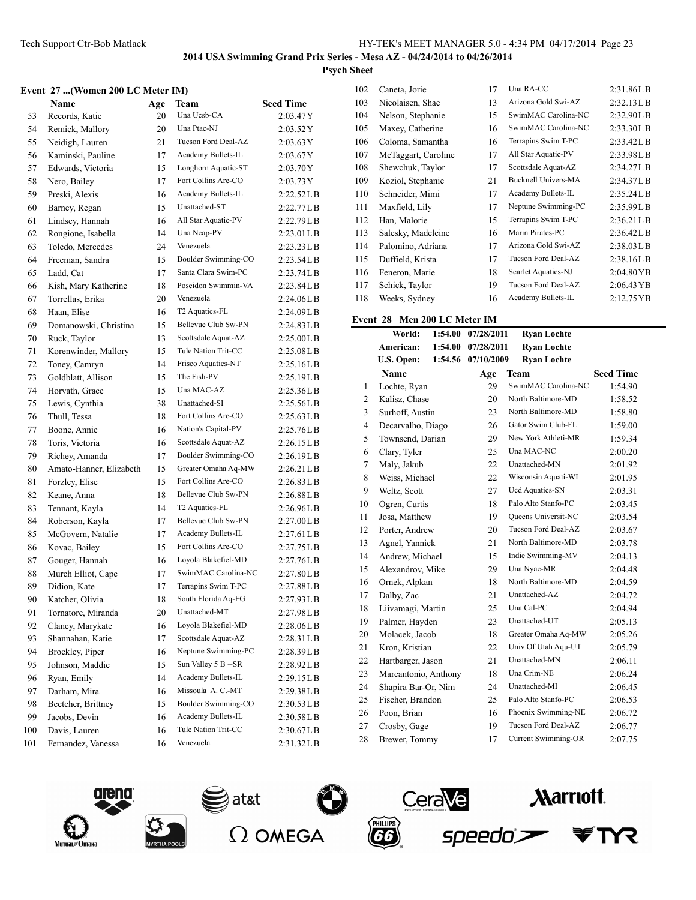2014 USA Swimming Grand Prix Series - Mesa AZ - 04/24/2014 to 04/26/2014

Psych Sheet

### Event 27 ...(Women 200 LC Meter IM)

| | Name | Age | Team | Seed Time |
|---|---|---|---|---|
| 53 | Records, Katie | 20 | Una Ucsb-CA | 2:03.47Y |
| 54 | Remick, Mallory | 20 | Una Ptac-NJ | 2:03.52Y |
| 55 | Neidigh, Lauren | 21 | Tucson Ford Deal-AZ | 2:03.63Y |
| 56 | Kaminski, Pauline | 17 | Academy Bullets-IL | 2:03.67Y |
| 57 | Edwards, Victoria | 15 | Longhorn Aquatic-ST | 2:03.70Y |
| 58 | Nero, Bailey | 17 | Fort Collins Are-CO | 2:03.73Y |
| 59 | Preski, Alexis | 16 | Academy Bullets-IL | 2:22.52LB |
| 60 | Barney, Regan | 15 | Unattached-ST | 2:22.77LB |
| 61 | Lindsey, Hannah | 16 | All Star Aquatic-PV | 2:22.79LB |
| 62 | Rongione, Isabella | 14 | Una Ncap-PV | 2:23.01LB |
| 63 | Toledo, Mercedes | 24 | Venezuela | 2:23.23LB |
| 64 | Freeman, Sandra | 15 | Boulder Swimming-CO | 2:23.54LB |
| 65 | Ladd, Cat | 17 | Santa Clara Swim-PC | 2:23.74LB |
| 66 | Kish, Mary Katherine | 18 | Poseidon Swimmin-VA | 2:23.84LB |
| 67 | Torrellas, Erika | 20 | Venezuela | 2:24.06LB |
| 68 | Haan, Elise | 16 | T2 Aquatics-FL | 2:24.09LB |
| 69 | Domanowski, Christina | 15 | Bellevue Club Sw-PN | 2:24.83LB |
| 70 | Ruck, Taylor | 13 | Scottsdale Aquat-AZ | 2:25.00LB |
| 71 | Korenwinder, Mallory | 15 | Tule Nation Trit-CC | 2:25.08LB |
| 72 | Toney, Camryn | 14 | Frisco Aquatics-NT | 2:25.16LB |
| 73 | Goldblatt, Allison | 15 | The Fish-PV | 2:25.19LB |
| 74 | Horvath, Grace | 15 | Una MAC-AZ | 2:25.36LB |
| 75 | Lewis, Cynthia | 38 | Unattached-SI | 2:25.56LB |
| 76 | Thull, Tessa | 18 | Fort Collins Are-CO | 2:25.63LB |
| 77 | Boone, Annie | 16 | Nation's Capital-PV | 2:25.76LB |
| 78 | Toris, Victoria | 16 | Scottsdale Aquat-AZ | 2:26.15LB |
| 79 | Richey, Amanda | 17 | Boulder Swimming-CO | 2:26.19LB |
| 80 | Amato-Hanner, Elizabeth | 15 | Greater Omaha Aq-MW | 2:26.21LB |
| 81 | Forzley, Elise | 15 | Fort Collins Are-CO | 2:26.83LB |
| 82 | Keane, Anna | 18 | Bellevue Club Sw-PN | 2:26.88LB |
| 83 | Tennant, Kayla | 14 | T2 Aquatics-FL | 2:26.96LB |
| 84 | Roberson, Kayla | 17 | Bellevue Club Sw-PN | 2:27.00LB |
| 85 | McGovern, Natalie | 17 | Academy Bullets-IL | 2:27.61LB |
| 86 | Kovac, Bailey | 15 | Fort Collins Are-CO | 2:27.75LB |
| 87 | Gouger, Hannah | 16 | Loyola Blakefiel-MD | 2:27.76LB |
| 88 | Murch Elliot, Cape | 17 | SwimMAC Carolina-NC | 2:27.80LB |
| 89 | Didion, Kate | 17 | Terrapins Swim T-PC | 2:27.88LB |
| 90 | Katcher, Olivia | 18 | South Florida Aq-FG | 2:27.93LB |
| 91 | Tornatore, Miranda | 20 | Unattached-MT | 2:27.98LB |
| 92 | Clancy, Marykate | 16 | Loyola Blakefiel-MD | 2:28.06LB |
| 93 | Shannahan, Katie | 17 | Scottsdale Aquat-AZ | 2:28.31LB |
| 94 | Brockley, Piper | 16 | Neptune Swimming-PC | 2:28.39LB |
| 95 | Johnson, Maddie | 15 | Sun Valley 5 B --SR | 2:28.92LB |
| 96 | Ryan, Emily | 14 | Academy Bullets-IL | 2:29.15LB |
| 97 | Darham, Mira | 16 | Missoula A. C.-MT | 2:29.38LB |
| 98 | Beetcher, Brittney | 15 | Boulder Swimming-CO | 2:30.53LB |
| 99 | Jacobs, Devin | 16 | Academy Bullets-IL | 2:30.58LB |
| 100 | Davis, Lauren | 16 | Tule Nation Trit-CC | 2:30.67LB |
| 101 | Fernandez, Vanessa | 16 | Venezuela | 2:31.32LB |
| 102 | Caneta, Jorie | 17 | Una RA-CC | 2:31.86LB |
| 103 | Nicolaisen, Shae | 13 | Arizona Gold Swi-AZ | 2:32.13LB |
| 104 | Nelson, Stephanie | 15 | SwimMAC Carolina-NC | 2:32.90LB |
| 105 | Maxey, Catherine | 16 | SwimMAC Carolina-NC | 2:33.30LB |
| 106 | Coloma, Samantha | 16 | Terrapins Swim T-PC | 2:33.42LB |
| 107 | McTaggart, Caroline | 17 | All Star Aquatic-PV | 2:33.98LB |
| 108 | Shewchuk, Taylor | 17 | Scottsdale Aquat-AZ | 2:34.27LB |
| 109 | Koziol, Stephanie | 21 | Bucknell Univers-MA | 2:34.37LB |
| 110 | Schneider, Mimi | 17 | Academy Bullets-IL | 2:35.24LB |
| 111 | Maxfield, Lily | 17 | Neptune Swimming-PC | 2:35.99LB |
| 112 | Han, Malorie | 15 | Terrapins Swim T-PC | 2:36.21LB |
| 113 | Salesky, Madeleine | 16 | Marin Pirates-PC | 2:36.42LB |
| 114 | Palomino, Adriana | 17 | Arizona Gold Swi-AZ | 2:38.03LB |
| 115 | Duffield, Krista | 17 | Tucson Ford Deal-AZ | 2:38.16LB |
| 116 | Feneron, Marie | 18 | Scarlet Aquatics-NJ | 2:04.80YB |
| 117 | Schick, Taylor | 19 | Tucson Ford Deal-AZ | 2:06.43YB |
| 118 | Weeks, Sydney | 16 | Academy Bullets-IL | 2:12.75YB |

### Event 28 Men 200 LC Meter IM

| | | | |
|---|---|---|---|
| World: | 1:54.00 | 07/28/2011 | Ryan Lochte |
| American: | 1:54.00 | 07/28/2011 | Ryan Lochte |
| U.S. Open: | 1:54.56 | 07/10/2009 | Ryan Lochte |

| | Name | Age | Team | Seed Time |
|---|---|---|---|---|
| 1 | Lochte, Ryan | 29 | SwimMAC Carolina-NC | 1:54.90 |
| 2 | Kalisz, Chase | 20 | North Baltimore-MD | 1:58.52 |
| 3 | Surhoff, Austin | 23 | North Baltimore-MD | 1:58.80 |
| 4 | Decarvalho, Diago | 26 | Gator Swim Club-FL | 1:59.00 |
| 5 | Townsend, Darian | 29 | New York Athleti-MR | 1:59.34 |
| 6 | Clary, Tyler | 25 | Una MAC-NC | 2:00.20 |
| 7 | Maly, Jakub | 22 | Unattached-MN | 2:01.92 |
| 8 | Weiss, Michael | 22 | Wisconsin Aquati-WI | 2:01.95 |
| 9 | Weltz, Scott | 27 | Ucd Aquatics-SN | 2:03.31 |
| 10 | Ogren, Curtis | 18 | Palo Alto Stanfo-PC | 2:03.45 |
| 11 | Josa, Matthew | 19 | Queens Universit-NC | 2:03.54 |
| 12 | Porter, Andrew | 20 | Tucson Ford Deal-AZ | 2:03.67 |
| 13 | Agnel, Yannick | 21 | North Baltimore-MD | 2:03.78 |
| 14 | Andrew, Michael | 15 | Indie Swimming-MV | 2:04.13 |
| 15 | Alexandrov, Mike | 29 | Una Nyac-MR | 2:04.48 |
| 16 | Ornek, Alpkan | 18 | North Baltimore-MD | 2:04.59 |
| 17 | Dalby, Zac | 21 | Unattached-AZ | 2:04.72 |
| 18 | Liivamagi, Martin | 25 | Una Cal-PC | 2:04.94 |
| 19 | Palmer, Hayden | 23 | Unattached-UT | 2:05.13 |
| 20 | Molacek, Jacob | 18 | Greater Omaha Aq-MW | 2:05.26 |
| 21 | Kron, Kristian | 22 | Univ Of Utah Aqu-UT | 2:05.79 |
| 22 | Hartbarger, Jason | 21 | Unattached-MN | 2:06.11 |
| 23 | Marcantonio, Anthony | 18 | Una Crim-NE | 2:06.24 |
| 24 | Shapira Bar-Or, Nim | 24 | Unattached-MI | 2:06.45 |
| 25 | Fischer, Brandon | 25 | Palo Alto Stanfo-PC | 2:06.53 |
| 26 | Poon, Brian | 16 | Phoenix Swimming-NE | 2:06.72 |
| 27 | Crosby, Gage | 19 | Tucson Ford Deal-AZ | 2:06.77 |
| 28 | Brewer, Tommy | 17 | Current Swimming-OR | 2:07.75 |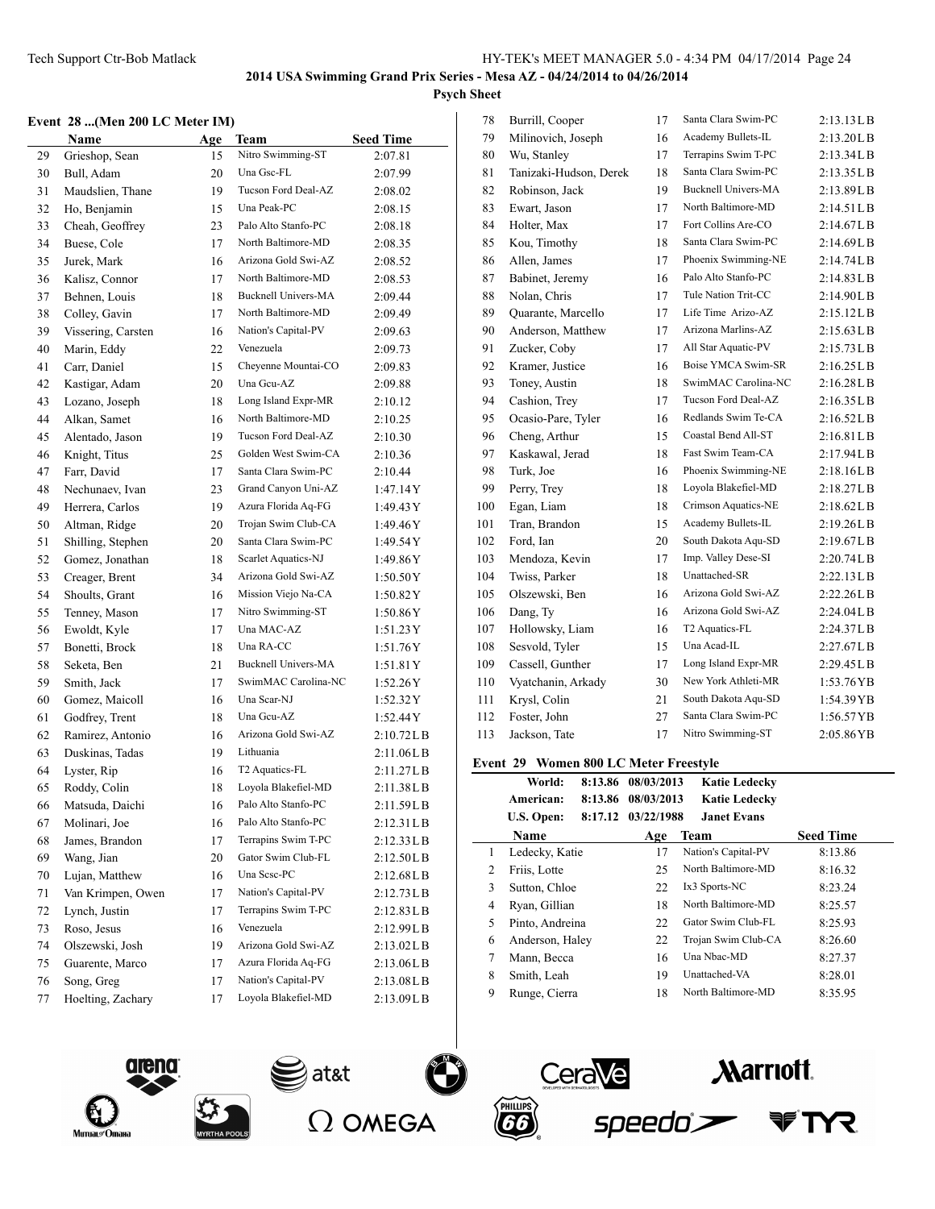## 2014 USA Swimming Grand Prix Series - Mesa AZ - 04/24/2014 to 04/26/2014

**Psych Sheet**

### Event 28 ...(Men 200 LC Meter IM)

| | Name | Age | Team | Seed Time |
|---|---|---|---|---|
| 29 | Grieshop, Sean | 15 | Nitro Swimming-ST | 2:07.81 |
| 30 | Bull, Adam | 20 | Una Gsc-FL | 2:07.99 |
| 31 | Maudslien, Thane | 19 | Tucson Ford Deal-AZ | 2:08.02 |
| 32 | Ho, Benjamin | 15 | Una Peak-PC | 2:08.15 |
| 33 | Cheah, Geoffrey | 23 | Palo Alto Stanfo-PC | 2:08.18 |
| 34 | Buese, Cole | 17 | North Baltimore-MD | 2:08.35 |
| 35 | Jurek, Mark | 16 | Arizona Gold Swi-AZ | 2:08.52 |
| 36 | Kalisz, Connor | 17 | North Baltimore-MD | 2:08.53 |
| 37 | Behnen, Louis | 18 | Bucknell Univers-MA | 2:09.44 |
| 38 | Colley, Gavin | 17 | North Baltimore-MD | 2:09.49 |
| 39 | Vissering, Carsten | 16 | Nation's Capital-PV | 2:09.63 |
| 40 | Marin, Eddy | 22 | Venezuela | 2:09.73 |
| 41 | Carr, Daniel | 15 | Cheyenne Mountai-CO | 2:09.83 |
| 42 | Kastigar, Adam | 20 | Una Gcu-AZ | 2:09.88 |
| 43 | Lozano, Joseph | 18 | Long Island Expr-MR | 2:10.12 |
| 44 | Alkan, Samet | 16 | North Baltimore-MD | 2:10.25 |
| 45 | Alentado, Jason | 19 | Tucson Ford Deal-AZ | 2:10.30 |
| 46 | Knight, Titus | 25 | Golden West Swim-CA | 2:10.36 |
| 47 | Farr, David | 17 | Santa Clara Swim-PC | 2:10.44 |
| 48 | Nechunaev, Ivan | 23 | Grand Canyon Uni-AZ | 1:47.14Y |
| 49 | Herrera, Carlos | 19 | Azura Florida Aq-FG | 1:49.43Y |
| 50 | Altman, Ridge | 20 | Trojan Swim Club-CA | 1:49.46Y |
| 51 | Shilling, Stephen | 20 | Santa Clara Swim-PC | 1:49.54Y |
| 52 | Gomez, Jonathan | 18 | Scarlet Aquatics-NJ | 1:49.86Y |
| 53 | Creager, Brent | 34 | Arizona Gold Swi-AZ | 1:50.50Y |
| 54 | Shoults, Grant | 16 | Mission Viejo Na-CA | 1:50.82Y |
| 55 | Tenney, Mason | 17 | Nitro Swimming-ST | 1:50.86Y |
| 56 | Ewoldt, Kyle | 17 | Una MAC-AZ | 1:51.23Y |
| 57 | Bonetti, Brock | 18 | Una RA-CC | 1:51.76Y |
| 58 | Seketa, Ben | 21 | Bucknell Univers-MA | 1:51.81Y |
| 59 | Smith, Jack | 17 | SwimMAC Carolina-NC | 1:52.26Y |
| 60 | Gomez, Maicoll | 16 | Una Scar-NJ | 1:52.32Y |
| 61 | Godfrey, Trent | 18 | Una Gcu-AZ | 1:52.44Y |
| 62 | Ramirez, Antonio | 16 | Arizona Gold Swi-AZ | 2:10.72LB |
| 63 | Duskinas, Tadas | 19 | Lithuania | 2:11.06LB |
| 64 | Lyster, Rip | 16 | T2 Aquatics-FL | 2:11.27LB |
| 65 | Roddy, Colin | 18 | Loyola Blakefiel-MD | 2:11.38LB |
| 66 | Matsuda, Daichi | 16 | Palo Alto Stanfo-PC | 2:11.59LB |
| 67 | Molinari, Joe | 16 | Palo Alto Stanfo-PC | 2:12.31LB |
| 68 | James, Brandon | 17 | Terrapins Swim T-PC | 2:12.33LB |
| 69 | Wang, Jian | 20 | Gator Swim Club-FL | 2:12.50LB |
| 70 | Lujan, Matthew | 16 | Una Scsc-PC | 2:12.68LB |
| 71 | Van Krimpen, Owen | 17 | Nation's Capital-PV | 2:12.73LB |
| 72 | Lynch, Justin | 17 | Terrapins Swim T-PC | 2:12.83LB |
| 73 | Roso, Jesus | 16 | Venezuela | 2:12.99LB |
| 74 | Olszewski, Josh | 19 | Arizona Gold Swi-AZ | 2:13.02LB |
| 75 | Guarente, Marco | 17 | Azura Florida Aq-FG | 2:13.06LB |
| 76 | Song, Greg | 17 | Nation's Capital-PV | 2:13.08LB |
| 77 | Hoelting, Zachary | 17 | Loyola Blakefiel-MD | 2:13.09LB |
| 78 | Burrill, Cooper | 17 | Santa Clara Swim-PC | 2:13.13LB |
| 79 | Milinovich, Joseph | 16 | Academy Bullets-IL | 2:13.20LB |
| 80 | Wu, Stanley | 17 | Terrapins Swim T-PC | 2:13.34LB |
| 81 | Tanizaki-Hudson, Derek | 18 | Santa Clara Swim-PC | 2:13.35LB |
| 82 | Robinson, Jack | 19 | Bucknell Univers-MA | 2:13.89LB |
| 83 | Ewart, Jason | 17 | North Baltimore-MD | 2:14.51LB |
| 84 | Holter, Max | 17 | Fort Collins Are-CO | 2:14.67LB |
| 85 | Kou, Timothy | 18 | Santa Clara Swim-PC | 2:14.69LB |
| 86 | Allen, James | 17 | Phoenix Swimming-NE | 2:14.74LB |
| 87 | Babinet, Jeremy | 16 | Palo Alto Stanfo-PC | 2:14.83LB |
| 88 | Nolan, Chris | 17 | Tule Nation Trit-CC | 2:14.90LB |
| 89 | Quarante, Marcello | 17 | Life Time Arizo-AZ | 2:15.12LB |
| 90 | Anderson, Matthew | 17 | Arizona Marlins-AZ | 2:15.63LB |
| 91 | Zucker, Coby | 17 | All Star Aquatic-PV | 2:15.73LB |
| 92 | Kramer, Justice | 16 | Boise YMCA Swim-SR | 2:16.25LB |
| 93 | Toney, Austin | 18 | SwimMAC Carolina-NC | 2:16.28LB |
| 94 | Cashion, Trey | 17 | Tucson Ford Deal-AZ | 2:16.35LB |
| 95 | Ocasio-Pare, Tyler | 16 | Redlands Swim Te-CA | 2:16.52LB |
| 96 | Cheng, Arthur | 15 | Coastal Bend All-ST | 2:16.81LB |
| 97 | Kaskawal, Jerad | 18 | Fast Swim Team-CA | 2:17.94LB |
| 98 | Turk, Joe | 16 | Phoenix Swimming-NE | 2:18.16LB |
| 99 | Perry, Trey | 18 | Loyola Blakefiel-MD | 2:18.27LB |
| 100 | Egan, Liam | 18 | Crimson Aquatics-NE | 2:18.62LB |
| 101 | Tran, Brandon | 15 | Academy Bullets-IL | 2:19.26LB |
| 102 | Ford, Ian | 20 | South Dakota Aqu-SD | 2:19.67LB |
| 103 | Mendoza, Kevin | 17 | Imp. Valley Dese-SI | 2:20.74LB |
| 104 | Twiss, Parker | 18 | Unattached-SR | 2:22.13LB |
| 105 | Olszewski, Ben | 16 | Arizona Gold Swi-AZ | 2:22.26LB |
| 106 | Dang, Ty | 16 | Arizona Gold Swi-AZ | 2:24.04LB |
| 107 | Hollowsky, Liam | 16 | T2 Aquatics-FL | 2:24.37LB |
| 108 | Sesvold, Tyler | 15 | Una Acad-IL | 2:27.67LB |
| 109 | Cassell, Gunther | 17 | Long Island Expr-MR | 2:29.45LB |
| 110 | Vyatchanin, Arkady | 30 | New York Athleti-MR | 1:53.76YB |
| 111 | Krysl, Colin | 21 | South Dakota Aqu-SD | 1:54.39YB |
| 112 | Foster, John | 27 | Santa Clara Swim-PC | 1:56.57YB |
| 113 | Jackson, Tate | 17 | Nitro Swimming-ST | 2:05.86YB |

### Event 29 Women 800 LC Meter Freestyle

| | | | |
|---|---|---|---|
| **World:** | **8:13.86** | **08/03/2013** | **Katie Ledecky** |
| **American:** | **8:13.86** | **08/03/2013** | **Katie Ledecky** |
| **U.S. Open:** | **8:17.12** | **03/22/1988** | **Janet Evans** |

| | Name | Age | Team | Seed Time |
|---|---|---|---|---|
| 1 | Ledecky, Katie | 17 | Nation's Capital-PV | 8:13.86 |
| 2 | Friis, Lotte | 25 | North Baltimore-MD | 8:16.32 |
| 3 | Sutton, Chloe | 22 | Ix3 Sports-NC | 8:23.24 |
| 4 | Ryan, Gillian | 18 | North Baltimore-MD | 8:25.57 |
| 5 | Pinto, Andreina | 22 | Gator Swim Club-FL | 8:25.93 |
| 6 | Anderson, Haley | 22 | Trojan Swim Club-CA | 8:26.60 |
| 7 | Mann, Becca | 16 | Una Nbac-MD | 8:27.37 |
| 8 | Smith, Leah | 19 | Unattached-VA | 8:28.01 |
| 9 | Runge, Cierra | 18 | North Baltimore-MD | 8:35.95 |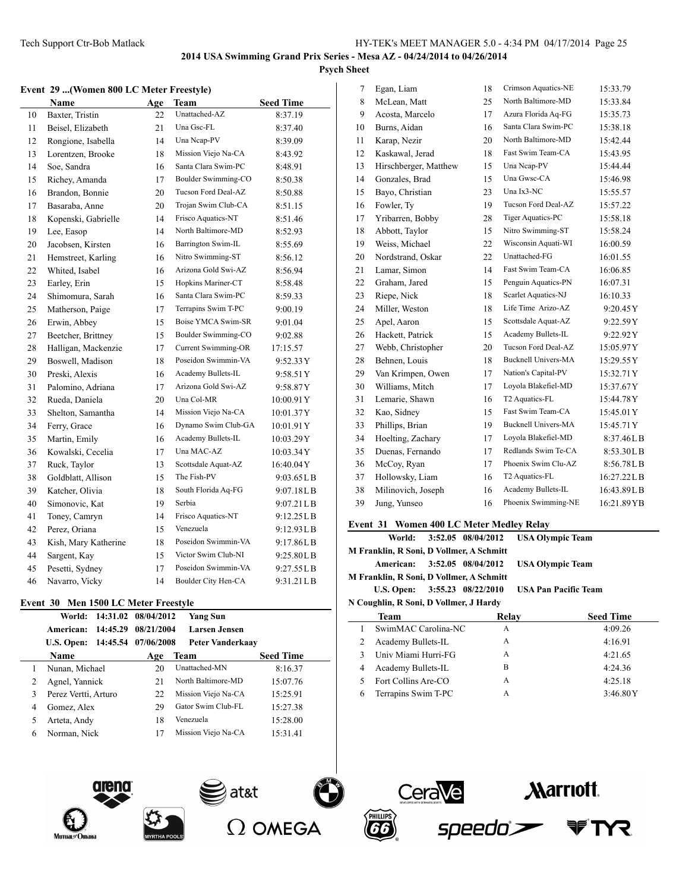## 2014 USA Swimming Grand Prix Series - Mesa AZ - 04/24/2014 to 04/26/2014

**Psych Sheet**

### Event 29 ...(Women 800 LC Meter Freestyle)

| | Name | Age | Team | Seed Time |
|---|---|---|---|---|
| 10 | Baxter, Tristin | 22 | Unattached-AZ | 8:37.19 |
| 11 | Beisel, Elizabeth | 21 | Una Gsc-FL | 8:37.40 |
| 12 | Rongione, Isabella | 14 | Una Ncap-PV | 8:39.09 |
| 13 | Lorentzen, Brooke | 18 | Mission Viejo Na-CA | 8:43.92 |
| 14 | Soe, Sandra | 16 | Santa Clara Swim-PC | 8:48.91 |
| 15 | Richey, Amanda | 17 | Boulder Swimming-CO | 8:50.38 |
| 16 | Brandon, Bonnie | 20 | Tucson Ford Deal-AZ | 8:50.88 |
| 17 | Basaraba, Anne | 20 | Trojan Swim Club-CA | 8:51.15 |
| 18 | Kopenski, Gabrielle | 14 | Frisco Aquatics-NT | 8:51.46 |
| 19 | Lee, Easop | 14 | North Baltimore-MD | 8:52.93 |
| 20 | Jacobsen, Kirsten | 16 | Barrington Swim-IL | 8:55.69 |
| 21 | Hemstreet, Karling | 16 | Nitro Swimming-ST | 8:56.12 |
| 22 | Whited, Isabel | 16 | Arizona Gold Swi-AZ | 8:56.94 |
| 23 | Earley, Erin | 15 | Hopkins Mariner-CT | 8:58.48 |
| 24 | Shimomura, Sarah | 16 | Santa Clara Swim-PC | 8:59.33 |
| 25 | Matherson, Paige | 17 | Terrapins Swim T-PC | 9:00.19 |
| 26 | Erwin, Abbey | 15 | Boise YMCA Swim-SR | 9:01.04 |
| 27 | Beetcher, Brittney | 15 | Boulder Swimming-CO | 9:02.88 |
| 28 | Halligan, Mackenzie | 17 | Current Swimming-OR | 17:15.57 |
| 29 | Boswell, Madison | 18 | Poseidon Swimmin-VA | 9:52.33Y |
| 30 | Preski, Alexis | 16 | Academy Bullets-IL | 9:58.51Y |
| 31 | Palomino, Adriana | 17 | Arizona Gold Swi-AZ | 9:58.87Y |
| 32 | Rueda, Daniela | 20 | Una Col-MR | 10:00.91Y |
| 33 | Shelton, Samantha | 14 | Mission Viejo Na-CA | 10:01.37Y |
| 34 | Ferry, Grace | 16 | Dynamo Swim Club-GA | 10:01.91Y |
| 35 | Martin, Emily | 16 | Academy Bullets-IL | 10:03.29Y |
| 36 | Kowalski, Cecelia | 17 | Una MAC-AZ | 10:03.34Y |
| 37 | Ruck, Taylor | 13 | Scottsdale Aquat-AZ | 16:40.04Y |
| 38 | Goldblatt, Allison | 15 | The Fish-PV | 9:03.65LB |
| 39 | Katcher, Olivia | 18 | South Florida Aq-FG | 9:07.18LB |
| 40 | Simonovic, Kat | 19 | Serbia | 9:07.21LB |
| 41 | Toney, Camryn | 14 | Frisco Aquatics-NT | 9:12.25LB |
| 42 | Perez, Oriana | 15 | Venezuela | 9:12.93LB |
| 43 | Kish, Mary Katherine | 18 | Poseidon Swimmin-VA | 9:17.86LB |
| 44 | Sargent, Kay | 15 | Victor Swim Club-NI | 9:25.80LB |
| 45 | Pesetti, Sydney | 17 | Poseidon Swimmin-VA | 9:27.55LB |
| 46 | Navarro, Vicky | 14 | Boulder City Hen-CA | 9:31.21LB |

### Event 30 Men 1500 LC Meter Freestyle

World: 14:31.02 08/04/2012 Yang Sun
American: 14:45.29 08/21/2004 Larsen Jensen
U.S. Open: 14:45.54 07/06/2008 Peter Vanderkaay

| | Name | Age | Team | Seed Time |
|---|---|---|---|---|
| 1 | Nunan, Michael | 20 | Unattached-MN | 8:16.37 |
| 2 | Agnel, Yannick | 21 | North Baltimore-MD | 15:07.76 |
| 3 | Perez Vertti, Arturo | 22 | Mission Viejo Na-CA | 15:25.91 |
| 4 | Gomez, Alex | 29 | Gator Swim Club-FL | 15:27.38 |
| 5 | Arteta, Andy | 18 | Venezuela | 15:28.00 |
| 6 | Norman, Nick | 17 | Mission Viejo Na-CA | 15:31.41 |
| 7 | Egan, Liam | 18 | Crimson Aquatics-NE | 15:33.79 |
| 8 | McLean, Matt | 25 | North Baltimore-MD | 15:33.84 |
| 9 | Acosta, Marcelo | 17 | Azura Florida Aq-FG | 15:35.73 |
| 10 | Burns, Aidan | 16 | Santa Clara Swim-PC | 15:38.18 |
| 11 | Karap, Nezir | 20 | North Baltimore-MD | 15:42.44 |
| 12 | Kaskawal, Jerad | 18 | Fast Swim Team-CA | 15:43.95 |
| 13 | Hirschberger, Matthew | 15 | Una Ncap-PV | 15:44.44 |
| 14 | Gonzales, Brad | 15 | Una Gwsc-CA | 15:46.98 |
| 15 | Bayo, Christian | 23 | Una Ix3-NC | 15:55.57 |
| 16 | Fowler, Ty | 19 | Tucson Ford Deal-AZ | 15:57.22 |
| 17 | Yribarren, Bobby | 28 | Tiger Aquatics-PC | 15:58.18 |
| 18 | Abbott, Taylor | 15 | Nitro Swimming-ST | 15:58.24 |
| 19 | Weiss, Michael | 22 | Wisconsin Aquati-WI | 16:00.59 |
| 20 | Nordstrand, Oskar | 22 | Unattached-FG | 16:01.55 |
| 21 | Lamar, Simon | 14 | Fast Swim Team-CA | 16:06.85 |
| 22 | Graham, Jared | 15 | Penguin Aquatics-PN | 16:07.31 |
| 23 | Riepe, Nick | 18 | Scarlet Aquatics-NJ | 16:10.33 |
| 24 | Miller, Weston | 18 | Life Time Arizo-AZ | 9:20.45Y |
| 25 | Apel, Aaron | 15 | Scottsdale Aquat-AZ | 9:22.59Y |
| 26 | Hackett, Patrick | 15 | Academy Bullets-IL | 9:22.92Y |
| 27 | Webb, Christopher | 20 | Tucson Ford Deal-AZ | 15:05.97Y |
| 28 | Behnen, Louis | 18 | Bucknell Univers-MA | 15:29.55Y |
| 29 | Van Krimpen, Owen | 17 | Nation's Capital-PV | 15:32.71Y |
| 30 | Williams, Mitch | 17 | Loyola Blakefiel-MD | 15:37.67Y |
| 31 | Lemarie, Shawn | 16 | T2 Aquatics-FL | 15:44.78Y |
| 32 | Kao, Sidney | 15 | Fast Swim Team-CA | 15:45.01Y |
| 33 | Phillips, Brian | 19 | Bucknell Univers-MA | 15:45.71Y |
| 34 | Hoelting, Zachary | 17 | Loyola Blakefiel-MD | 8:37.46LB |
| 35 | Duenas, Fernando | 17 | Redlands Swim Te-CA | 8:53.30LB |
| 36 | McCoy, Ryan | 17 | Phoenix Swim Clu-AZ | 8:56.78LB |
| 37 | Hollowsky, Liam | 16 | T2 Aquatics-FL | 16:27.22LB |
| 38 | Milinovich, Joseph | 16 | Academy Bullets-IL | 16:43.89LB |
| 39 | Jung, Yunseo | 16 | Phoenix Swimming-NE | 16:21.89YB |

### Event 31 Women 400 LC Meter Medley Relay

World: 3:52.05 08/04/2012 USA Olympic Team
M Franklin, R Soni, D Vollmer, A Schmitt
American: 3:52.05 08/04/2012 USA Olympic Team
M Franklin, R Soni, D Vollmer, A Schmitt
U.S. Open: 3:55.23 08/22/2010 USA Pan Pacific Team
N Coughlin, R Soni, D Vollmer, J Hardy

| | Team | Relay | Seed Time |
|---|---|---|---|
| 1 | SwimMAC Carolina-NC | A | 4:09.26 |
| 2 | Academy Bullets-IL | A | 4:16.91 |
| 3 | Univ Miami Hurri-FG | A | 4:21.65 |
| 4 | Academy Bullets-IL | B | 4:24.36 |
| 5 | Fort Collins Are-CO | A | 4:25.18 |
| 6 | Terrapins Swim T-PC | A | 3:46.80Y |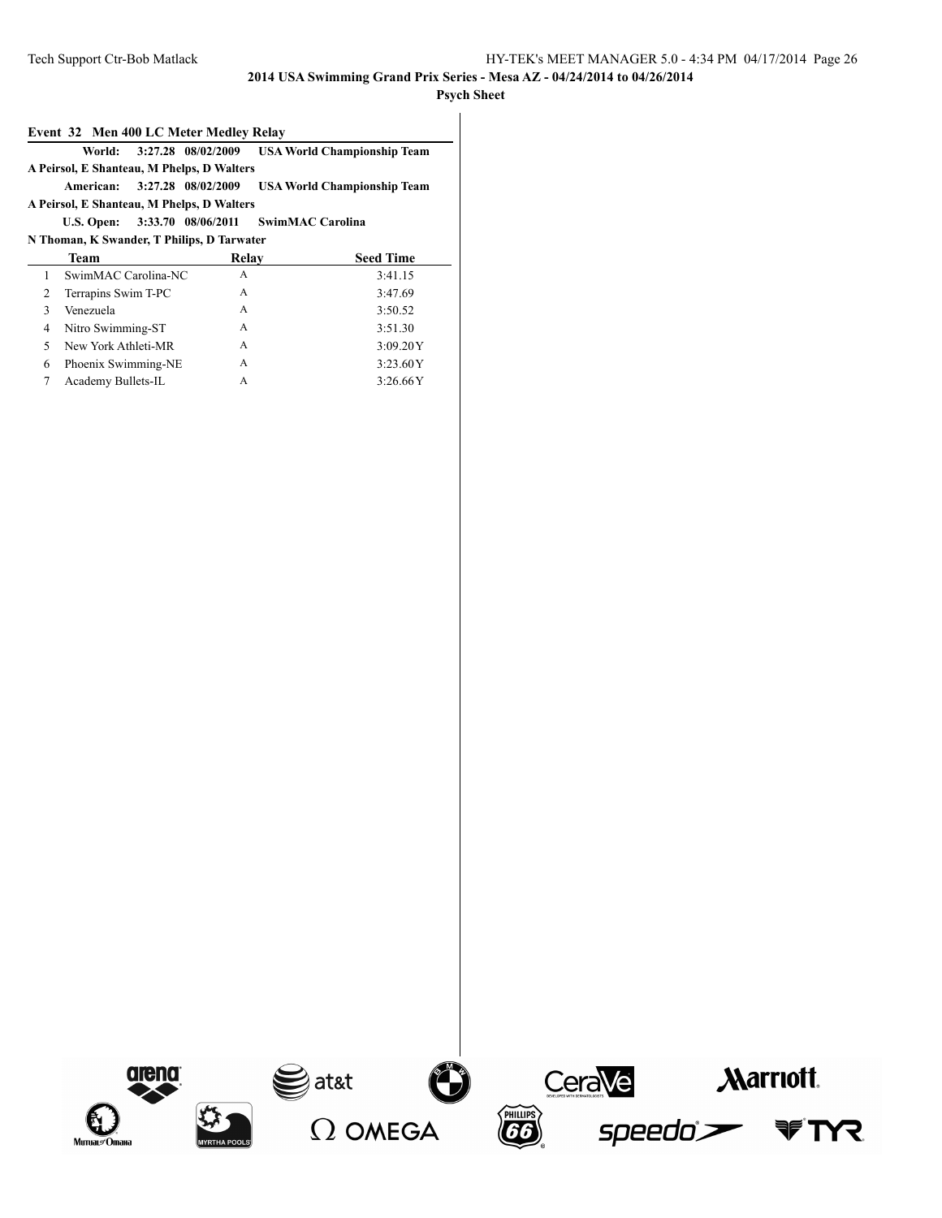**2014 USA Swimming Grand Prix Series - Mesa AZ - 04/24/2014 to 04/26/2014**

**Psych Sheet**

### Event 32 Men 400 LC Meter Medley Relay

**World:** 3:27.28 08/02/2009 USA World Championship Team
A Peirsol, E Shanteau, M Phelps, D Walters

**American:** 3:27.28 08/02/2009 USA World Championship Team
A Peirsol, E Shanteau, M Phelps, D Walters

**U.S. Open:** 3:33.70 08/06/2011 SwimMAC Carolina
N Thoman, K Swander, T Philips, D Tarwater

| | Team | Relay | Seed Time |
|---|---|---|---|
| 1 | SwimMAC Carolina-NC | A | 3:41.15 |
| 2 | Terrapins Swim T-PC | A | 3:47.69 |
| 3 | Venezuela | A | 3:50.52 |
| 4 | Nitro Swimming-ST | A | 3:51.30 |
| 5 | New York Athleti-MR | A | 3:09.20Y |
| 6 | Phoenix Swimming-NE | A | 3:23.60Y |
| 7 | Academy Bullets-IL | A | 3:26.66Y |